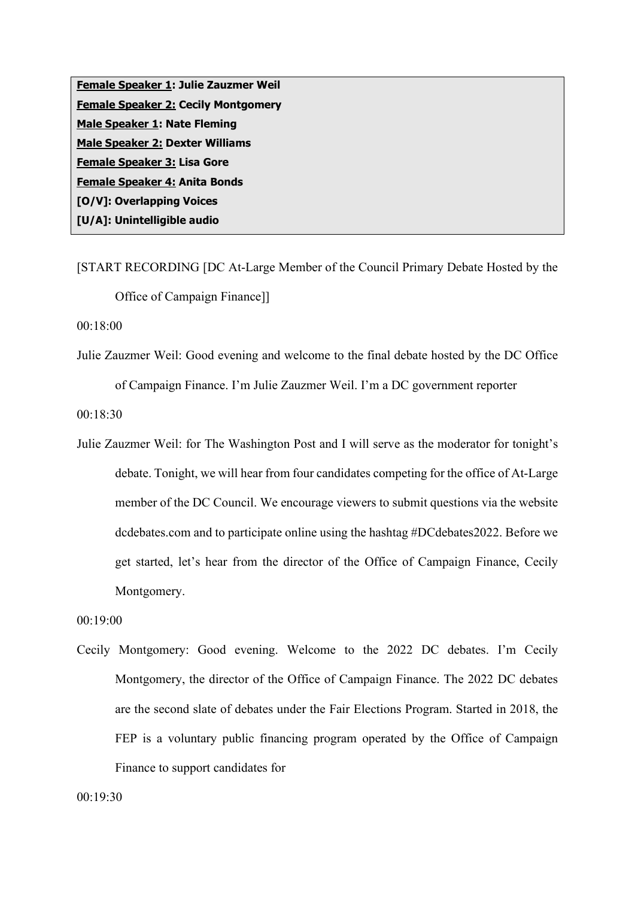**Female Speaker 1: Julie Zauzmer Weil**
**Female Speaker 2: Cecily Montgomery**
**Male Speaker 1: Nate Fleming**
**Male Speaker 2: Dexter Williams**
**Female Speaker 3: Lisa Gore**
**Female Speaker 4: Anita Bonds**
**[O/V]: Overlapping Voices**
**[U/A]: Unintelligible audio**

[START RECORDING [DC At-Large Member of the Council Primary Debate Hosted by the Office of Campaign Finance]]

00:18:00

Julie Zauzmer Weil: Good evening and welcome to the final debate hosted by the DC Office of Campaign Finance. I'm Julie Zauzmer Weil. I'm a DC government reporter

00:18:30

Julie Zauzmer Weil: for The Washington Post and I will serve as the moderator for tonight's debate. Tonight, we will hear from four candidates competing for the office of At-Large member of the DC Council. We encourage viewers to submit questions via the website dcdebates.com and to participate online using the hashtag #DCdebates2022. Before we get started, let's hear from the director of the Office of Campaign Finance, Cecily Montgomery.

00:19:00

Cecily Montgomery: Good evening. Welcome to the 2022 DC debates. I'm Cecily Montgomery, the director of the Office of Campaign Finance. The 2022 DC debates are the second slate of debates under the Fair Elections Program. Started in 2018, the FEP is a voluntary public financing program operated by the Office of Campaign Finance to support candidates for

00:19:30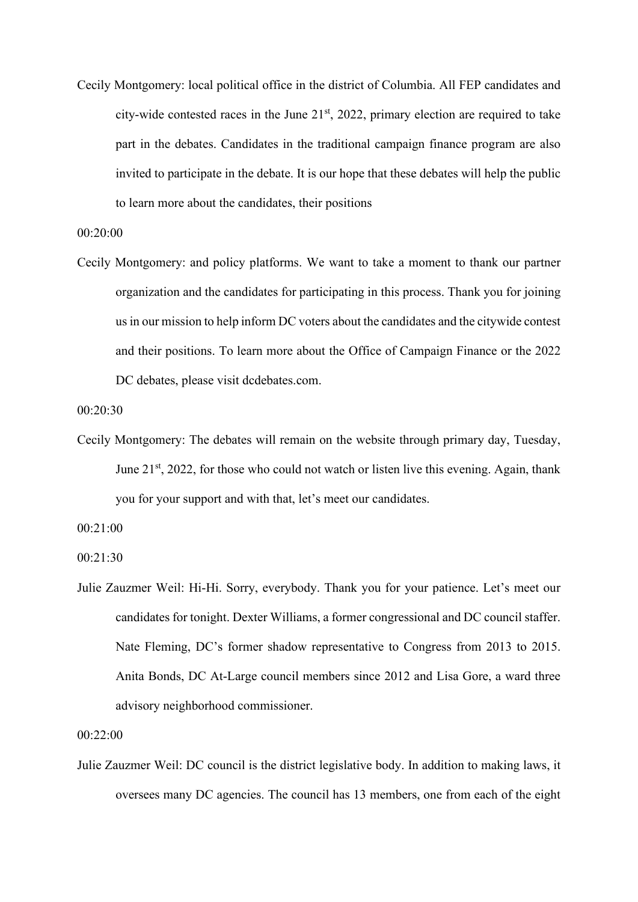Cecily Montgomery: local political office in the district of Columbia. All FEP candidates and city-wide contested races in the June 21st, 2022, primary election are required to take part in the debates. Candidates in the traditional campaign finance program are also invited to participate in the debate. It is our hope that these debates will help the public to learn more about the candidates, their positions

00:20:00

Cecily Montgomery: and policy platforms. We want to take a moment to thank our partner organization and the candidates for participating in this process. Thank you for joining us in our mission to help inform DC voters about the candidates and the citywide contest and their positions. To learn more about the Office of Campaign Finance or the 2022 DC debates, please visit dcdebates.com.

00:20:30

Cecily Montgomery: The debates will remain on the website through primary day, Tuesday, June 21st, 2022, for those who could not watch or listen live this evening. Again, thank you for your support and with that, let's meet our candidates.

00:21:00

00:21:30

Julie Zauzmer Weil: Hi-Hi. Sorry, everybody. Thank you for your patience. Let's meet our candidates for tonight. Dexter Williams, a former congressional and DC council staffer. Nate Fleming, DC's former shadow representative to Congress from 2013 to 2015. Anita Bonds, DC At-Large council members since 2012 and Lisa Gore, a ward three advisory neighborhood commissioner.

00:22:00

Julie Zauzmer Weil: DC council is the district legislative body. In addition to making laws, it oversees many DC agencies. The council has 13 members, one from each of the eight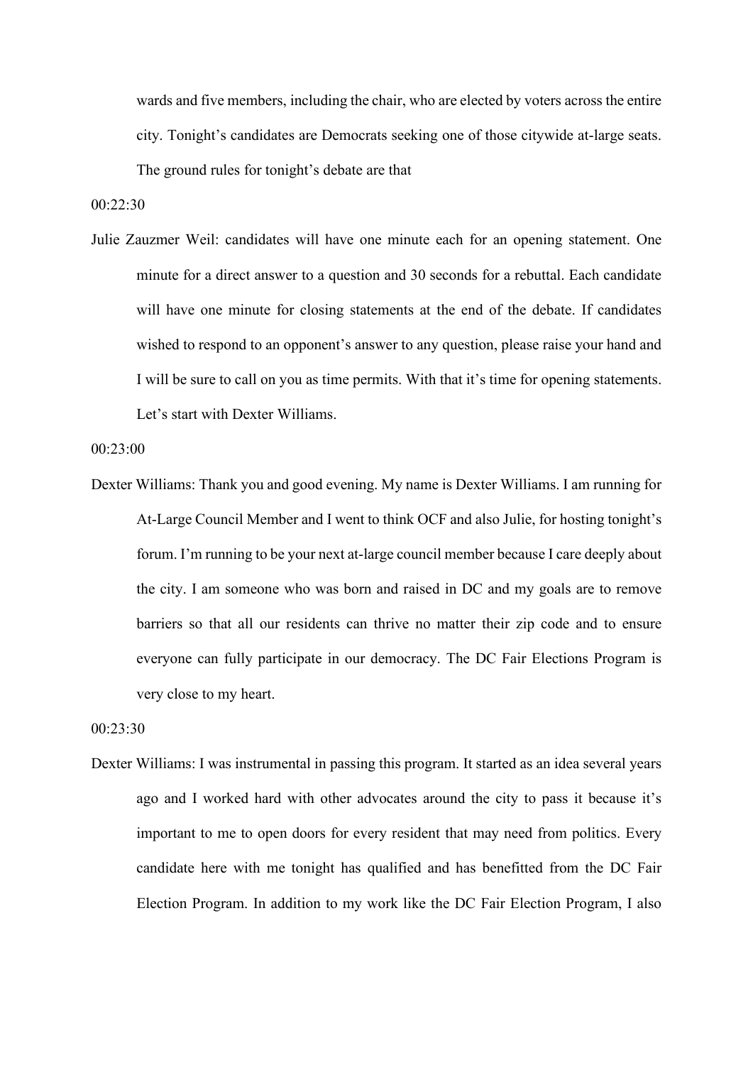wards and five members, including the chair, who are elected by voters across the entire city. Tonight's candidates are Democrats seeking one of those citywide at-large seats. The ground rules for tonight's debate are that

00:22:30

Julie Zauzmer Weil: candidates will have one minute each for an opening statement. One minute for a direct answer to a question and 30 seconds for a rebuttal. Each candidate will have one minute for closing statements at the end of the debate. If candidates wished to respond to an opponent's answer to any question, please raise your hand and I will be sure to call on you as time permits. With that it's time for opening statements. Let's start with Dexter Williams.

00:23:00

Dexter Williams: Thank you and good evening. My name is Dexter Williams. I am running for At-Large Council Member and I went to think OCF and also Julie, for hosting tonight's forum. I'm running to be your next at-large council member because I care deeply about the city. I am someone who was born and raised in DC and my goals are to remove barriers so that all our residents can thrive no matter their zip code and to ensure everyone can fully participate in our democracy. The DC Fair Elections Program is very close to my heart.

00:23:30

Dexter Williams: I was instrumental in passing this program. It started as an idea several years ago and I worked hard with other advocates around the city to pass it because it's important to me to open doors for every resident that may need from politics. Every candidate here with me tonight has qualified and has benefitted from the DC Fair Election Program. In addition to my work like the DC Fair Election Program, I also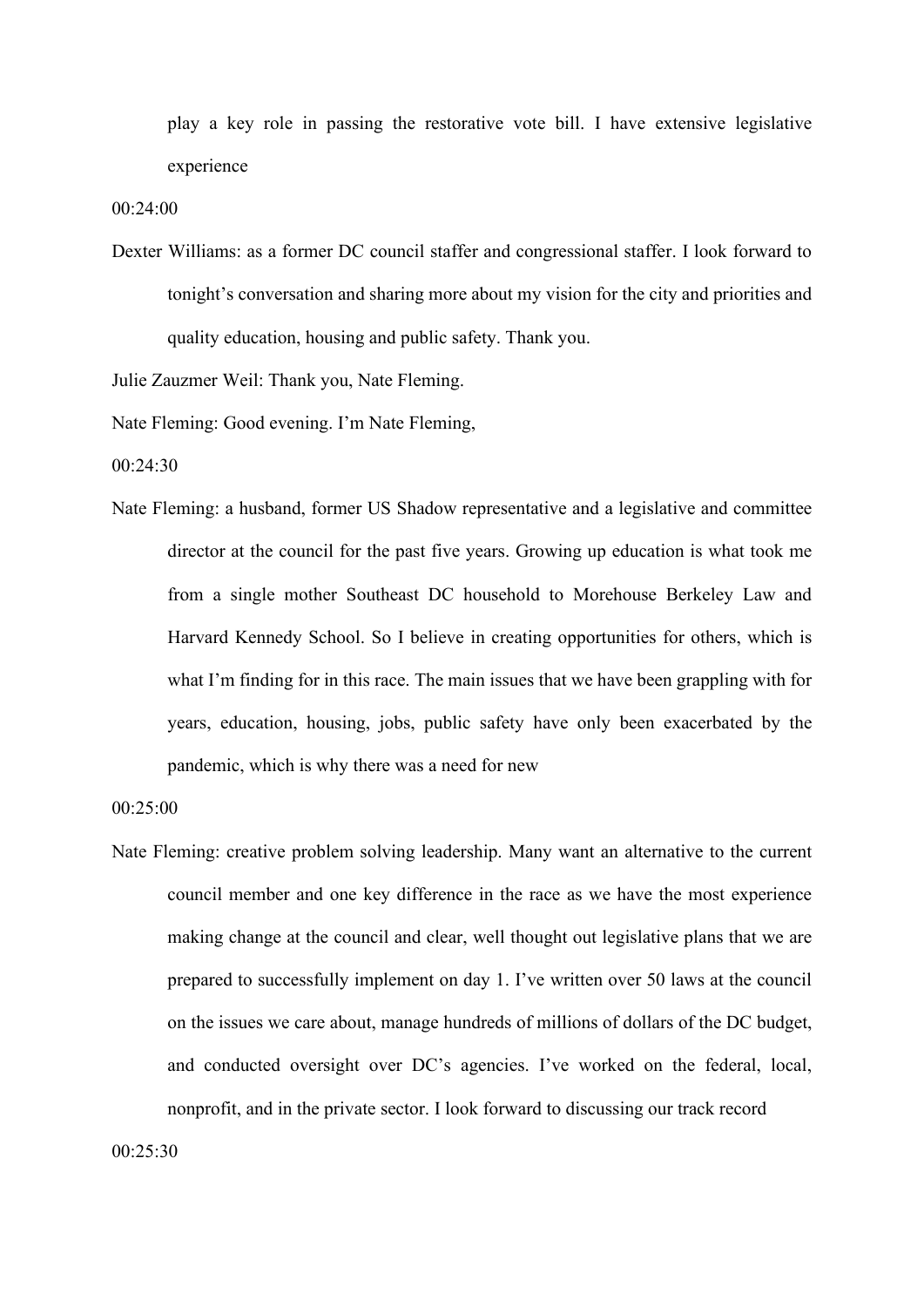play a key role in passing the restorative vote bill. I have extensive legislative experience

00:24:00

Dexter Williams: as a former DC council staffer and congressional staffer. I look forward to tonight's conversation and sharing more about my vision for the city and priorities and quality education, housing and public safety. Thank you.

Julie Zauzmer Weil: Thank you, Nate Fleming.

Nate Fleming: Good evening. I'm Nate Fleming,

00:24:30

Nate Fleming: a husband, former US Shadow representative and a legislative and committee director at the council for the past five years. Growing up education is what took me from a single mother Southeast DC household to Morehouse Berkeley Law and Harvard Kennedy School. So I believe in creating opportunities for others, which is what I'm finding for in this race. The main issues that we have been grappling with for years, education, housing, jobs, public safety have only been exacerbated by the pandemic, which is why there was a need for new

00:25:00

Nate Fleming: creative problem solving leadership. Many want an alternative to the current council member and one key difference in the race as we have the most experience making change at the council and clear, well thought out legislative plans that we are prepared to successfully implement on day 1. I've written over 50 laws at the council on the issues we care about, manage hundreds of millions of dollars of the DC budget, and conducted oversight over DC's agencies. I've worked on the federal, local, nonprofit, and in the private sector. I look forward to discussing our track record

00:25:30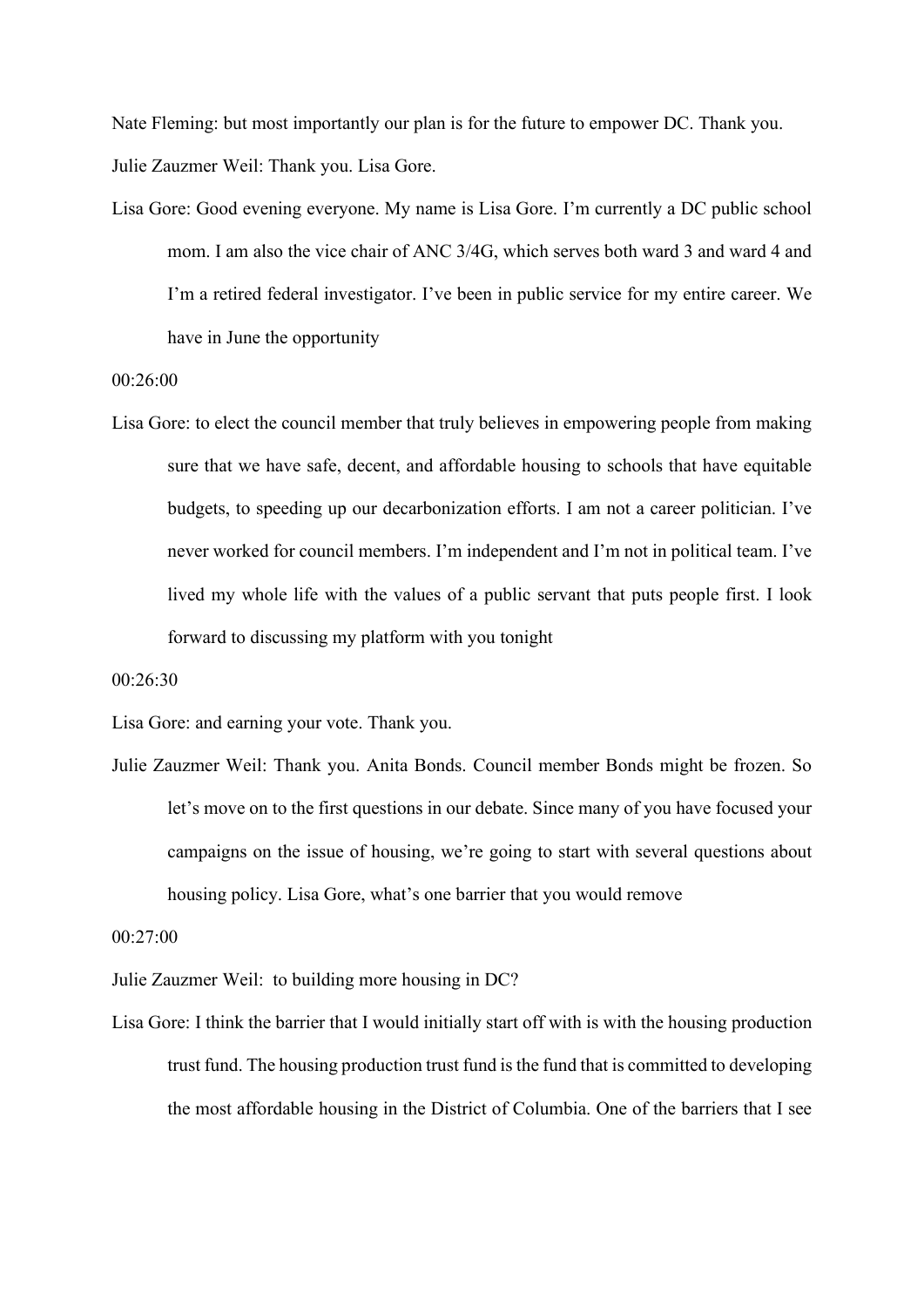Nate Fleming: but most importantly our plan is for the future to empower DC. Thank you.

Julie Zauzmer Weil: Thank you. Lisa Gore.

Lisa Gore: Good evening everyone. My name is Lisa Gore. I'm currently a DC public school mom. I am also the vice chair of ANC 3/4G, which serves both ward 3 and ward 4 and I'm a retired federal investigator. I've been in public service for my entire career. We have in June the opportunity

00:26:00

Lisa Gore: to elect the council member that truly believes in empowering people from making sure that we have safe, decent, and affordable housing to schools that have equitable budgets, to speeding up our decarbonization efforts. I am not a career politician. I've never worked for council members. I'm independent and I'm not in political team. I've lived my whole life with the values of a public servant that puts people first. I look forward to discussing my platform with you tonight

00:26:30

Lisa Gore: and earning your vote. Thank you.

Julie Zauzmer Weil: Thank you. Anita Bonds. Council member Bonds might be frozen. So let's move on to the first questions in our debate. Since many of you have focused your campaigns on the issue of housing, we're going to start with several questions about housing policy. Lisa Gore, what's one barrier that you would remove

00:27:00

Julie Zauzmer Weil: to building more housing in DC?

Lisa Gore: I think the barrier that I would initially start off with is with the housing production trust fund. The housing production trust fund is the fund that is committed to developing the most affordable housing in the District of Columbia. One of the barriers that I see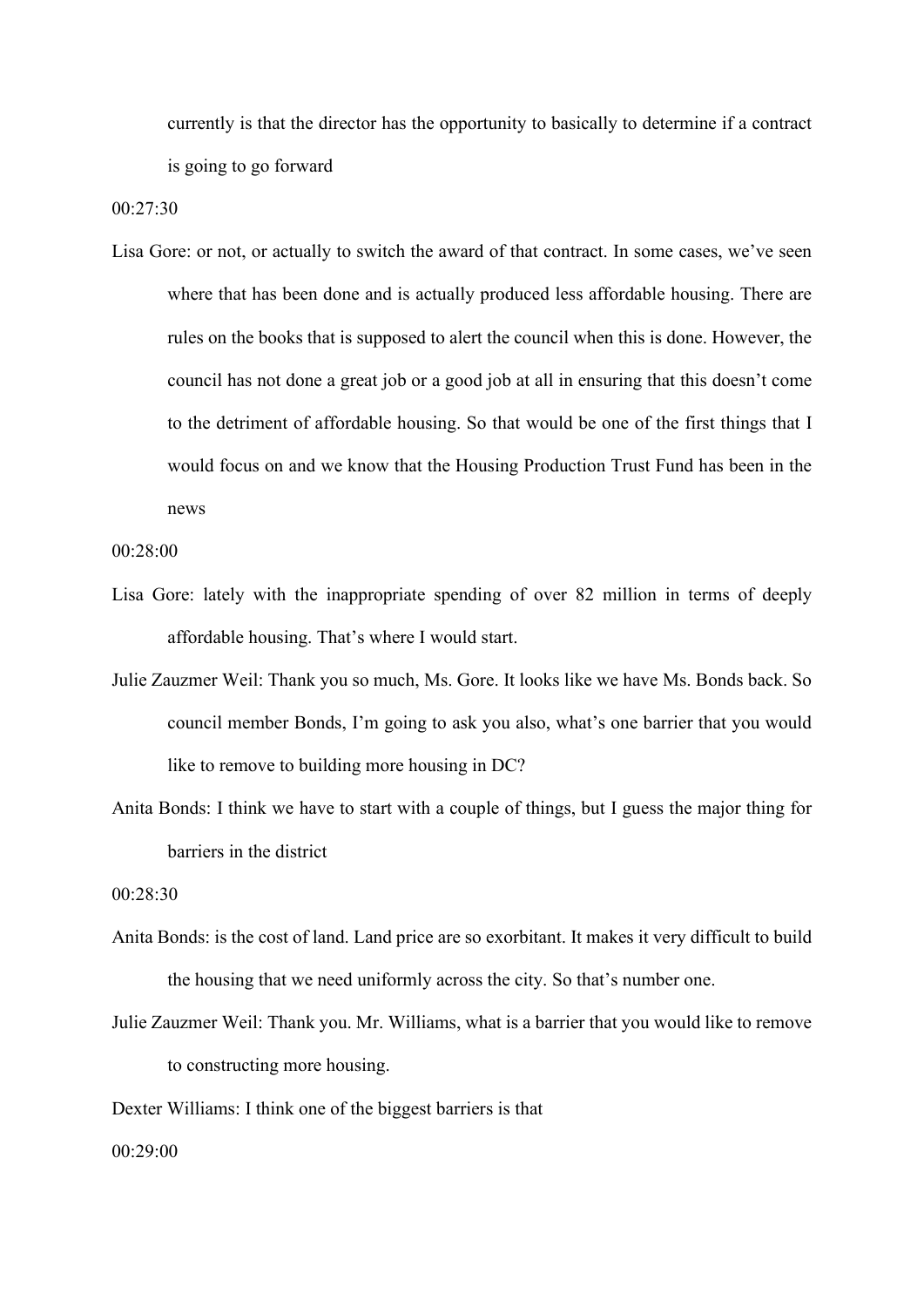currently is that the director has the opportunity to basically to determine if a contract is going to go forward

00:27:30

Lisa Gore: or not, or actually to switch the award of that contract. In some cases, we've seen where that has been done and is actually produced less affordable housing. There are rules on the books that is supposed to alert the council when this is done. However, the council has not done a great job or a good job at all in ensuring that this doesn't come to the detriment of affordable housing. So that would be one of the first things that I would focus on and we know that the Housing Production Trust Fund has been in the news

00:28:00

Lisa Gore: lately with the inappropriate spending of over 82 million in terms of deeply affordable housing. That's where I would start.

Julie Zauzmer Weil: Thank you so much, Ms. Gore. It looks like we have Ms. Bonds back. So council member Bonds, I'm going to ask you also, what's one barrier that you would like to remove to building more housing in DC?

Anita Bonds: I think we have to start with a couple of things, but I guess the major thing for barriers in the district

00:28:30

Anita Bonds: is the cost of land. Land price are so exorbitant. It makes it very difficult to build the housing that we need uniformly across the city. So that's number one.

Julie Zauzmer Weil: Thank you. Mr. Williams, what is a barrier that you would like to remove to constructing more housing.

Dexter Williams: I think one of the biggest barriers is that

00:29:00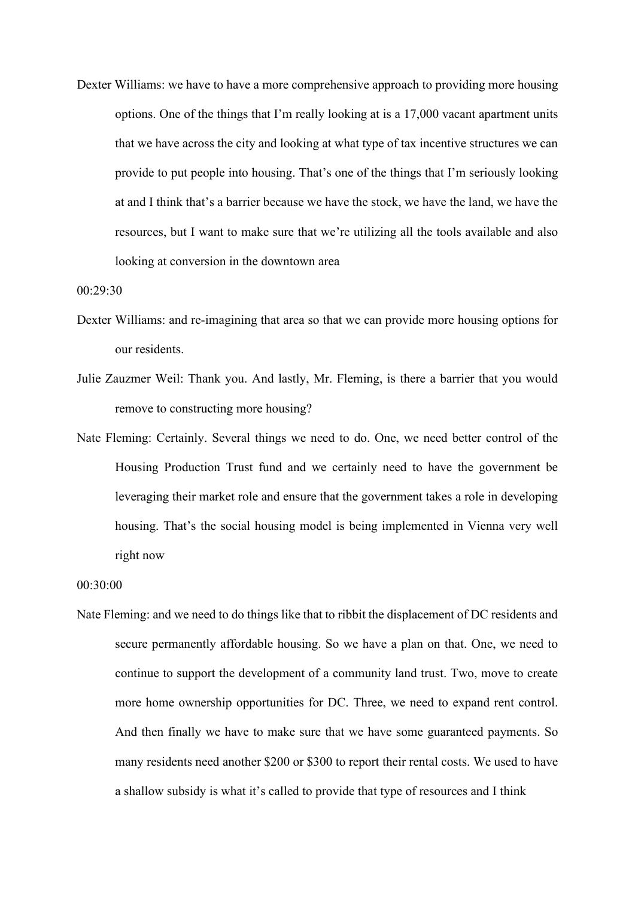Dexter Williams: we have to have a more comprehensive approach to providing more housing options. One of the things that I'm really looking at is a 17,000 vacant apartment units that we have across the city and looking at what type of tax incentive structures we can provide to put people into housing. That's one of the things that I'm seriously looking at and I think that's a barrier because we have the stock, we have the land, we have the resources, but I want to make sure that we're utilizing all the tools available and also looking at conversion in the downtown area

00:29:30

Dexter Williams: and re-imagining that area so that we can provide more housing options for our residents.

Julie Zauzmer Weil: Thank you. And lastly, Mr. Fleming, is there a barrier that you would remove to constructing more housing?

Nate Fleming: Certainly. Several things we need to do. One, we need better control of the Housing Production Trust fund and we certainly need to have the government be leveraging their market role and ensure that the government takes a role in developing housing. That's the social housing model is being implemented in Vienna very well right now

00:30:00

Nate Fleming: and we need to do things like that to ribbit the displacement of DC residents and secure permanently affordable housing. So we have a plan on that. One, we need to continue to support the development of a community land trust. Two, move to create more home ownership opportunities for DC. Three, we need to expand rent control. And then finally we have to make sure that we have some guaranteed payments. So many residents need another $200 or $300 to report their rental costs. We used to have a shallow subsidy is what it's called to provide that type of resources and I think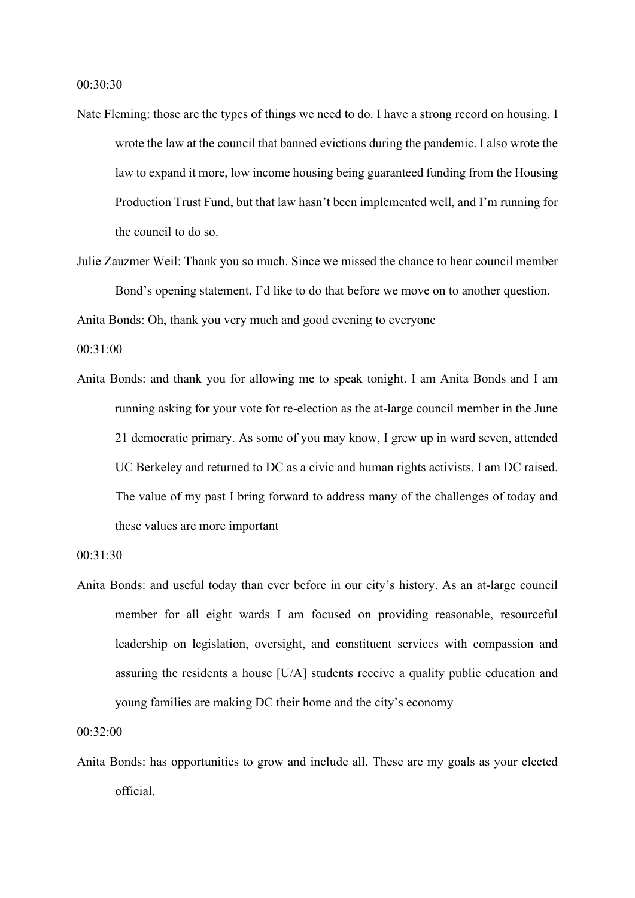00:30:30

Nate Fleming: those are the types of things we need to do. I have a strong record on housing. I wrote the law at the council that banned evictions during the pandemic. I also wrote the law to expand it more, low income housing being guaranteed funding from the Housing Production Trust Fund, but that law hasn't been implemented well, and I'm running for the council to do so.

Julie Zauzmer Weil: Thank you so much. Since we missed the chance to hear council member Bond's opening statement, I'd like to do that before we move on to another question.

Anita Bonds: Oh, thank you very much and good evening to everyone

00:31:00

Anita Bonds: and thank you for allowing me to speak tonight. I am Anita Bonds and I am running asking for your vote for re-election as the at-large council member in the June 21 democratic primary. As some of you may know, I grew up in ward seven, attended UC Berkeley and returned to DC as a civic and human rights activists. I am DC raised. The value of my past I bring forward to address many of the challenges of today and these values are more important

00:31:30

Anita Bonds: and useful today than ever before in our city's history. As an at-large council member for all eight wards I am focused on providing reasonable, resourceful leadership on legislation, oversight, and constituent services with compassion and assuring the residents a house [U/A] students receive a quality public education and young families are making DC their home and the city's economy

00:32:00

Anita Bonds: has opportunities to grow and include all. These are my goals as your elected official.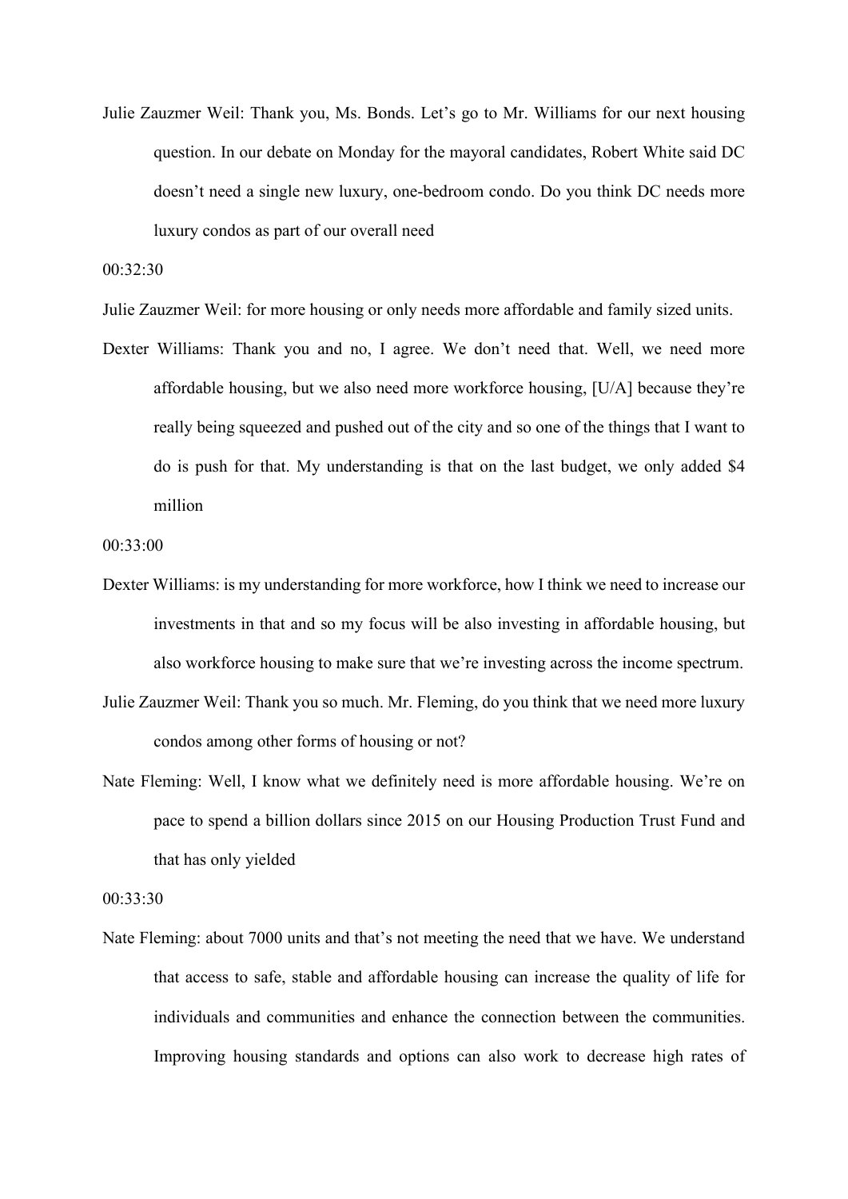Julie Zauzmer Weil: Thank you, Ms. Bonds. Let's go to Mr. Williams for our next housing question. In our debate on Monday for the mayoral candidates, Robert White said DC doesn't need a single new luxury, one-bedroom condo. Do you think DC needs more luxury condos as part of our overall need

00:32:30

Julie Zauzmer Weil: for more housing or only needs more affordable and family sized units.

Dexter Williams: Thank you and no, I agree. We don't need that. Well, we need more affordable housing, but we also need more workforce housing, [U/A] because they're really being squeezed and pushed out of the city and so one of the things that I want to do is push for that. My understanding is that on the last budget, we only added $4 million

00:33:00

Dexter Williams: is my understanding for more workforce, how I think we need to increase our investments in that and so my focus will be also investing in affordable housing, but also workforce housing to make sure that we're investing across the income spectrum.

Julie Zauzmer Weil: Thank you so much. Mr. Fleming, do you think that we need more luxury condos among other forms of housing or not?

Nate Fleming: Well, I know what we definitely need is more affordable housing. We're on pace to spend a billion dollars since 2015 on our Housing Production Trust Fund and that has only yielded

00:33:30

Nate Fleming: about 7000 units and that's not meeting the need that we have. We understand that access to safe, stable and affordable housing can increase the quality of life for individuals and communities and enhance the connection between the communities. Improving housing standards and options can also work to decrease high rates of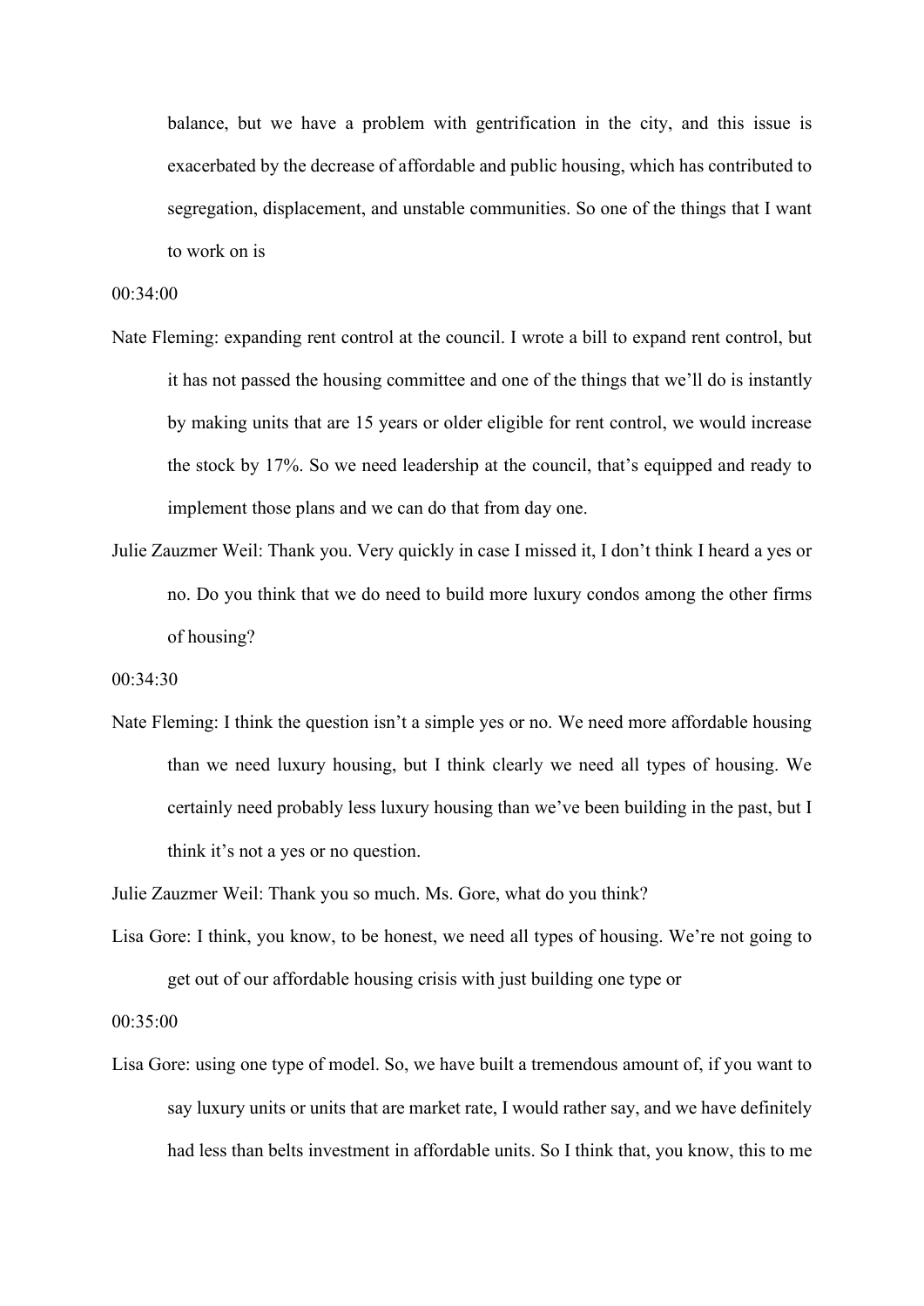balance, but we have a problem with gentrification in the city, and this issue is exacerbated by the decrease of affordable and public housing, which has contributed to segregation, displacement, and unstable communities. So one of the things that I want to work on is

00:34:00

Nate Fleming: expanding rent control at the council. I wrote a bill to expand rent control, but it has not passed the housing committee and one of the things that we'll do is instantly by making units that are 15 years or older eligible for rent control, we would increase the stock by 17%. So we need leadership at the council, that's equipped and ready to implement those plans and we can do that from day one.

Julie Zauzmer Weil: Thank you. Very quickly in case I missed it, I don't think I heard a yes or no. Do you think that we do need to build more luxury condos among the other firms of housing?

00:34:30

Nate Fleming: I think the question isn't a simple yes or no. We need more affordable housing than we need luxury housing, but I think clearly we need all types of housing. We certainly need probably less luxury housing than we've been building in the past, but I think it's not a yes or no question.

Julie Zauzmer Weil: Thank you so much. Ms. Gore, what do you think?

Lisa Gore: I think, you know, to be honest, we need all types of housing. We're not going to get out of our affordable housing crisis with just building one type or

00:35:00

Lisa Gore: using one type of model. So, we have built a tremendous amount of, if you want to say luxury units or units that are market rate, I would rather say, and we have definitely had less than belts investment in affordable units. So I think that, you know, this to me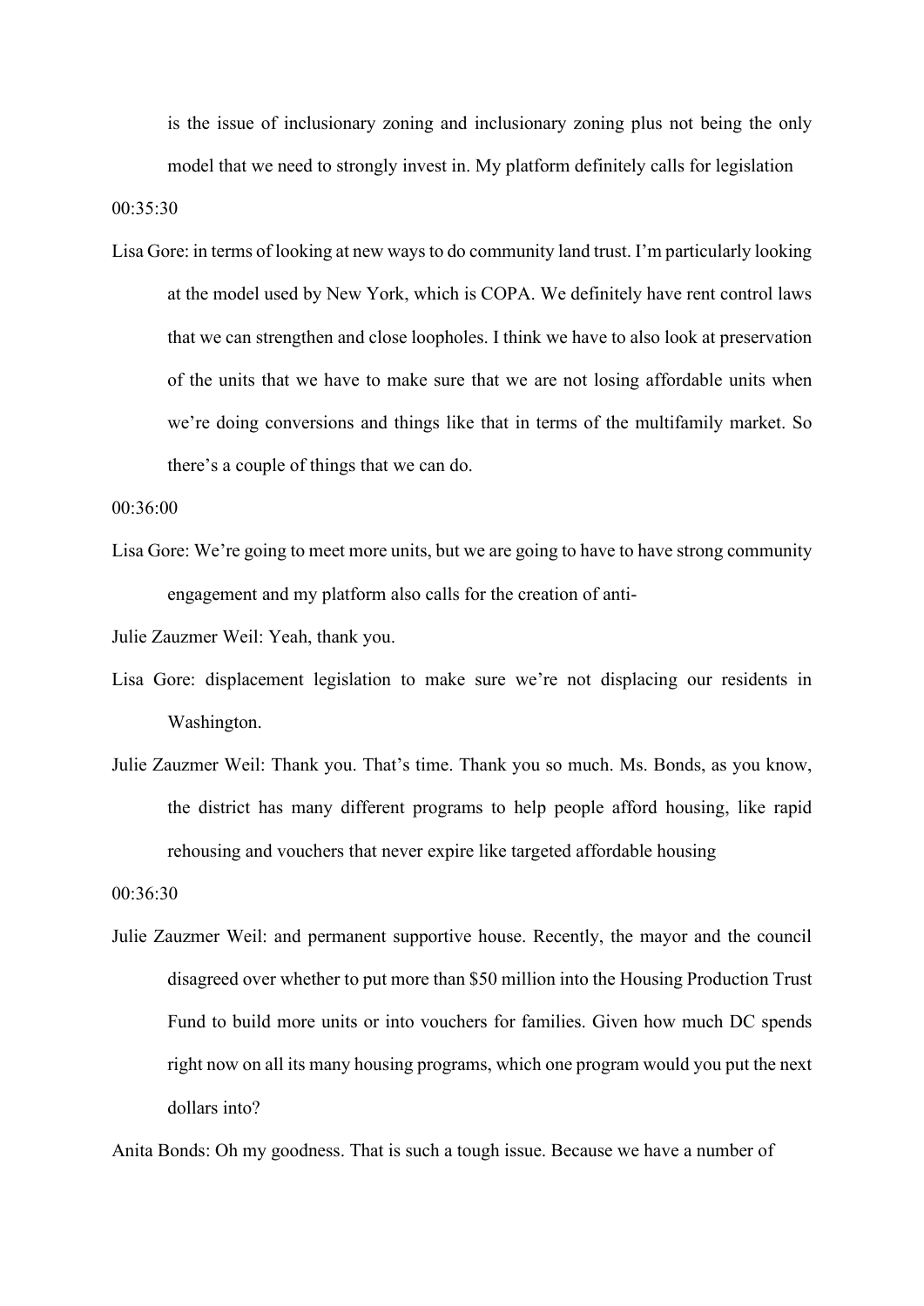is the issue of inclusionary zoning and inclusionary zoning plus not being the only model that we need to strongly invest in. My platform definitely calls for legislation

00:35:30

Lisa Gore: in terms of looking at new ways to do community land trust. I'm particularly looking at the model used by New York, which is COPA. We definitely have rent control laws that we can strengthen and close loopholes. I think we have to also look at preservation of the units that we have to make sure that we are not losing affordable units when we're doing conversions and things like that in terms of the multifamily market. So there's a couple of things that we can do.

00:36:00

Lisa Gore: We're going to meet more units, but we are going to have to have strong community engagement and my platform also calls for the creation of anti-

Julie Zauzmer Weil: Yeah, thank you.

Lisa Gore: displacement legislation to make sure we're not displacing our residents in Washington.

Julie Zauzmer Weil: Thank you. That's time. Thank you so much. Ms. Bonds, as you know, the district has many different programs to help people afford housing, like rapid rehousing and vouchers that never expire like targeted affordable housing

00:36:30

Julie Zauzmer Weil: and permanent supportive house. Recently, the mayor and the council disagreed over whether to put more than $50 million into the Housing Production Trust Fund to build more units or into vouchers for families. Given how much DC spends right now on all its many housing programs, which one program would you put the next dollars into?

Anita Bonds: Oh my goodness. That is such a tough issue. Because we have a number of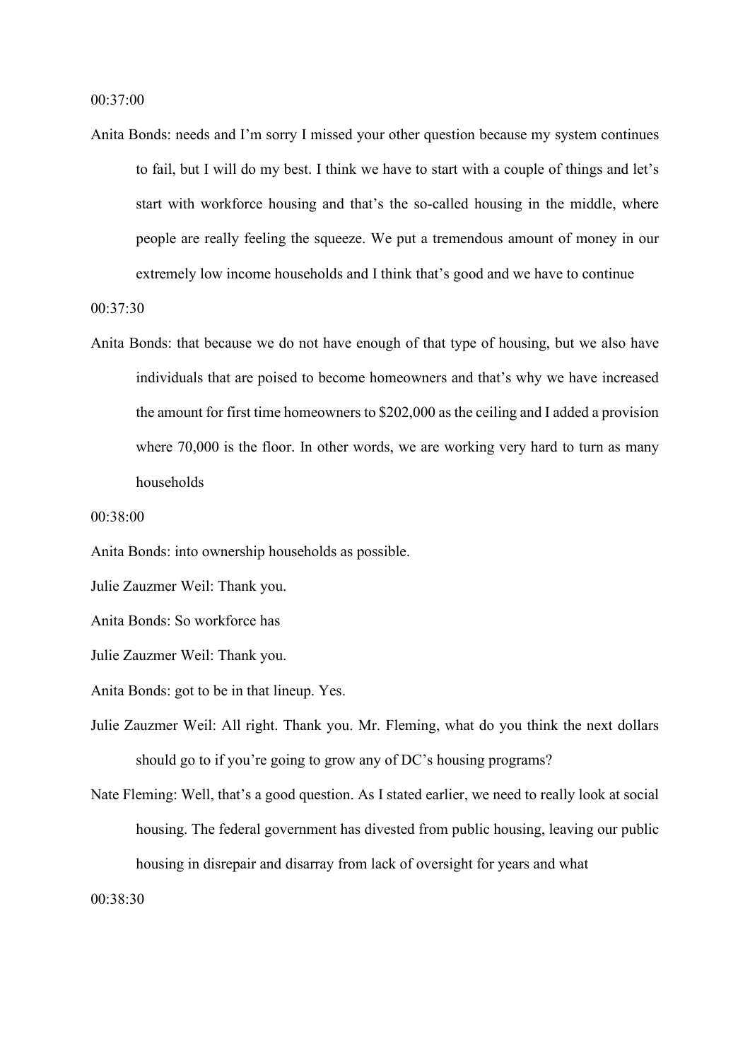00:37:00

Anita Bonds: needs and I'm sorry I missed your other question because my system continues to fail, but I will do my best. I think we have to start with a couple of things and let's start with workforce housing and that's the so-called housing in the middle, where people are really feeling the squeeze. We put a tremendous amount of money in our extremely low income households and I think that's good and we have to continue

00:37:30

Anita Bonds: that because we do not have enough of that type of housing, but we also have individuals that are poised to become homeowners and that's why we have increased the amount for first time homeowners to $202,000 as the ceiling and I added a provision where 70,000 is the floor. In other words, we are working very hard to turn as many households

00:38:00

Anita Bonds: into ownership households as possible.

Julie Zauzmer Weil: Thank you.

Anita Bonds: So workforce has

Julie Zauzmer Weil: Thank you.

Anita Bonds: got to be in that lineup. Yes.

Julie Zauzmer Weil: All right. Thank you. Mr. Fleming, what do you think the next dollars should go to if you're going to grow any of DC's housing programs?

Nate Fleming: Well, that's a good question. As I stated earlier, we need to really look at social housing. The federal government has divested from public housing, leaving our public housing in disrepair and disarray from lack of oversight for years and what

00:38:30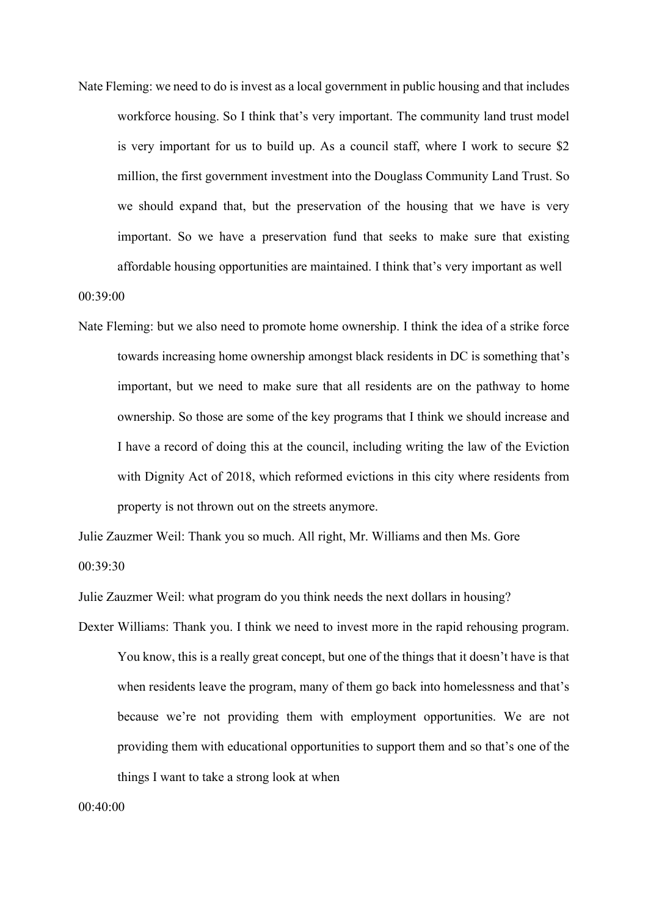Nate Fleming: we need to do is invest as a local government in public housing and that includes workforce housing. So I think that's very important. The community land trust model is very important for us to build up. As a council staff, where I work to secure $2 million, the first government investment into the Douglass Community Land Trust. So we should expand that, but the preservation of the housing that we have is very important. So we have a preservation fund that seeks to make sure that existing affordable housing opportunities are maintained. I think that's very important as well

00:39:00

Nate Fleming: but we also need to promote home ownership. I think the idea of a strike force towards increasing home ownership amongst black residents in DC is something that's important, but we need to make sure that all residents are on the pathway to home ownership. So those are some of the key programs that I think we should increase and I have a record of doing this at the council, including writing the law of the Eviction with Dignity Act of 2018, which reformed evictions in this city where residents from property is not thrown out on the streets anymore.

Julie Zauzmer Weil: Thank you so much. All right, Mr. Williams and then Ms. Gore

00:39:30

Julie Zauzmer Weil: what program do you think needs the next dollars in housing?

Dexter Williams: Thank you. I think we need to invest more in the rapid rehousing program. You know, this is a really great concept, but one of the things that it doesn't have is that when residents leave the program, many of them go back into homelessness and that's because we're not providing them with employment opportunities. We are not providing them with educational opportunities to support them and so that's one of the things I want to take a strong look at when

00:40:00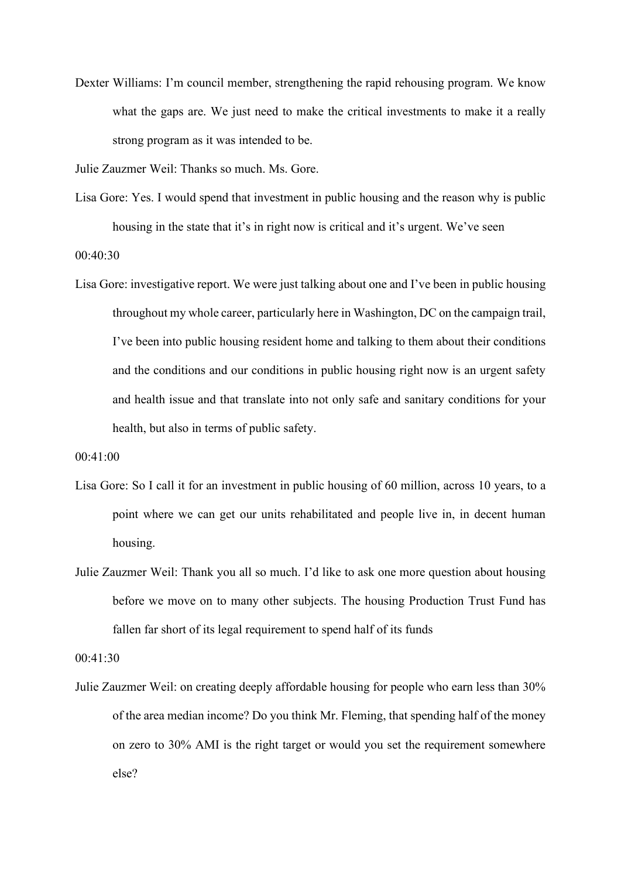Dexter Williams: I'm council member, strengthening the rapid rehousing program. We know what the gaps are. We just need to make the critical investments to make it a really strong program as it was intended to be.

Julie Zauzmer Weil: Thanks so much. Ms. Gore.

Lisa Gore: Yes. I would spend that investment in public housing and the reason why is public housing in the state that it's in right now is critical and it's urgent. We've seen

00:40:30

Lisa Gore: investigative report. We were just talking about one and I've been in public housing throughout my whole career, particularly here in Washington, DC on the campaign trail, I've been into public housing resident home and talking to them about their conditions and the conditions and our conditions in public housing right now is an urgent safety and health issue and that translate into not only safe and sanitary conditions for your health, but also in terms of public safety.

00:41:00

Lisa Gore: So I call it for an investment in public housing of 60 million, across 10 years, to a point where we can get our units rehabilitated and people live in, in decent human housing.

Julie Zauzmer Weil: Thank you all so much. I'd like to ask one more question about housing before we move on to many other subjects. The housing Production Trust Fund has fallen far short of its legal requirement to spend half of its funds

00:41:30

Julie Zauzmer Weil: on creating deeply affordable housing for people who earn less than 30% of the area median income? Do you think Mr. Fleming, that spending half of the money on zero to 30% AMI is the right target or would you set the requirement somewhere else?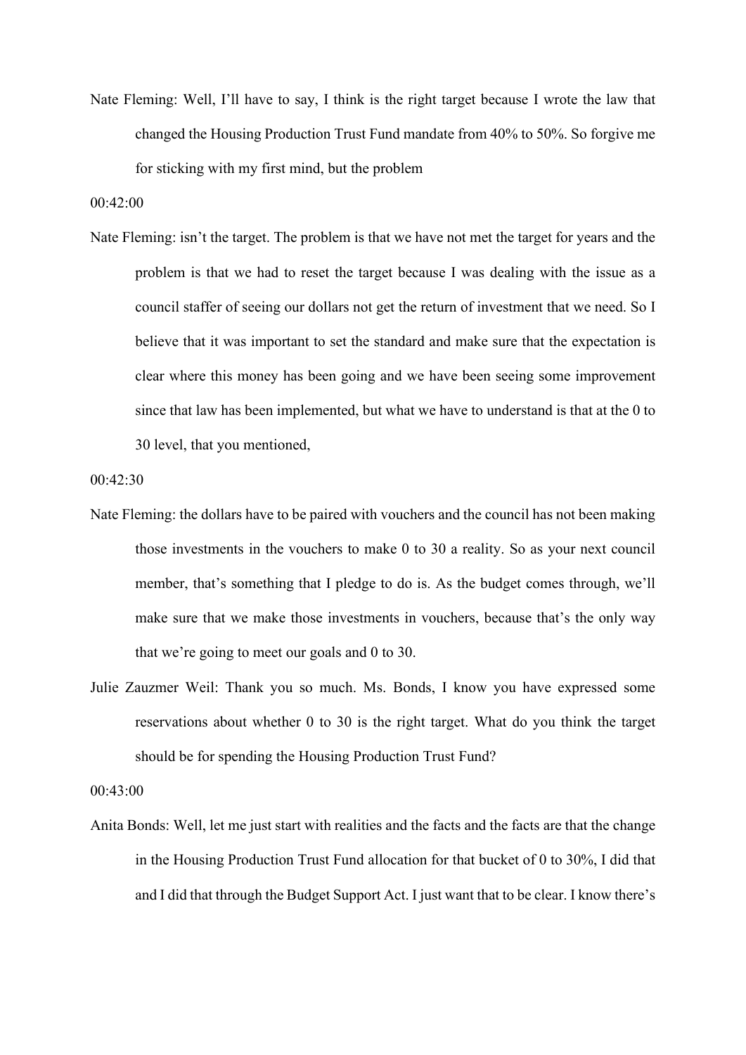Nate Fleming: Well, I'll have to say, I think is the right target because I wrote the law that changed the Housing Production Trust Fund mandate from 40% to 50%. So forgive me for sticking with my first mind, but the problem

00:42:00

Nate Fleming: isn't the target. The problem is that we have not met the target for years and the problem is that we had to reset the target because I was dealing with the issue as a council staffer of seeing our dollars not get the return of investment that we need. So I believe that it was important to set the standard and make sure that the expectation is clear where this money has been going and we have been seeing some improvement since that law has been implemented, but what we have to understand is that at the 0 to 30 level, that you mentioned,

00:42:30

Nate Fleming: the dollars have to be paired with vouchers and the council has not been making those investments in the vouchers to make 0 to 30 a reality. So as your next council member, that's something that I pledge to do is. As the budget comes through, we'll make sure that we make those investments in vouchers, because that's the only way that we're going to meet our goals and 0 to 30.

Julie Zauzmer Weil: Thank you so much. Ms. Bonds, I know you have expressed some reservations about whether 0 to 30 is the right target. What do you think the target should be for spending the Housing Production Trust Fund?

00:43:00

Anita Bonds: Well, let me just start with realities and the facts and the facts are that the change in the Housing Production Trust Fund allocation for that bucket of 0 to 30%, I did that and I did that through the Budget Support Act. I just want that to be clear. I know there's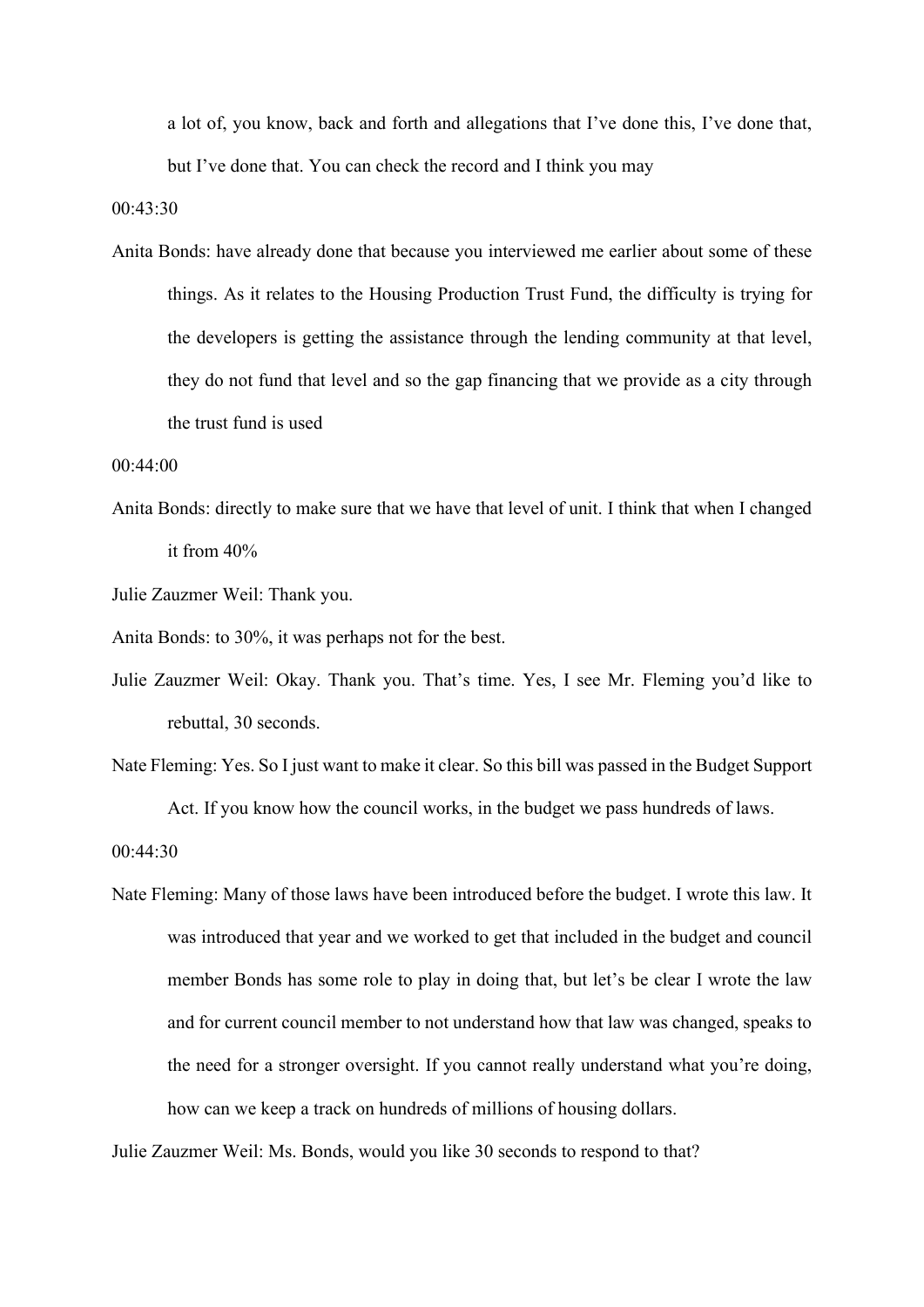a lot of, you know, back and forth and allegations that I've done this, I've done that, but I've done that. You can check the record and I think you may

00:43:30

Anita Bonds: have already done that because you interviewed me earlier about some of these things. As it relates to the Housing Production Trust Fund, the difficulty is trying for the developers is getting the assistance through the lending community at that level, they do not fund that level and so the gap financing that we provide as a city through the trust fund is used

00:44:00

Anita Bonds: directly to make sure that we have that level of unit. I think that when I changed it from 40%

Julie Zauzmer Weil: Thank you.

Anita Bonds: to 30%, it was perhaps not for the best.

Julie Zauzmer Weil: Okay. Thank you. That's time. Yes, I see Mr. Fleming you'd like to rebuttal, 30 seconds.

Nate Fleming: Yes. So I just want to make it clear. So this bill was passed in the Budget Support Act. If you know how the council works, in the budget we pass hundreds of laws.

00:44:30

Nate Fleming: Many of those laws have been introduced before the budget. I wrote this law. It was introduced that year and we worked to get that included in the budget and council member Bonds has some role to play in doing that, but let's be clear I wrote the law and for current council member to not understand how that law was changed, speaks to the need for a stronger oversight. If you cannot really understand what you're doing, how can we keep a track on hundreds of millions of housing dollars.

Julie Zauzmer Weil: Ms. Bonds, would you like 30 seconds to respond to that?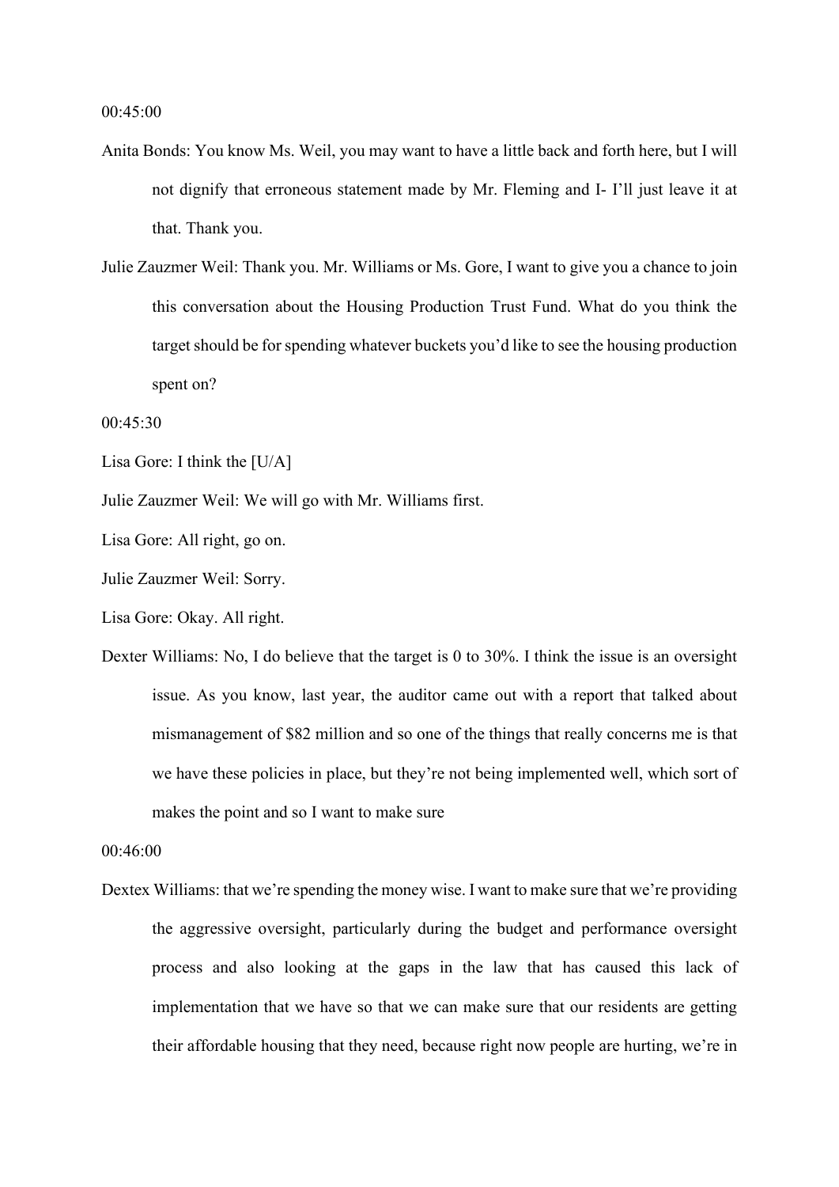00:45:00

Anita Bonds: You know Ms. Weil, you may want to have a little back and forth here, but I will not dignify that erroneous statement made by Mr. Fleming and I- I'll just leave it at that. Thank you.

Julie Zauzmer Weil: Thank you. Mr. Williams or Ms. Gore, I want to give you a chance to join this conversation about the Housing Production Trust Fund. What do you think the target should be for spending whatever buckets you'd like to see the housing production spent on?

00:45:30

Lisa Gore: I think the [U/A]

Julie Zauzmer Weil: We will go with Mr. Williams first.

Lisa Gore: All right, go on.

Julie Zauzmer Weil: Sorry.

Lisa Gore: Okay. All right.

Dexter Williams: No, I do believe that the target is 0 to 30%. I think the issue is an oversight issue. As you know, last year, the auditor came out with a report that talked about mismanagement of $82 million and so one of the things that really concerns me is that we have these policies in place, but they're not being implemented well, which sort of makes the point and so I want to make sure

00:46:00

Dextex Williams: that we're spending the money wise. I want to make sure that we're providing the aggressive oversight, particularly during the budget and performance oversight process and also looking at the gaps in the law that has caused this lack of implementation that we have so that we can make sure that our residents are getting their affordable housing that they need, because right now people are hurting, we're in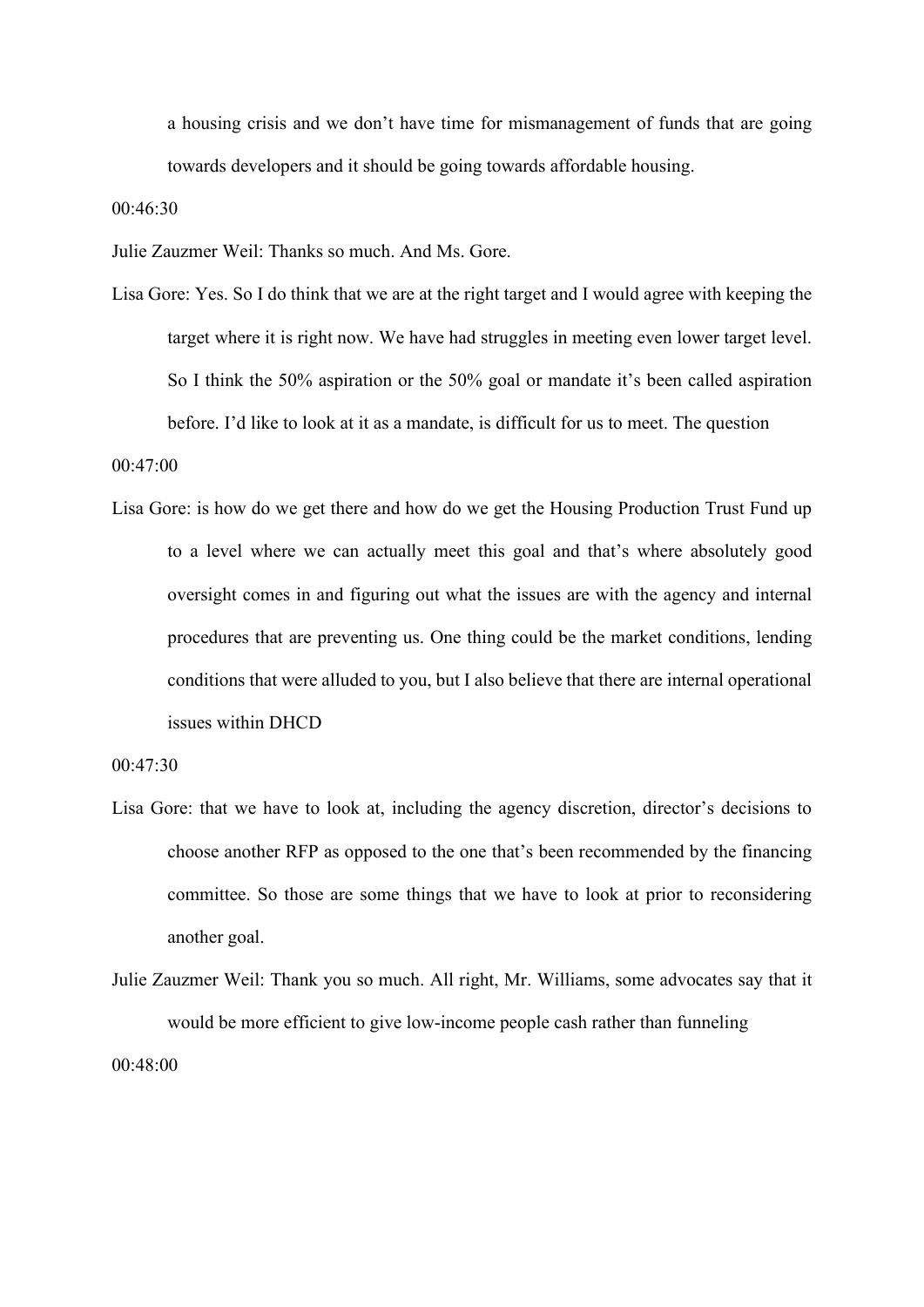a housing crisis and we don't have time for mismanagement of funds that are going towards developers and it should be going towards affordable housing.

00:46:30

Julie Zauzmer Weil: Thanks so much. And Ms. Gore.

Lisa Gore: Yes. So I do think that we are at the right target and I would agree with keeping the target where it is right now. We have had struggles in meeting even lower target level. So I think the 50% aspiration or the 50% goal or mandate it's been called aspiration before. I'd like to look at it as a mandate, is difficult for us to meet. The question

00:47:00

Lisa Gore: is how do we get there and how do we get the Housing Production Trust Fund up to a level where we can actually meet this goal and that's where absolutely good oversight comes in and figuring out what the issues are with the agency and internal procedures that are preventing us. One thing could be the market conditions, lending conditions that were alluded to you, but I also believe that there are internal operational issues within DHCD

00:47:30

Lisa Gore: that we have to look at, including the agency discretion, director's decisions to choose another RFP as opposed to the one that's been recommended by the financing committee. So those are some things that we have to look at prior to reconsidering another goal.

Julie Zauzmer Weil: Thank you so much. All right, Mr. Williams, some advocates say that it would be more efficient to give low-income people cash rather than funneling

00:48:00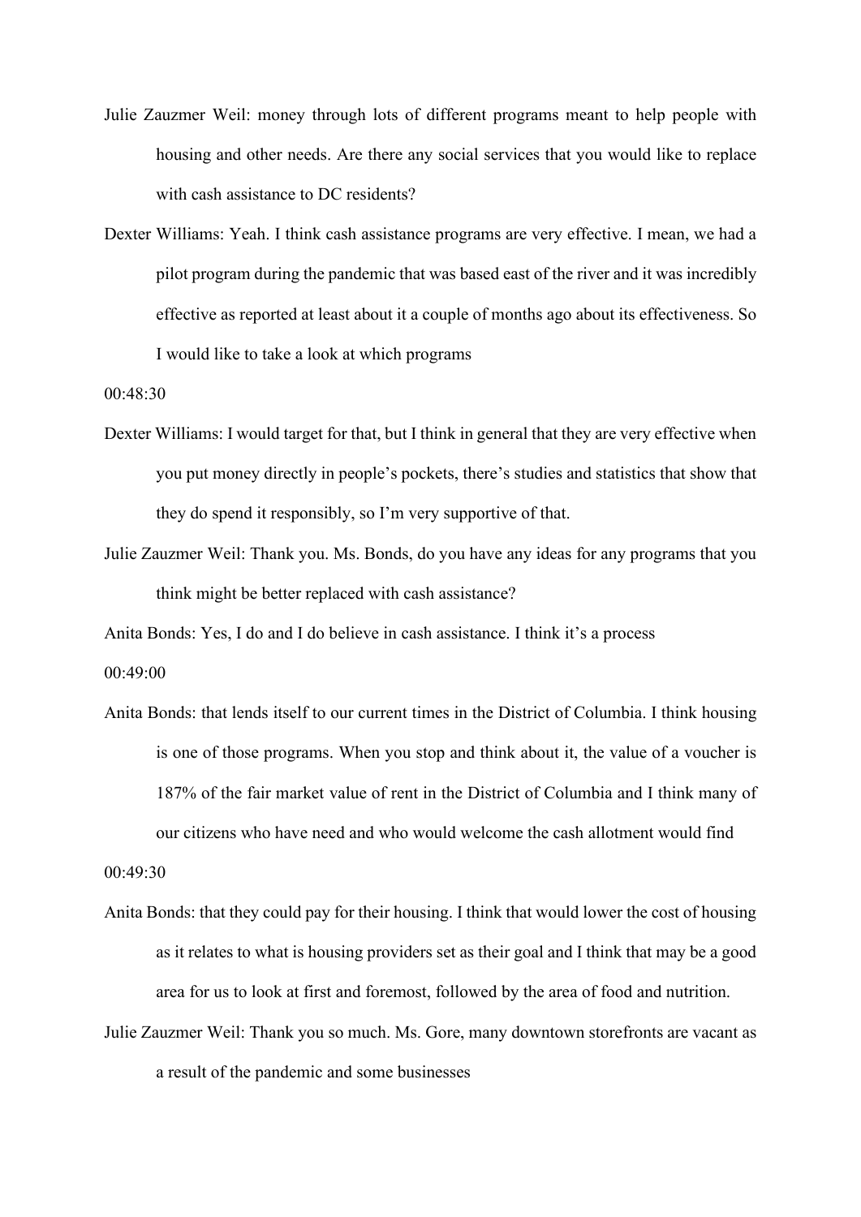Julie Zauzmer Weil: money through lots of different programs meant to help people with housing and other needs. Are there any social services that you would like to replace with cash assistance to DC residents?

Dexter Williams: Yeah. I think cash assistance programs are very effective. I mean, we had a pilot program during the pandemic that was based east of the river and it was incredibly effective as reported at least about it a couple of months ago about its effectiveness. So I would like to take a look at which programs

00:48:30

Dexter Williams: I would target for that, but I think in general that they are very effective when you put money directly in people's pockets, there's studies and statistics that show that they do spend it responsibly, so I'm very supportive of that.

Julie Zauzmer Weil: Thank you. Ms. Bonds, do you have any ideas for any programs that you think might be better replaced with cash assistance?

Anita Bonds: Yes, I do and I do believe in cash assistance. I think it's a process

00:49:00

Anita Bonds: that lends itself to our current times in the District of Columbia. I think housing is one of those programs. When you stop and think about it, the value of a voucher is 187% of the fair market value of rent in the District of Columbia and I think many of our citizens who have need and who would welcome the cash allotment would find

00:49:30

Anita Bonds: that they could pay for their housing. I think that would lower the cost of housing as it relates to what is housing providers set as their goal and I think that may be a good area for us to look at first and foremost, followed by the area of food and nutrition.

Julie Zauzmer Weil: Thank you so much. Ms. Gore, many downtown storefronts are vacant as a result of the pandemic and some businesses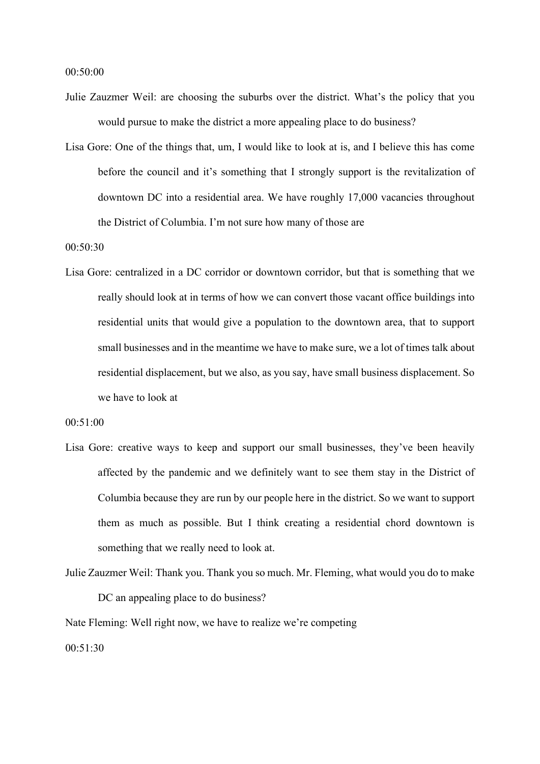00:50:00

Julie Zauzmer Weil: are choosing the suburbs over the district. What's the policy that you would pursue to make the district a more appealing place to do business?

Lisa Gore: One of the things that, um, I would like to look at is, and I believe this has come before the council and it's something that I strongly support is the revitalization of downtown DC into a residential area. We have roughly 17,000 vacancies throughout the District of Columbia. I'm not sure how many of those are

00:50:30

Lisa Gore: centralized in a DC corridor or downtown corridor, but that is something that we really should look at in terms of how we can convert those vacant office buildings into residential units that would give a population to the downtown area, that to support small businesses and in the meantime we have to make sure, we a lot of times talk about residential displacement, but we also, as you say, have small business displacement. So we have to look at

00:51:00

Lisa Gore: creative ways to keep and support our small businesses, they've been heavily affected by the pandemic and we definitely want to see them stay in the District of Columbia because they are run by our people here in the district. So we want to support them as much as possible. But I think creating a residential chord downtown is something that we really need to look at.

Julie Zauzmer Weil: Thank you. Thank you so much. Mr. Fleming, what would you do to make DC an appealing place to do business?

Nate Fleming: Well right now, we have to realize we're competing

00:51:30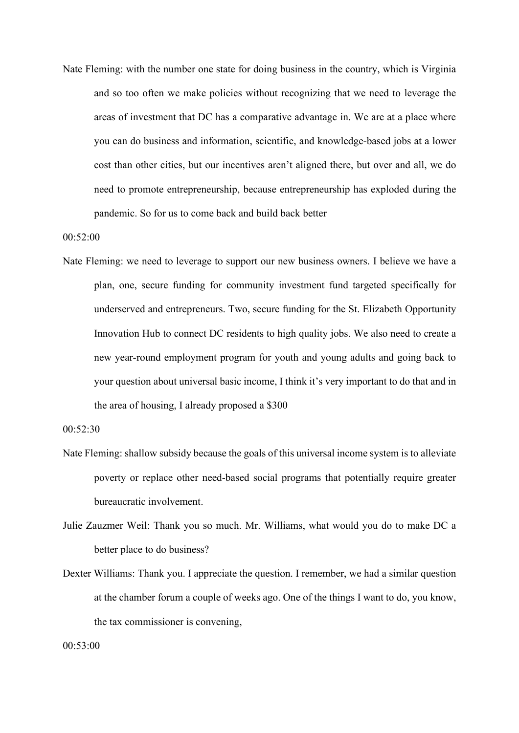Nate Fleming: with the number one state for doing business in the country, which is Virginia and so too often we make policies without recognizing that we need to leverage the areas of investment that DC has a comparative advantage in. We are at a place where you can do business and information, scientific, and knowledge-based jobs at a lower cost than other cities, but our incentives aren't aligned there, but over and all, we do need to promote entrepreneurship, because entrepreneurship has exploded during the pandemic. So for us to come back and build back better

00:52:00

Nate Fleming: we need to leverage to support our new business owners. I believe we have a plan, one, secure funding for community investment fund targeted specifically for underserved and entrepreneurs. Two, secure funding for the St. Elizabeth Opportunity Innovation Hub to connect DC residents to high quality jobs. We also need to create a new year-round employment program for youth and young adults and going back to your question about universal basic income, I think it's very important to do that and in the area of housing, I already proposed a $300

00:52:30

Nate Fleming: shallow subsidy because the goals of this universal income system is to alleviate poverty or replace other need-based social programs that potentially require greater bureaucratic involvement.

Julie Zauzmer Weil: Thank you so much. Mr. Williams, what would you do to make DC a better place to do business?

Dexter Williams: Thank you. I appreciate the question. I remember, we had a similar question at the chamber forum a couple of weeks ago. One of the things I want to do, you know, the tax commissioner is convening,

00:53:00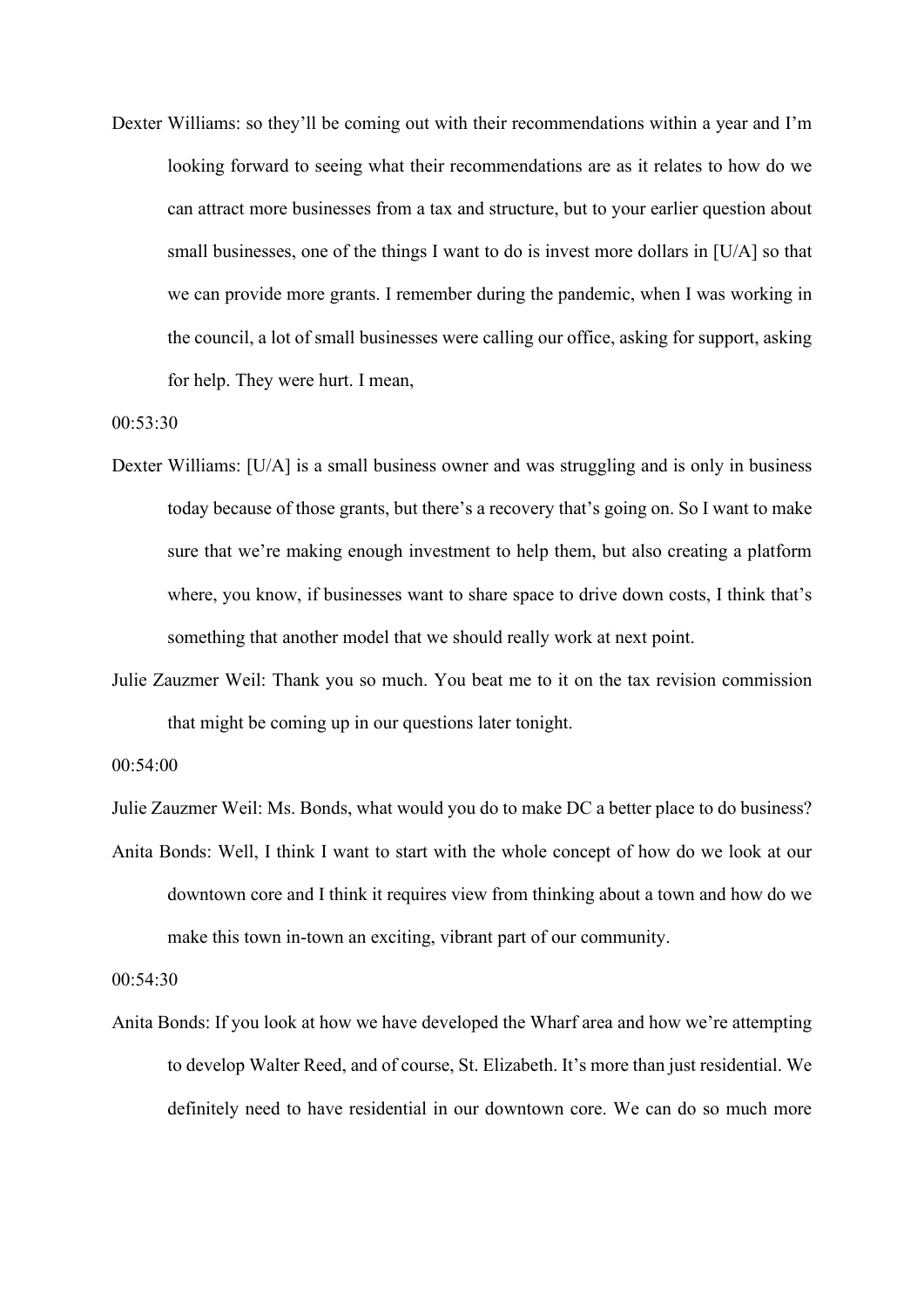Dexter Williams: so they'll be coming out with their recommendations within a year and I'm looking forward to seeing what their recommendations are as it relates to how do we can attract more businesses from a tax and structure, but to your earlier question about small businesses, one of the things I want to do is invest more dollars in [U/A] so that we can provide more grants. I remember during the pandemic, when I was working in the council, a lot of small businesses were calling our office, asking for support, asking for help. They were hurt. I mean,

00:53:30

Dexter Williams: [U/A] is a small business owner and was struggling and is only in business today because of those grants, but there's a recovery that's going on. So I want to make sure that we're making enough investment to help them, but also creating a platform where, you know, if businesses want to share space to drive down costs, I think that's something that another model that we should really work at next point.

Julie Zauzmer Weil: Thank you so much. You beat me to it on the tax revision commission that might be coming up in our questions later tonight.

00:54:00

Julie Zauzmer Weil: Ms. Bonds, what would you do to make DC a better place to do business?

Anita Bonds: Well, I think I want to start with the whole concept of how do we look at our downtown core and I think it requires view from thinking about a town and how do we make this town in-town an exciting, vibrant part of our community.

00:54:30

Anita Bonds: If you look at how we have developed the Wharf area and how we're attempting to develop Walter Reed, and of course, St. Elizabeth. It's more than just residential. We definitely need to have residential in our downtown core. We can do so much more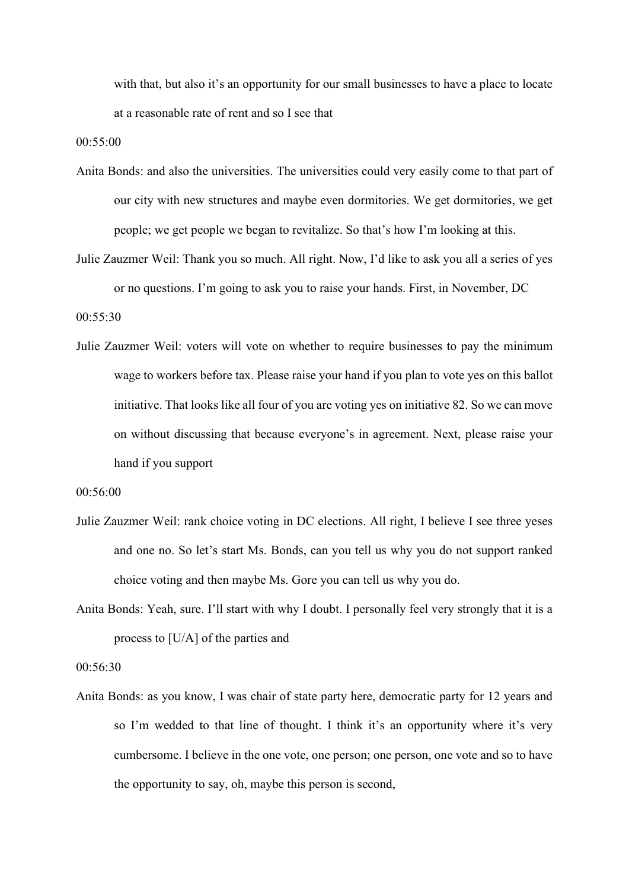with that, but also it's an opportunity for our small businesses to have a place to locate at a reasonable rate of rent and so I see that

00:55:00

Anita Bonds: and also the universities. The universities could very easily come to that part of our city with new structures and maybe even dormitories. We get dormitories, we get people; we get people we began to revitalize. So that's how I'm looking at this.

Julie Zauzmer Weil: Thank you so much. All right. Now, I'd like to ask you all a series of yes or no questions. I'm going to ask you to raise your hands. First, in November, DC

00:55:30

Julie Zauzmer Weil: voters will vote on whether to require businesses to pay the minimum wage to workers before tax. Please raise your hand if you plan to vote yes on this ballot initiative. That looks like all four of you are voting yes on initiative 82. So we can move on without discussing that because everyone's in agreement. Next, please raise your hand if you support

00:56:00

Julie Zauzmer Weil: rank choice voting in DC elections. All right, I believe I see three yeses and one no. So let's start Ms. Bonds, can you tell us why you do not support ranked choice voting and then maybe Ms. Gore you can tell us why you do.

Anita Bonds: Yeah, sure. I'll start with why I doubt. I personally feel very strongly that it is a process to [U/A] of the parties and

00:56:30

Anita Bonds: as you know, I was chair of state party here, democratic party for 12 years and so I'm wedded to that line of thought. I think it's an opportunity where it's very cumbersome. I believe in the one vote, one person; one person, one vote and so to have the opportunity to say, oh, maybe this person is second,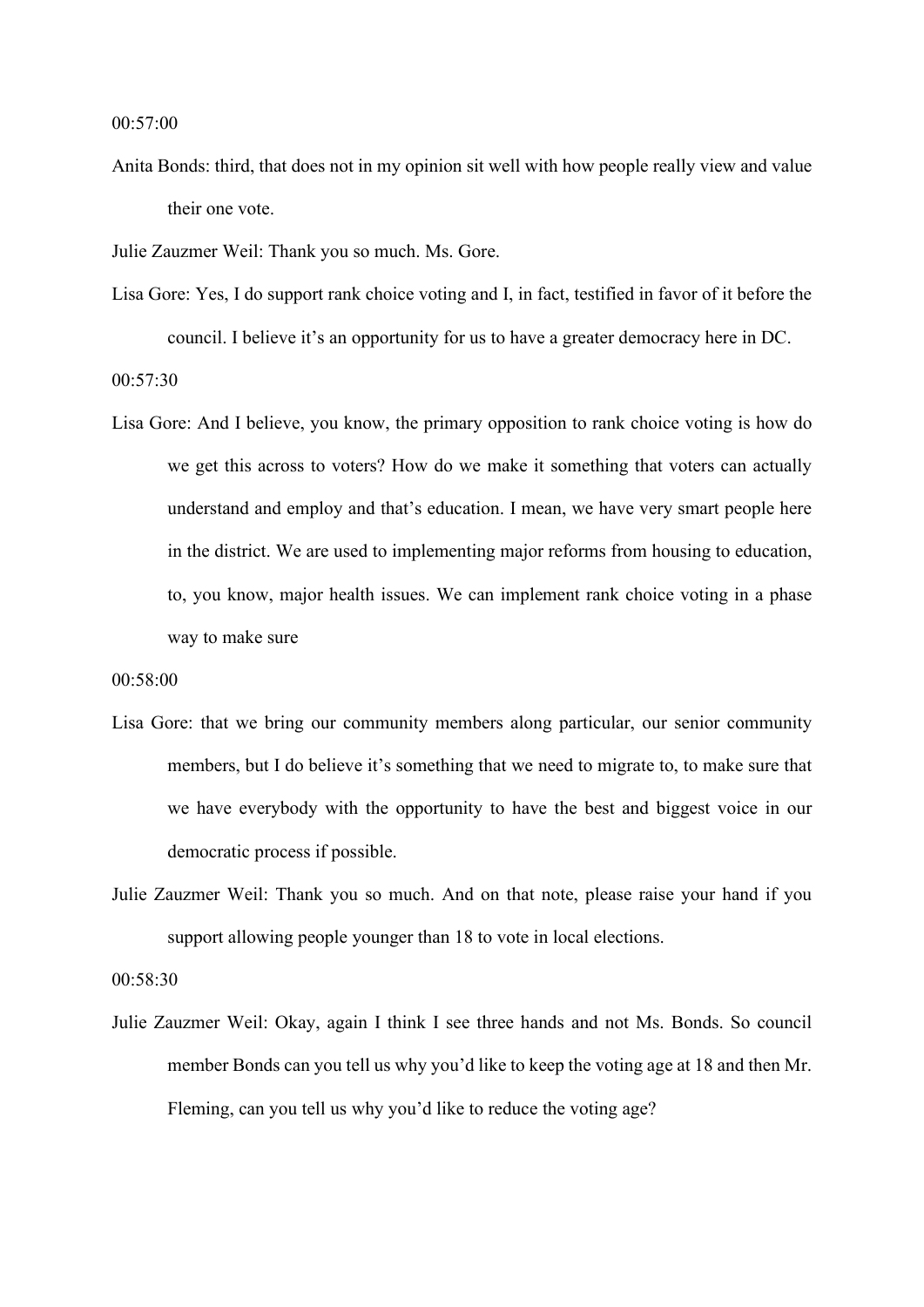00:57:00

Anita Bonds: third, that does not in my opinion sit well with how people really view and value their one vote.

Julie Zauzmer Weil: Thank you so much. Ms. Gore.

Lisa Gore: Yes, I do support rank choice voting and I, in fact, testified in favor of it before the council. I believe it's an opportunity for us to have a greater democracy here in DC.

00:57:30

Lisa Gore: And I believe, you know, the primary opposition to rank choice voting is how do we get this across to voters? How do we make it something that voters can actually understand and employ and that's education. I mean, we have very smart people here in the district. We are used to implementing major reforms from housing to education, to, you know, major health issues. We can implement rank choice voting in a phase way to make sure

00:58:00

Lisa Gore: that we bring our community members along particular, our senior community members, but I do believe it's something that we need to migrate to, to make sure that we have everybody with the opportunity to have the best and biggest voice in our democratic process if possible.

Julie Zauzmer Weil: Thank you so much. And on that note, please raise your hand if you support allowing people younger than 18 to vote in local elections.

00:58:30

Julie Zauzmer Weil: Okay, again I think I see three hands and not Ms. Bonds. So council member Bonds can you tell us why you'd like to keep the voting age at 18 and then Mr. Fleming, can you tell us why you'd like to reduce the voting age?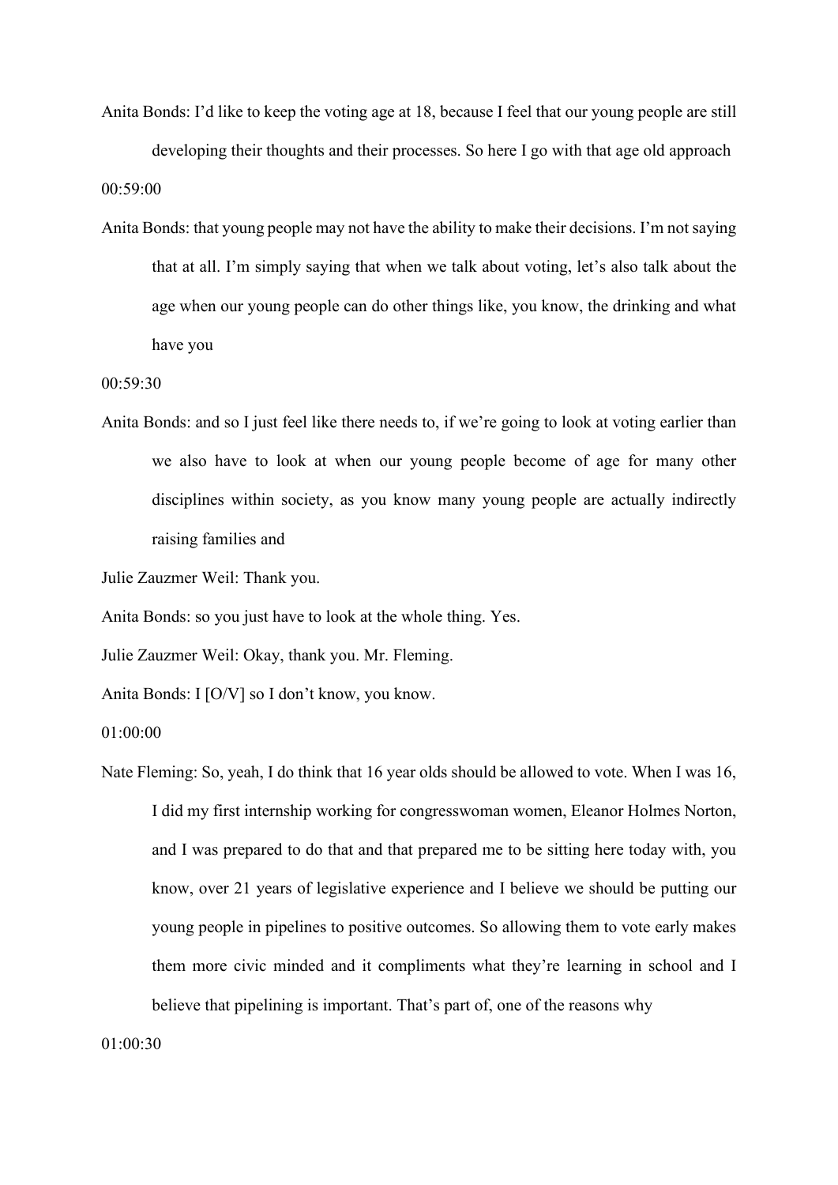Anita Bonds: I'd like to keep the voting age at 18, because I feel that our young people are still developing their thoughts and their processes. So here I go with that age old approach

00:59:00

Anita Bonds: that young people may not have the ability to make their decisions. I'm not saying that at all. I'm simply saying that when we talk about voting, let's also talk about the age when our young people can do other things like, you know, the drinking and what have you

00:59:30

Anita Bonds: and so I just feel like there needs to, if we're going to look at voting earlier than we also have to look at when our young people become of age for many other disciplines within society, as you know many young people are actually indirectly raising families and

Julie Zauzmer Weil: Thank you.

Anita Bonds: so you just have to look at the whole thing. Yes.

Julie Zauzmer Weil: Okay, thank you. Mr. Fleming.

Anita Bonds: I [O/V] so I don't know, you know.

01:00:00

Nate Fleming: So, yeah, I do think that 16 year olds should be allowed to vote. When I was 16, I did my first internship working for congresswoman women, Eleanor Holmes Norton, and I was prepared to do that and that prepared me to be sitting here today with, you know, over 21 years of legislative experience and I believe we should be putting our young people in pipelines to positive outcomes. So allowing them to vote early makes them more civic minded and it compliments what they're learning in school and I believe that pipelining is important. That's part of, one of the reasons why

01:00:30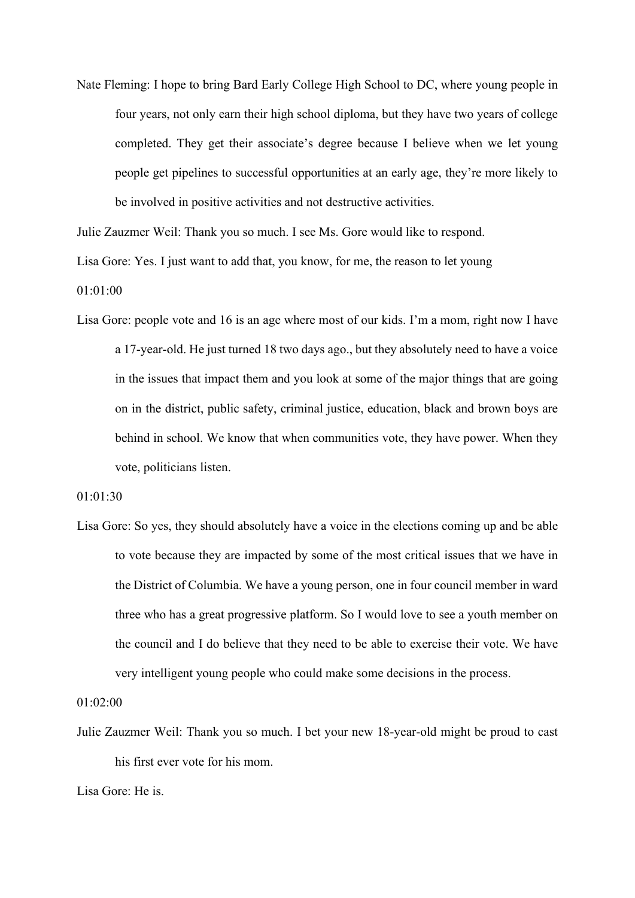Nate Fleming: I hope to bring Bard Early College High School to DC, where young people in four years, not only earn their high school diploma, but they have two years of college completed. They get their associate's degree because I believe when we let young people get pipelines to successful opportunities at an early age, they're more likely to be involved in positive activities and not destructive activities.

Julie Zauzmer Weil: Thank you so much. I see Ms. Gore would like to respond.

Lisa Gore: Yes. I just want to add that, you know, for me, the reason to let young

01:01:00

Lisa Gore: people vote and 16 is an age where most of our kids. I'm a mom, right now I have a 17-year-old. He just turned 18 two days ago., but they absolutely need to have a voice in the issues that impact them and you look at some of the major things that are going on in the district, public safety, criminal justice, education, black and brown boys are behind in school. We know that when communities vote, they have power. When they vote, politicians listen.

01:01:30

Lisa Gore: So yes, they should absolutely have a voice in the elections coming up and be able to vote because they are impacted by some of the most critical issues that we have in the District of Columbia. We have a young person, one in four council member in ward three who has a great progressive platform. So I would love to see a youth member on the council and I do believe that they need to be able to exercise their vote. We have very intelligent young people who could make some decisions in the process.

01:02:00

Julie Zauzmer Weil: Thank you so much. I bet your new 18-year-old might be proud to cast his first ever vote for his mom.

Lisa Gore: He is.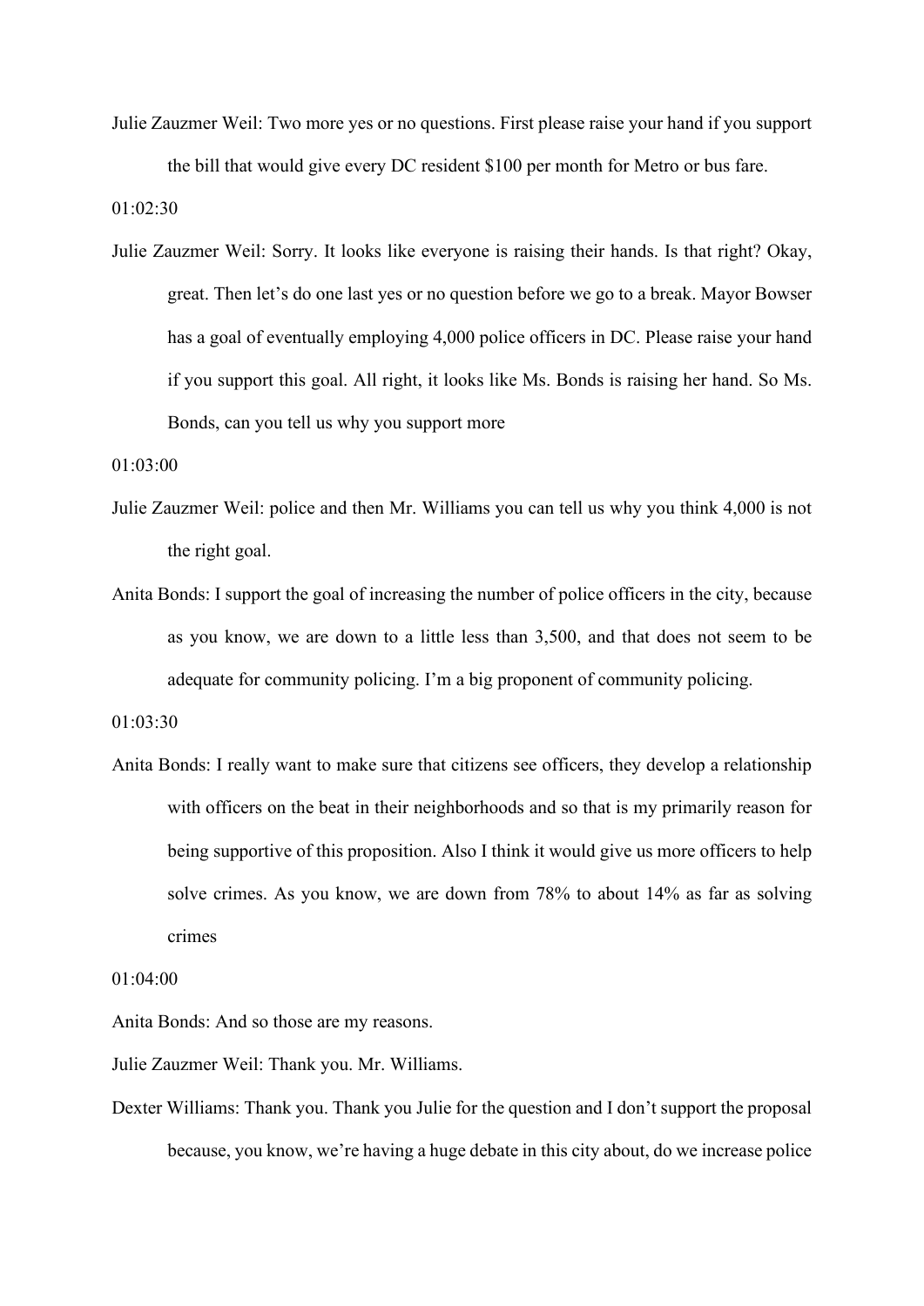Julie Zauzmer Weil: Two more yes or no questions. First please raise your hand if you support the bill that would give every DC resident $100 per month for Metro or bus fare.

01:02:30

Julie Zauzmer Weil: Sorry. It looks like everyone is raising their hands. Is that right? Okay, great. Then let's do one last yes or no question before we go to a break. Mayor Bowser has a goal of eventually employing 4,000 police officers in DC. Please raise your hand if you support this goal. All right, it looks like Ms. Bonds is raising her hand. So Ms. Bonds, can you tell us why you support more

01:03:00

Julie Zauzmer Weil: police and then Mr. Williams you can tell us why you think 4,000 is not the right goal.

Anita Bonds: I support the goal of increasing the number of police officers in the city, because as you know, we are down to a little less than 3,500, and that does not seem to be adequate for community policing. I'm a big proponent of community policing.

01:03:30

Anita Bonds: I really want to make sure that citizens see officers, they develop a relationship with officers on the beat in their neighborhoods and so that is my primarily reason for being supportive of this proposition. Also I think it would give us more officers to help solve crimes. As you know, we are down from 78% to about 14% as far as solving crimes

01:04:00

Anita Bonds: And so those are my reasons.

Julie Zauzmer Weil: Thank you. Mr. Williams.

Dexter Williams: Thank you. Thank you Julie for the question and I don't support the proposal because, you know, we're having a huge debate in this city about, do we increase police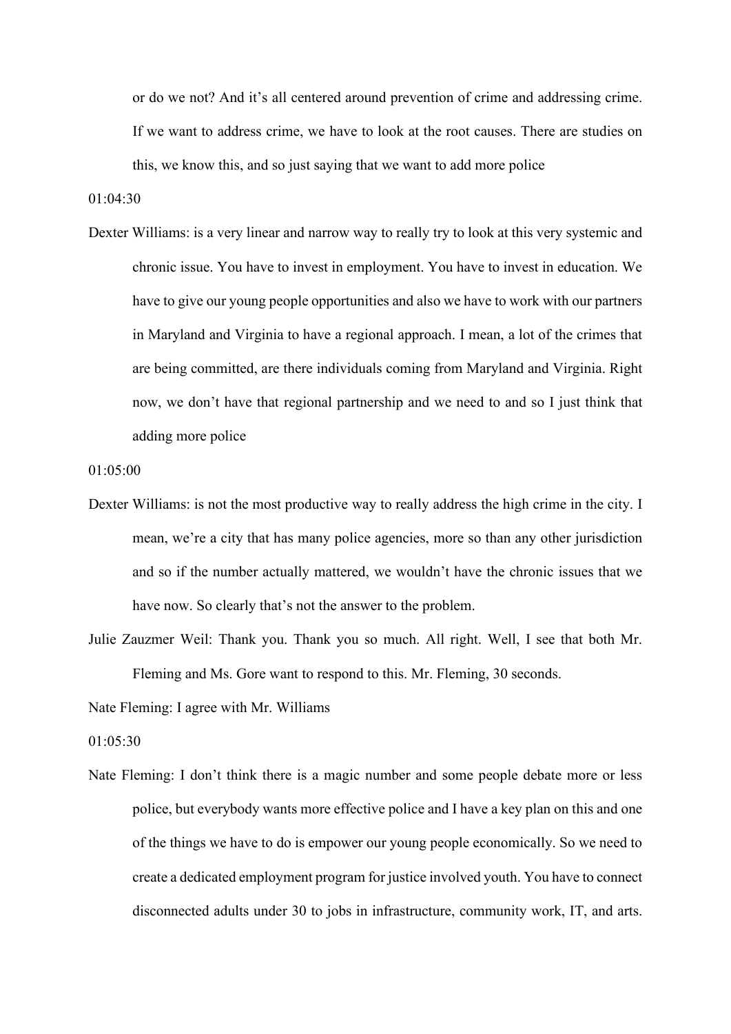or do we not? And it's all centered around prevention of crime and addressing crime. If we want to address crime, we have to look at the root causes. There are studies on this, we know this, and so just saying that we want to add more police

01:04:30

Dexter Williams: is a very linear and narrow way to really try to look at this very systemic and chronic issue. You have to invest in employment. You have to invest in education. We have to give our young people opportunities and also we have to work with our partners in Maryland and Virginia to have a regional approach. I mean, a lot of the crimes that are being committed, are there individuals coming from Maryland and Virginia. Right now, we don't have that regional partnership and we need to and so I just think that adding more police

01:05:00

Dexter Williams: is not the most productive way to really address the high crime in the city. I mean, we're a city that has many police agencies, more so than any other jurisdiction and so if the number actually mattered, we wouldn't have the chronic issues that we have now. So clearly that's not the answer to the problem.

Julie Zauzmer Weil: Thank you. Thank you so much. All right. Well, I see that both Mr. Fleming and Ms. Gore want to respond to this. Mr. Fleming, 30 seconds.

Nate Fleming: I agree with Mr. Williams

01:05:30

Nate Fleming: I don't think there is a magic number and some people debate more or less police, but everybody wants more effective police and I have a key plan on this and one of the things we have to do is empower our young people economically. So we need to create a dedicated employment program for justice involved youth. You have to connect disconnected adults under 30 to jobs in infrastructure, community work, IT, and arts.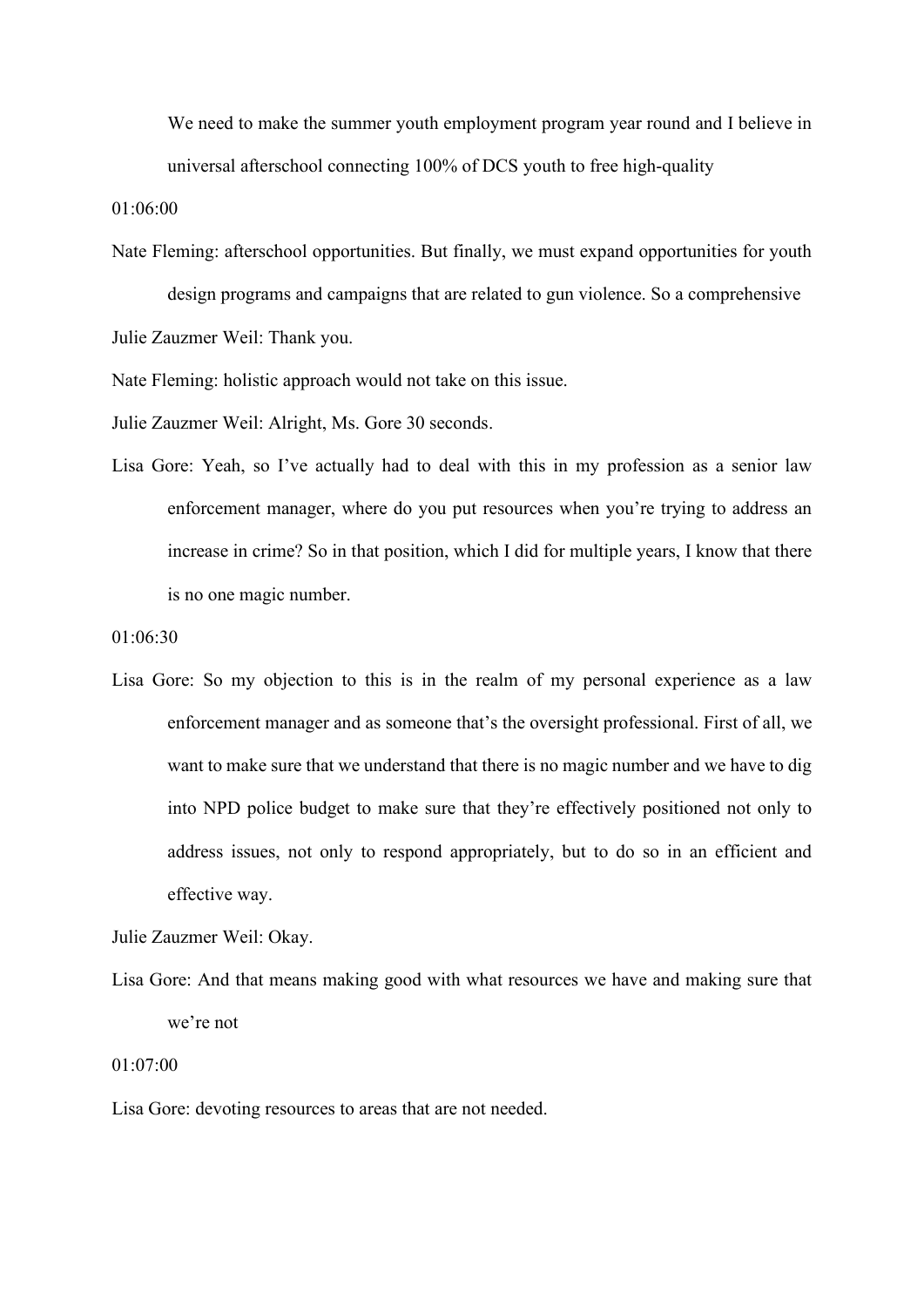We need to make the summer youth employment program year round and I believe in universal afterschool connecting 100% of DCS youth to free high-quality

01:06:00

Nate Fleming: afterschool opportunities. But finally, we must expand opportunities for youth design programs and campaigns that are related to gun violence. So a comprehensive

Julie Zauzmer Weil: Thank you.

Nate Fleming: holistic approach would not take on this issue.

Julie Zauzmer Weil: Alright, Ms. Gore 30 seconds.

Lisa Gore: Yeah, so I've actually had to deal with this in my profession as a senior law enforcement manager, where do you put resources when you're trying to address an increase in crime? So in that position, which I did for multiple years, I know that there is no one magic number.

01:06:30

Lisa Gore: So my objection to this is in the realm of my personal experience as a law enforcement manager and as someone that's the oversight professional. First of all, we want to make sure that we understand that there is no magic number and we have to dig into NPD police budget to make sure that they're effectively positioned not only to address issues, not only to respond appropriately, but to do so in an efficient and effective way.

Julie Zauzmer Weil: Okay.

Lisa Gore: And that means making good with what resources we have and making sure that we're not

01:07:00

Lisa Gore: devoting resources to areas that are not needed.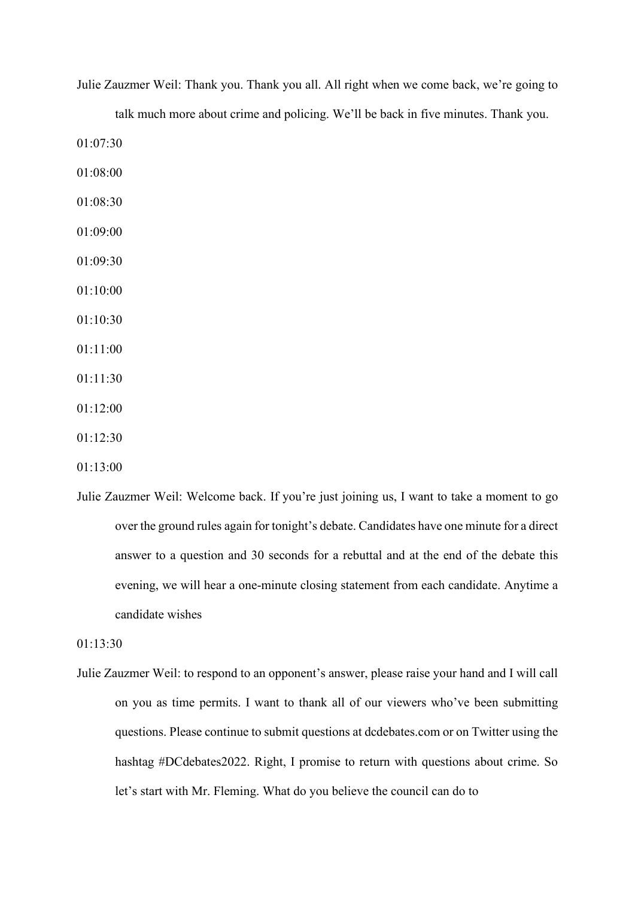Julie Zauzmer Weil: Thank you. Thank you all. All right when we come back, we're going to talk much more about crime and policing. We'll be back in five minutes. Thank you.

01:07:30

01:08:00

01:08:30

01:09:00

01:09:30

01:10:00

01:10:30

01:11:00

01:11:30

01:12:00

01:12:30

01:13:00

Julie Zauzmer Weil: Welcome back. If you're just joining us, I want to take a moment to go over the ground rules again for tonight's debate. Candidates have one minute for a direct answer to a question and 30 seconds for a rebuttal and at the end of the debate this evening, we will hear a one-minute closing statement from each candidate. Anytime a candidate wishes

01:13:30

Julie Zauzmer Weil: to respond to an opponent's answer, please raise your hand and I will call on you as time permits. I want to thank all of our viewers who've been submitting questions. Please continue to submit questions at dcdebates.com or on Twitter using the hashtag #DCdebates2022. Right, I promise to return with questions about crime. So let's start with Mr. Fleming. What do you believe the council can do to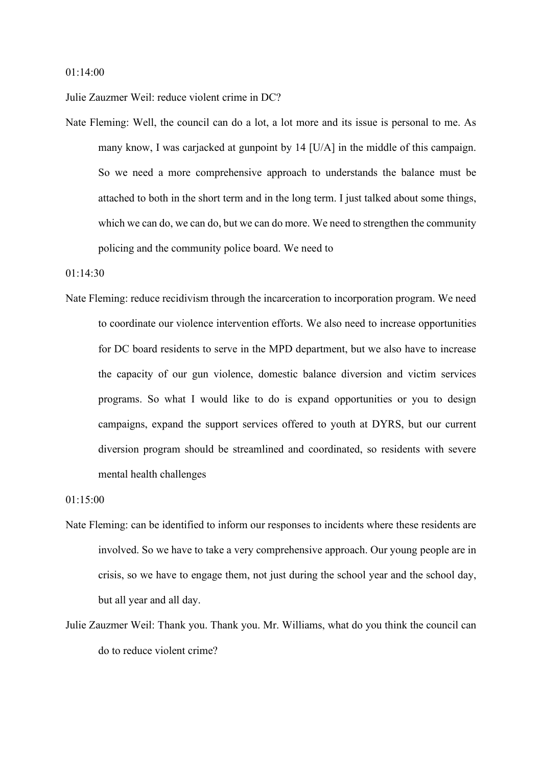01:14:00

Julie Zauzmer Weil: reduce violent crime in DC?

Nate Fleming: Well, the council can do a lot, a lot more and its issue is personal to me. As many know, I was carjacked at gunpoint by 14 [U/A] in the middle of this campaign. So we need a more comprehensive approach to understands the balance must be attached to both in the short term and in the long term. I just talked about some things, which we can do, we can do, but we can do more. We need to strengthen the community policing and the community police board. We need to

01:14:30

Nate Fleming: reduce recidivism through the incarceration to incorporation program. We need to coordinate our violence intervention efforts. We also need to increase opportunities for DC board residents to serve in the MPD department, but we also have to increase the capacity of our gun violence, domestic balance diversion and victim services programs. So what I would like to do is expand opportunities or you to design campaigns, expand the support services offered to youth at DYRS, but our current diversion program should be streamlined and coordinated, so residents with severe mental health challenges

01:15:00

Nate Fleming: can be identified to inform our responses to incidents where these residents are involved. So we have to take a very comprehensive approach. Our young people are in crisis, so we have to engage them, not just during the school year and the school day, but all year and all day.

Julie Zauzmer Weil: Thank you. Thank you. Mr. Williams, what do you think the council can do to reduce violent crime?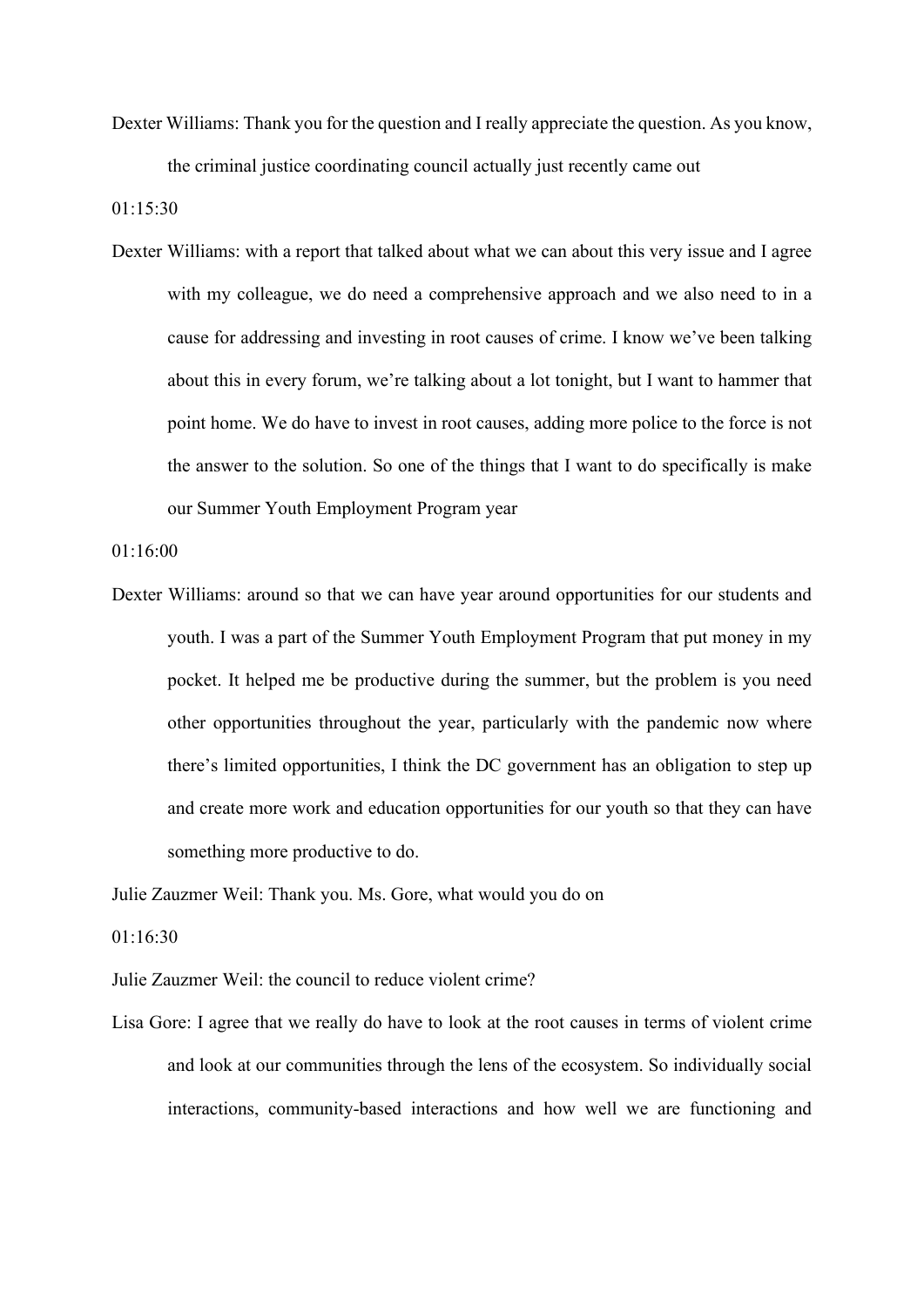Dexter Williams: Thank you for the question and I really appreciate the question. As you know, the criminal justice coordinating council actually just recently came out

01:15:30

Dexter Williams: with a report that talked about what we can about this very issue and I agree with my colleague, we do need a comprehensive approach and we also need to in a cause for addressing and investing in root causes of crime. I know we've been talking about this in every forum, we're talking about a lot tonight, but I want to hammer that point home. We do have to invest in root causes, adding more police to the force is not the answer to the solution. So one of the things that I want to do specifically is make our Summer Youth Employment Program year

01:16:00

Dexter Williams: around so that we can have year around opportunities for our students and youth. I was a part of the Summer Youth Employment Program that put money in my pocket. It helped me be productive during the summer, but the problem is you need other opportunities throughout the year, particularly with the pandemic now where there's limited opportunities, I think the DC government has an obligation to step up and create more work and education opportunities for our youth so that they can have something more productive to do.

Julie Zauzmer Weil: Thank you. Ms. Gore, what would you do on

01:16:30

Julie Zauzmer Weil: the council to reduce violent crime?

Lisa Gore: I agree that we really do have to look at the root causes in terms of violent crime and look at our communities through the lens of the ecosystem. So individually social interactions, community-based interactions and how well we are functioning and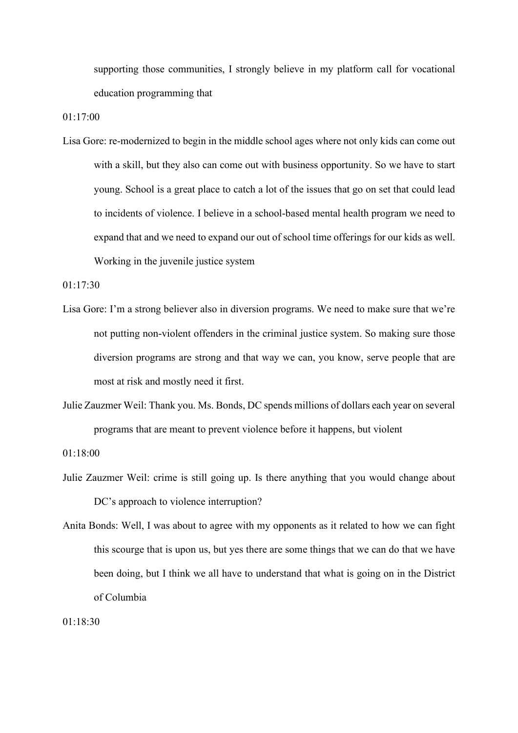supporting those communities, I strongly believe in my platform call for vocational education programming that

01:17:00

Lisa Gore: re-modernized to begin in the middle school ages where not only kids can come out with a skill, but they also can come out with business opportunity. So we have to start young. School is a great place to catch a lot of the issues that go on set that could lead to incidents of violence. I believe in a school-based mental health program we need to expand that and we need to expand our out of school time offerings for our kids as well. Working in the juvenile justice system

01:17:30

Lisa Gore: I'm a strong believer also in diversion programs. We need to make sure that we're not putting non-violent offenders in the criminal justice system. So making sure those diversion programs are strong and that way we can, you know, serve people that are most at risk and mostly need it first.

Julie Zauzmer Weil: Thank you. Ms. Bonds, DC spends millions of dollars each year on several programs that are meant to prevent violence before it happens, but violent

01:18:00

Julie Zauzmer Weil: crime is still going up. Is there anything that you would change about DC's approach to violence interruption?

Anita Bonds: Well, I was about to agree with my opponents as it related to how we can fight this scourge that is upon us, but yes there are some things that we can do that we have been doing, but I think we all have to understand that what is going on in the District of Columbia

01:18:30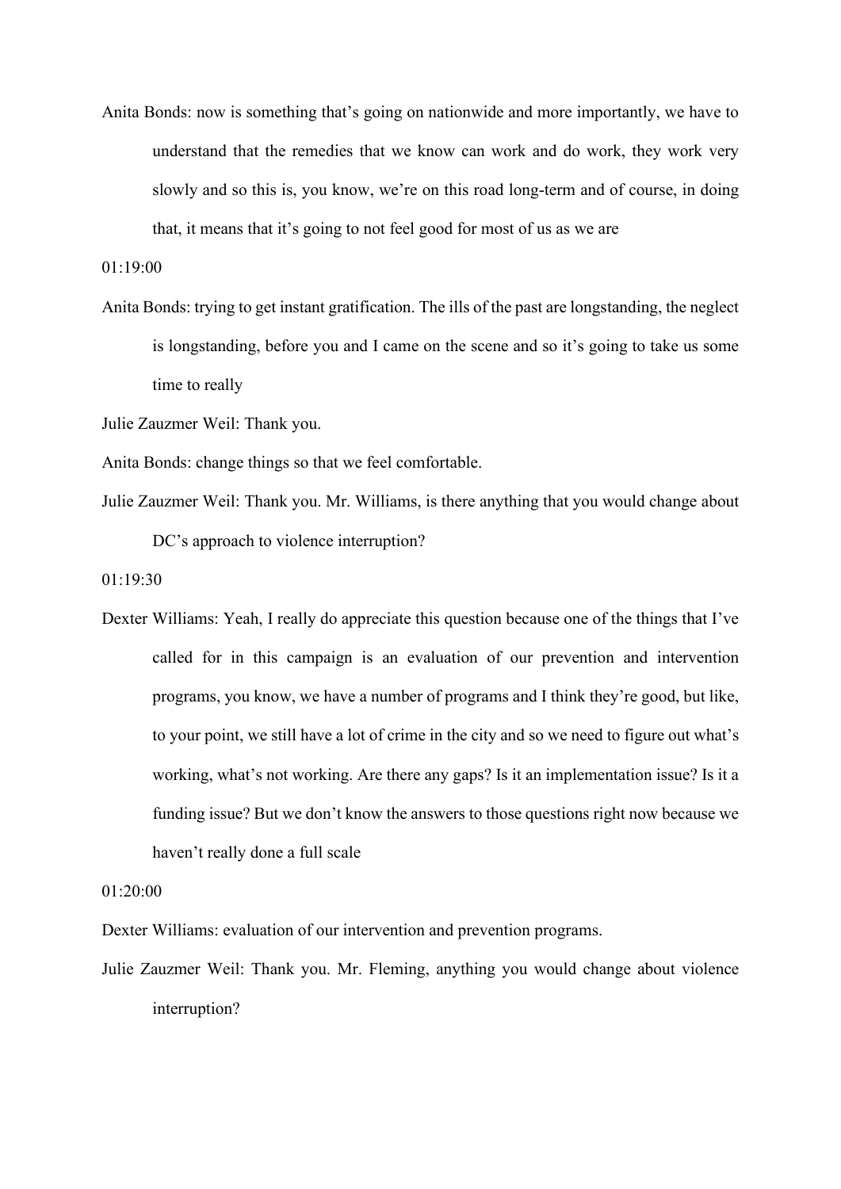Anita Bonds: now is something that's going on nationwide and more importantly, we have to understand that the remedies that we know can work and do work, they work very slowly and so this is, you know, we're on this road long-term and of course, in doing that, it means that it's going to not feel good for most of us as we are

01:19:00

Anita Bonds: trying to get instant gratification. The ills of the past are longstanding, the neglect is longstanding, before you and I came on the scene and so it's going to take us some time to really

Julie Zauzmer Weil: Thank you.

Anita Bonds: change things so that we feel comfortable.

Julie Zauzmer Weil: Thank you. Mr. Williams, is there anything that you would change about DC's approach to violence interruption?

01:19:30

Dexter Williams: Yeah, I really do appreciate this question because one of the things that I've called for in this campaign is an evaluation of our prevention and intervention programs, you know, we have a number of programs and I think they're good, but like, to your point, we still have a lot of crime in the city and so we need to figure out what's working, what's not working. Are there any gaps? Is it an implementation issue? Is it a funding issue? But we don't know the answers to those questions right now because we haven't really done a full scale

01:20:00

Dexter Williams: evaluation of our intervention and prevention programs.

Julie Zauzmer Weil: Thank you. Mr. Fleming, anything you would change about violence interruption?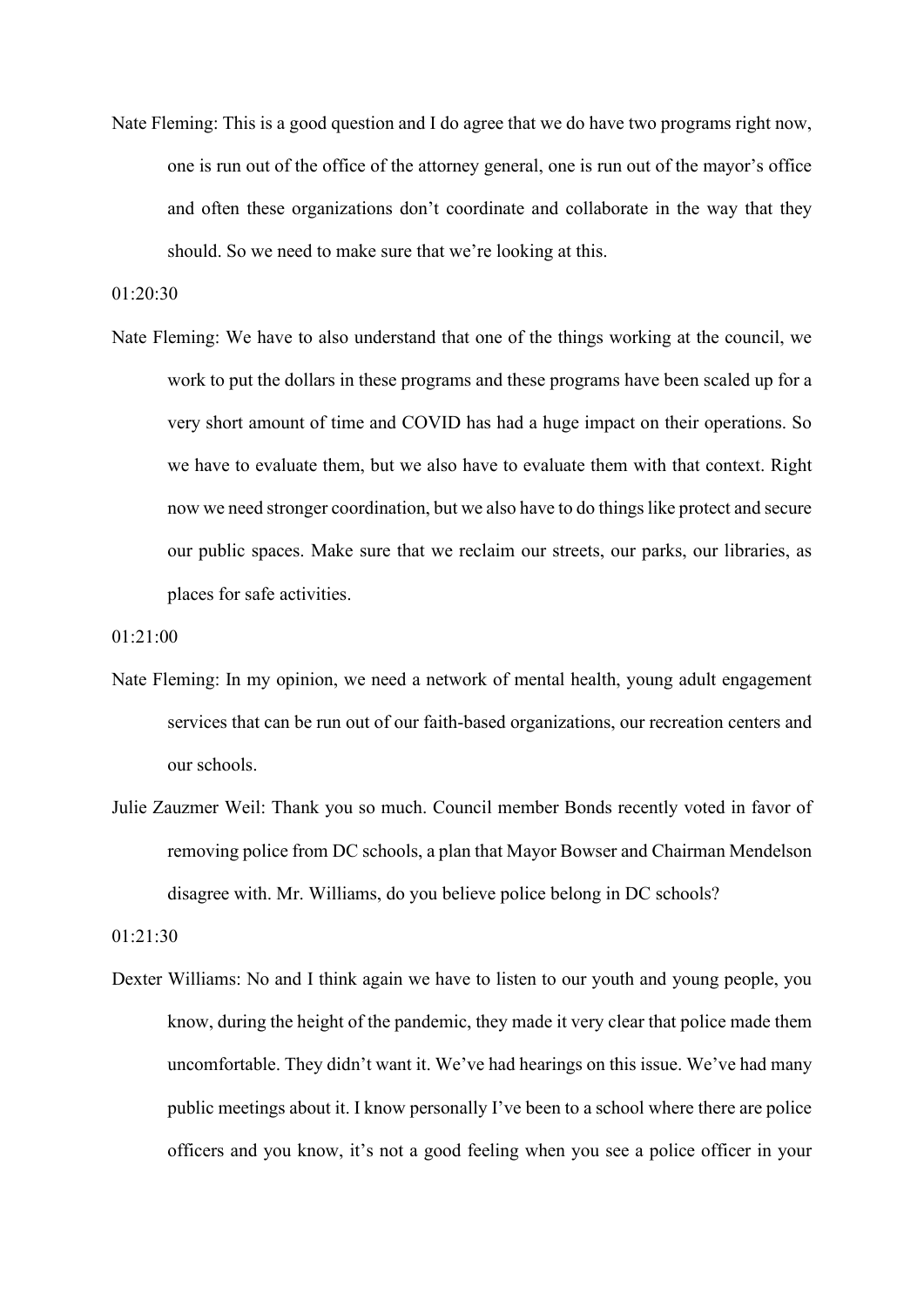Nate Fleming: This is a good question and I do agree that we do have two programs right now, one is run out of the office of the attorney general, one is run out of the mayor's office and often these organizations don't coordinate and collaborate in the way that they should. So we need to make sure that we're looking at this.

01:20:30

Nate Fleming: We have to also understand that one of the things working at the council, we work to put the dollars in these programs and these programs have been scaled up for a very short amount of time and COVID has had a huge impact on their operations. So we have to evaluate them, but we also have to evaluate them with that context. Right now we need stronger coordination, but we also have to do things like protect and secure our public spaces. Make sure that we reclaim our streets, our parks, our libraries, as places for safe activities.

01:21:00

Nate Fleming: In my opinion, we need a network of mental health, young adult engagement services that can be run out of our faith-based organizations, our recreation centers and our schools.

Julie Zauzmer Weil: Thank you so much. Council member Bonds recently voted in favor of removing police from DC schools, a plan that Mayor Bowser and Chairman Mendelson disagree with. Mr. Williams, do you believe police belong in DC schools?

01:21:30

Dexter Williams: No and I think again we have to listen to our youth and young people, you know, during the height of the pandemic, they made it very clear that police made them uncomfortable. They didn't want it. We've had hearings on this issue. We've had many public meetings about it. I know personally I've been to a school where there are police officers and you know, it's not a good feeling when you see a police officer in your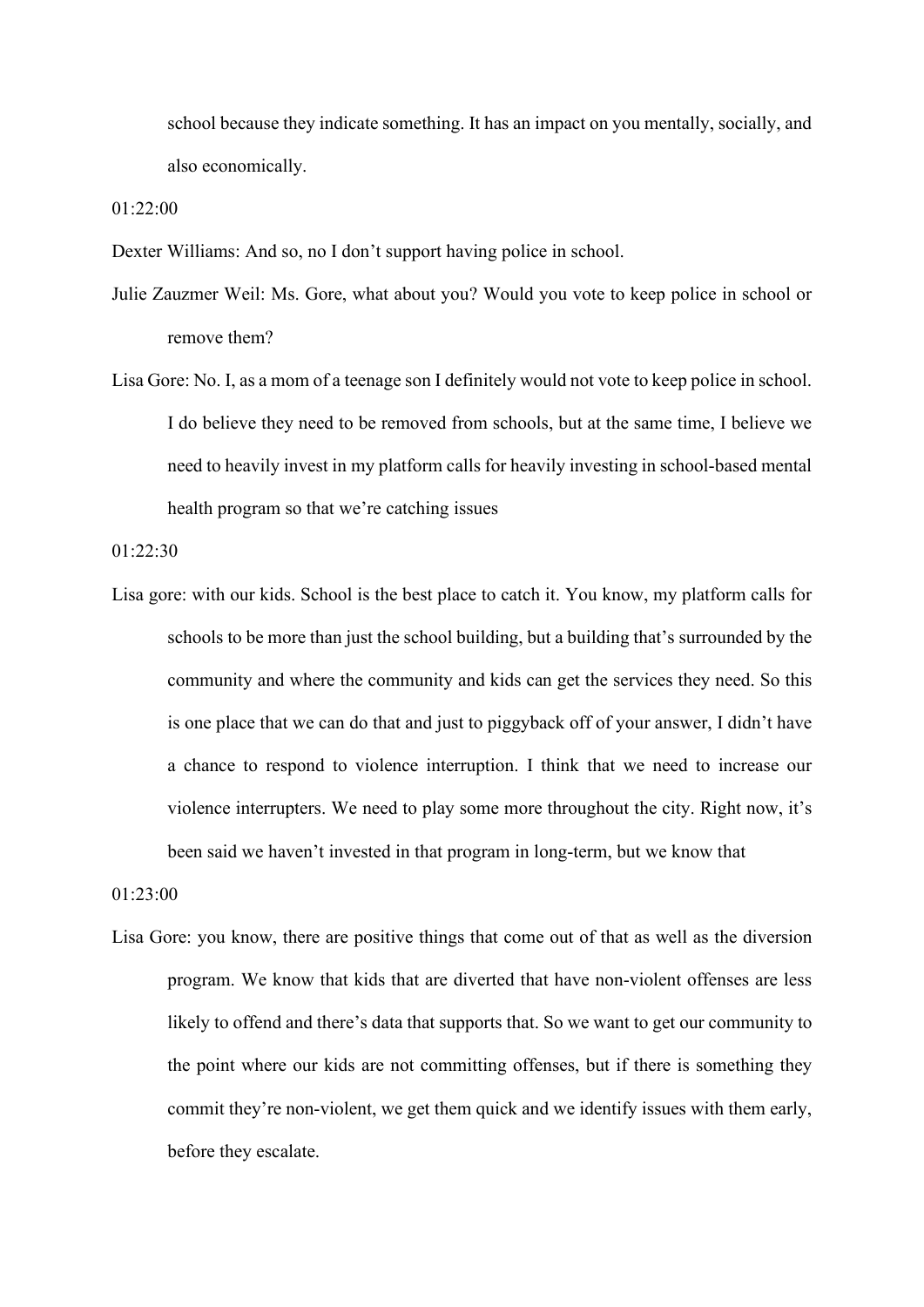school because they indicate something. It has an impact on you mentally, socially, and also economically.

01:22:00

Dexter Williams: And so, no I don't support having police in school.

Julie Zauzmer Weil: Ms. Gore, what about you? Would you vote to keep police in school or remove them?

Lisa Gore: No. I, as a mom of a teenage son I definitely would not vote to keep police in school. I do believe they need to be removed from schools, but at the same time, I believe we need to heavily invest in my platform calls for heavily investing in school-based mental health program so that we're catching issues

01:22:30

Lisa gore: with our kids. School is the best place to catch it. You know, my platform calls for schools to be more than just the school building, but a building that's surrounded by the community and where the community and kids can get the services they need. So this is one place that we can do that and just to piggyback off of your answer, I didn't have a chance to respond to violence interruption. I think that we need to increase our violence interrupters. We need to play some more throughout the city. Right now, it's been said we haven't invested in that program in long-term, but we know that

01:23:00

Lisa Gore: you know, there are positive things that come out of that as well as the diversion program. We know that kids that are diverted that have non-violent offenses are less likely to offend and there's data that supports that. So we want to get our community to the point where our kids are not committing offenses, but if there is something they commit they're non-violent, we get them quick and we identify issues with them early, before they escalate.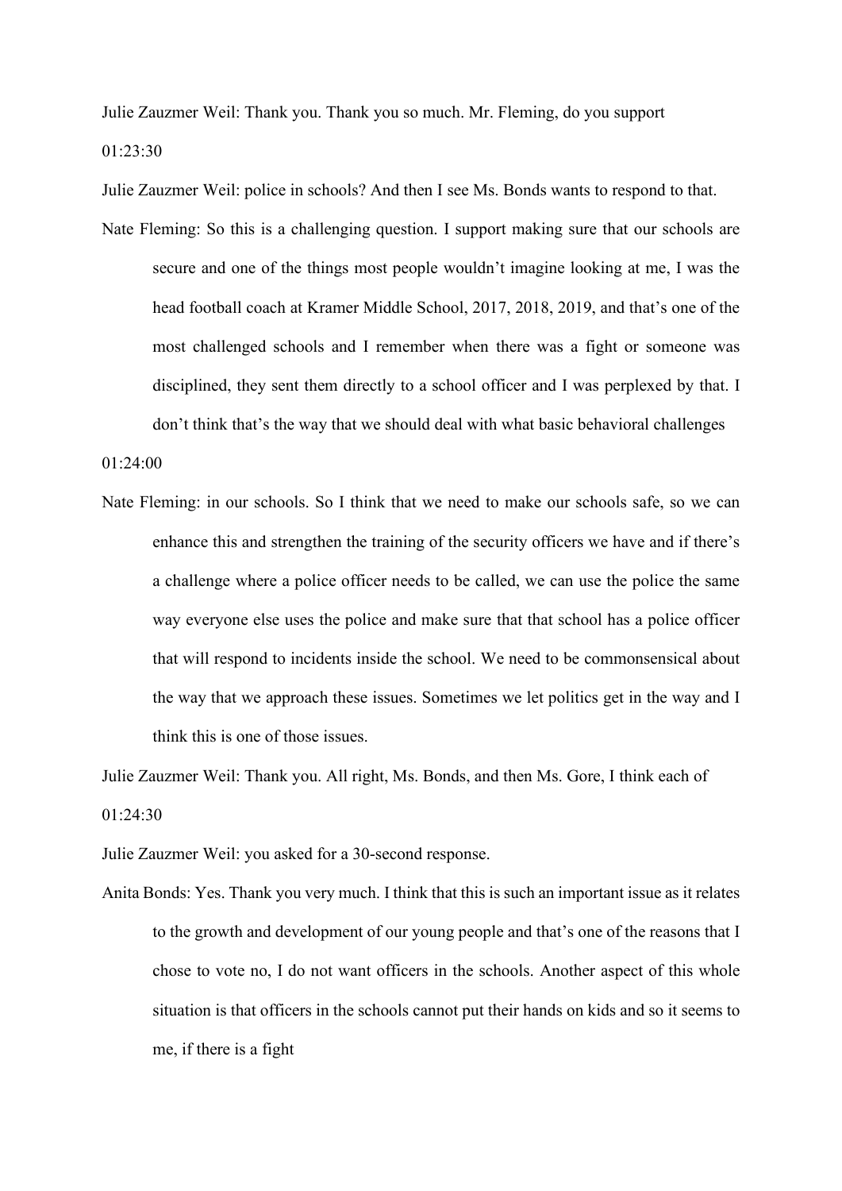Julie Zauzmer Weil: Thank you. Thank you so much. Mr. Fleming, do you support

01:23:30

Julie Zauzmer Weil: police in schools? And then I see Ms. Bonds wants to respond to that.

Nate Fleming: So this is a challenging question. I support making sure that our schools are secure and one of the things most people wouldn't imagine looking at me, I was the head football coach at Kramer Middle School, 2017, 2018, 2019, and that's one of the most challenged schools and I remember when there was a fight or someone was disciplined, they sent them directly to a school officer and I was perplexed by that. I don't think that's the way that we should deal with what basic behavioral challenges

01:24:00

Nate Fleming: in our schools. So I think that we need to make our schools safe, so we can enhance this and strengthen the training of the security officers we have and if there's a challenge where a police officer needs to be called, we can use the police the same way everyone else uses the police and make sure that that school has a police officer that will respond to incidents inside the school. We need to be commonsensical about the way that we approach these issues. Sometimes we let politics get in the way and I think this is one of those issues.

Julie Zauzmer Weil: Thank you. All right, Ms. Bonds, and then Ms. Gore, I think each of

01:24:30

Julie Zauzmer Weil: you asked for a 30-second response.

Anita Bonds: Yes. Thank you very much. I think that this is such an important issue as it relates to the growth and development of our young people and that's one of the reasons that I chose to vote no, I do not want officers in the schools. Another aspect of this whole situation is that officers in the schools cannot put their hands on kids and so it seems to me, if there is a fight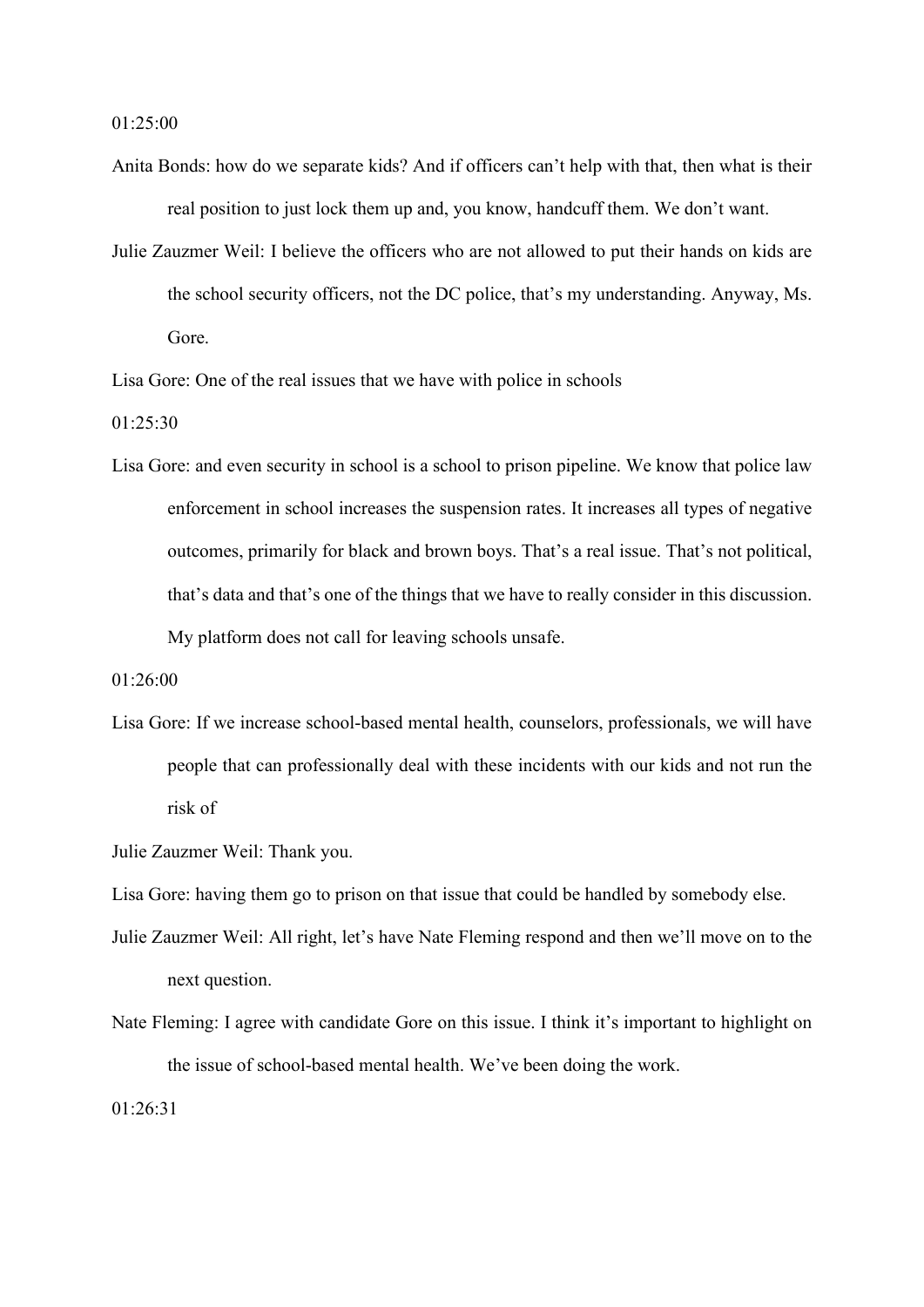01:25:00

Anita Bonds: how do we separate kids? And if officers can't help with that, then what is their real position to just lock them up and, you know, handcuff them. We don't want.

Julie Zauzmer Weil: I believe the officers who are not allowed to put their hands on kids are the school security officers, not the DC police, that's my understanding. Anyway, Ms. Gore.

Lisa Gore: One of the real issues that we have with police in schools

01:25:30

Lisa Gore: and even security in school is a school to prison pipeline. We know that police law enforcement in school increases the suspension rates. It increases all types of negative outcomes, primarily for black and brown boys. That's a real issue. That's not political, that's data and that's one of the things that we have to really consider in this discussion. My platform does not call for leaving schools unsafe.

01:26:00

Lisa Gore: If we increase school-based mental health, counselors, professionals, we will have people that can professionally deal with these incidents with our kids and not run the risk of

Julie Zauzmer Weil: Thank you.

Lisa Gore: having them go to prison on that issue that could be handled by somebody else.

Julie Zauzmer Weil: All right, let's have Nate Fleming respond and then we'll move on to the next question.

Nate Fleming: I agree with candidate Gore on this issue. I think it's important to highlight on the issue of school-based mental health. We've been doing the work.

01:26:31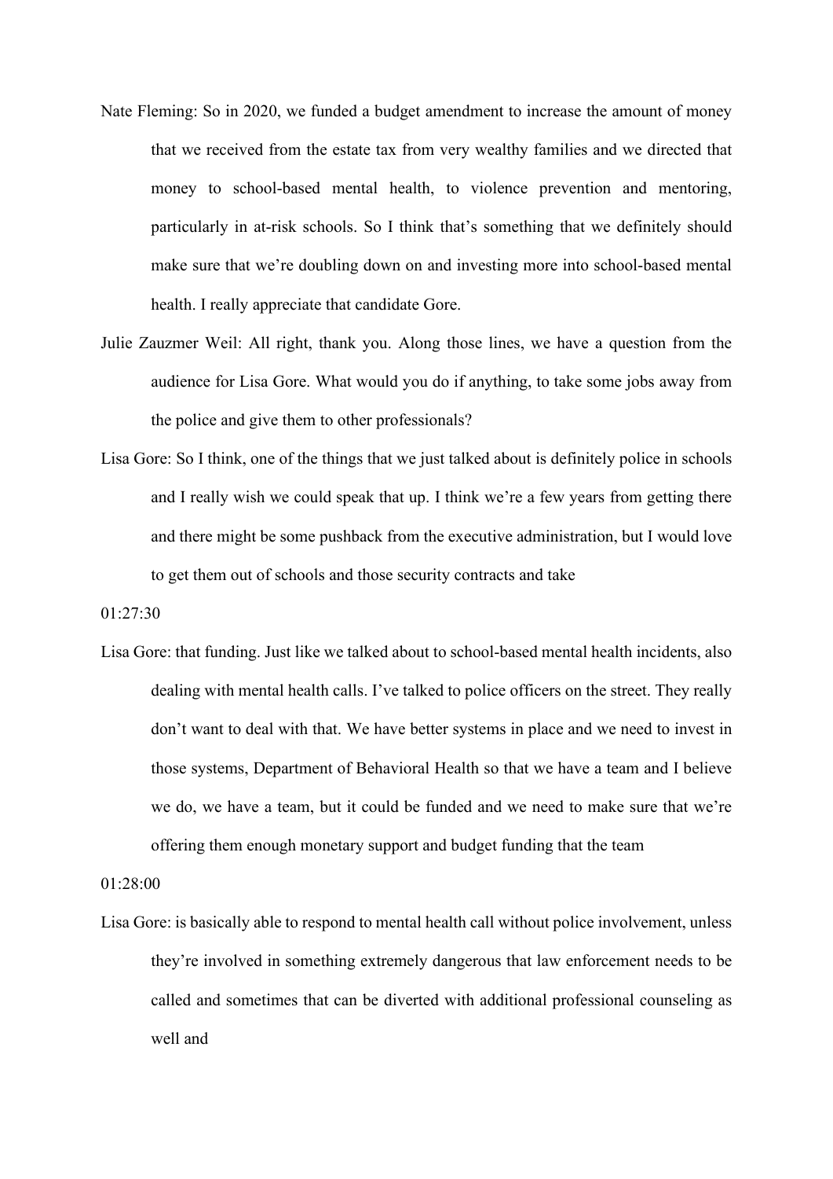Nate Fleming: So in 2020, we funded a budget amendment to increase the amount of money that we received from the estate tax from very wealthy families and we directed that money to school-based mental health, to violence prevention and mentoring, particularly in at-risk schools. So I think that's something that we definitely should make sure that we're doubling down on and investing more into school-based mental health. I really appreciate that candidate Gore.

Julie Zauzmer Weil: All right, thank you. Along those lines, we have a question from the audience for Lisa Gore. What would you do if anything, to take some jobs away from the police and give them to other professionals?

Lisa Gore: So I think, one of the things that we just talked about is definitely police in schools and I really wish we could speak that up. I think we're a few years from getting there and there might be some pushback from the executive administration, but I would love to get them out of schools and those security contracts and take

01:27:30

Lisa Gore: that funding. Just like we talked about to school-based mental health incidents, also dealing with mental health calls. I've talked to police officers on the street. They really don't want to deal with that. We have better systems in place and we need to invest in those systems, Department of Behavioral Health so that we have a team and I believe we do, we have a team, but it could be funded and we need to make sure that we're offering them enough monetary support and budget funding that the team

01:28:00

Lisa Gore: is basically able to respond to mental health call without police involvement, unless they're involved in something extremely dangerous that law enforcement needs to be called and sometimes that can be diverted with additional professional counseling as well and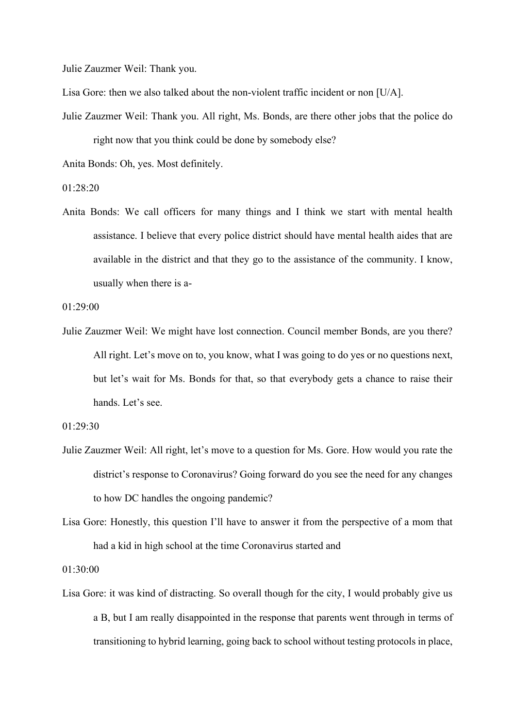Julie Zauzmer Weil: Thank you.

Lisa Gore: then we also talked about the non-violent traffic incident or non [U/A].

Julie Zauzmer Weil: Thank you. All right, Ms. Bonds, are there other jobs that the police do right now that you think could be done by somebody else?

Anita Bonds: Oh, yes. Most definitely.

01:28:20

Anita Bonds: We call officers for many things and I think we start with mental health assistance. I believe that every police district should have mental health aides that are available in the district and that they go to the assistance of the community. I know, usually when there is a-

01:29:00

Julie Zauzmer Weil: We might have lost connection. Council member Bonds, are you there? All right. Let's move on to, you know, what I was going to do yes or no questions next, but let's wait for Ms. Bonds for that, so that everybody gets a chance to raise their hands. Let's see.

01:29:30

Julie Zauzmer Weil: All right, let's move to a question for Ms. Gore. How would you rate the district's response to Coronavirus? Going forward do you see the need for any changes to how DC handles the ongoing pandemic?

Lisa Gore: Honestly, this question I'll have to answer it from the perspective of a mom that had a kid in high school at the time Coronavirus started and

01:30:00

Lisa Gore: it was kind of distracting. So overall though for the city, I would probably give us a B, but I am really disappointed in the response that parents went through in terms of transitioning to hybrid learning, going back to school without testing protocols in place,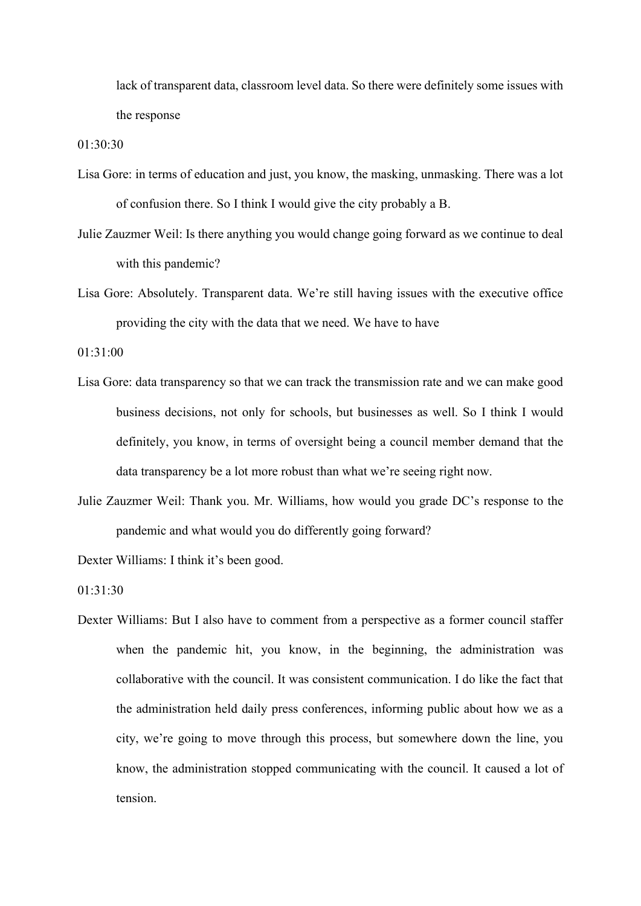lack of transparent data, classroom level data. So there were definitely some issues with the response

01:30:30

Lisa Gore: in terms of education and just, you know, the masking, unmasking. There was a lot of confusion there. So I think I would give the city probably a B.

Julie Zauzmer Weil: Is there anything you would change going forward as we continue to deal with this pandemic?

Lisa Gore: Absolutely. Transparent data. We're still having issues with the executive office providing the city with the data that we need. We have to have

01:31:00

Lisa Gore: data transparency so that we can track the transmission rate and we can make good business decisions, not only for schools, but businesses as well. So I think I would definitely, you know, in terms of oversight being a council member demand that the data transparency be a lot more robust than what we're seeing right now.

Julie Zauzmer Weil: Thank you. Mr. Williams, how would you grade DC's response to the pandemic and what would you do differently going forward?

Dexter Williams: I think it's been good.

01:31:30

Dexter Williams: But I also have to comment from a perspective as a former council staffer when the pandemic hit, you know, in the beginning, the administration was collaborative with the council. It was consistent communication. I do like the fact that the administration held daily press conferences, informing public about how we as a city, we're going to move through this process, but somewhere down the line, you know, the administration stopped communicating with the council. It caused a lot of tension.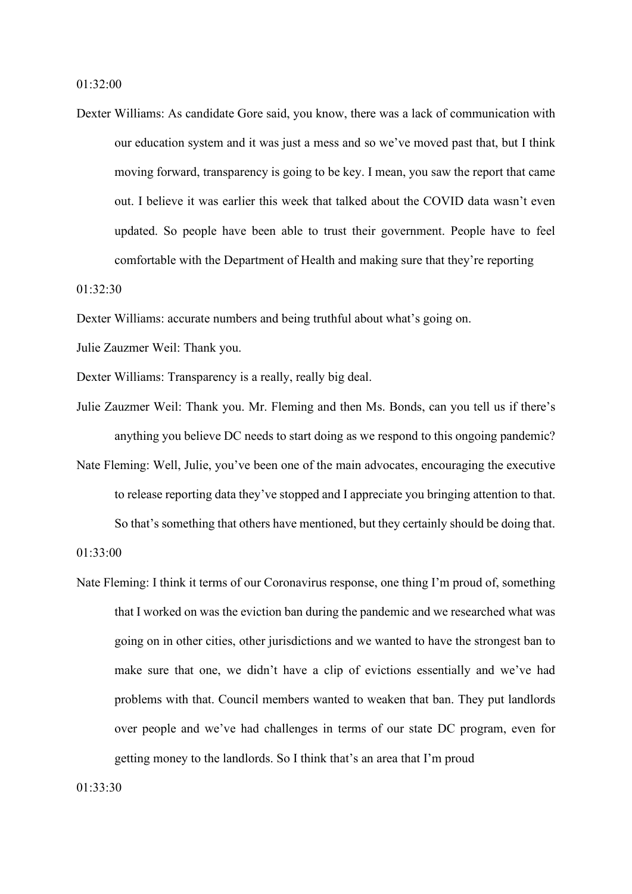01:32:00

Dexter Williams: As candidate Gore said, you know, there was a lack of communication with our education system and it was just a mess and so we've moved past that, but I think moving forward, transparency is going to be key. I mean, you saw the report that came out. I believe it was earlier this week that talked about the COVID data wasn't even updated. So people have been able to trust their government. People have to feel comfortable with the Department of Health and making sure that they're reporting

01:32:30

Dexter Williams: accurate numbers and being truthful about what's going on.

Julie Zauzmer Weil: Thank you.

Dexter Williams: Transparency is a really, really big deal.

Julie Zauzmer Weil: Thank you. Mr. Fleming and then Ms. Bonds, can you tell us if there's anything you believe DC needs to start doing as we respond to this ongoing pandemic?

Nate Fleming: Well, Julie, you've been one of the main advocates, encouraging the executive to release reporting data they've stopped and I appreciate you bringing attention to that. So that's something that others have mentioned, but they certainly should be doing that.

01:33:00

Nate Fleming: I think it terms of our Coronavirus response, one thing I'm proud of, something that I worked on was the eviction ban during the pandemic and we researched what was going on in other cities, other jurisdictions and we wanted to have the strongest ban to make sure that one, we didn't have a clip of evictions essentially and we've had problems with that. Council members wanted to weaken that ban. They put landlords over people and we've had challenges in terms of our state DC program, even for getting money to the landlords. So I think that's an area that I'm proud

01:33:30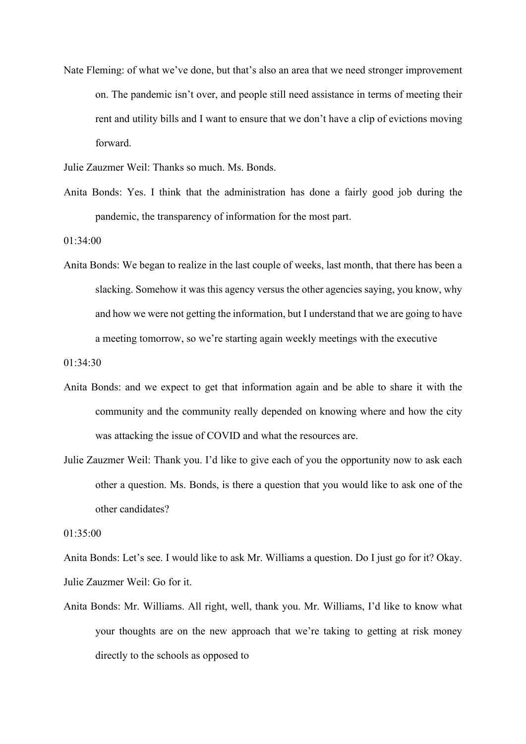Nate Fleming: of what we've done, but that's also an area that we need stronger improvement on. The pandemic isn't over, and people still need assistance in terms of meeting their rent and utility bills and I want to ensure that we don't have a clip of evictions moving forward.

Julie Zauzmer Weil: Thanks so much. Ms. Bonds.

Anita Bonds: Yes. I think that the administration has done a fairly good job during the pandemic, the transparency of information for the most part.

01:34:00

Anita Bonds: We began to realize in the last couple of weeks, last month, that there has been a slacking. Somehow it was this agency versus the other agencies saying, you know, why and how we were not getting the information, but I understand that we are going to have a meeting tomorrow, so we're starting again weekly meetings with the executive

01:34:30

Anita Bonds: and we expect to get that information again and be able to share it with the community and the community really depended on knowing where and how the city was attacking the issue of COVID and what the resources are.

Julie Zauzmer Weil: Thank you. I'd like to give each of you the opportunity now to ask each other a question. Ms. Bonds, is there a question that you would like to ask one of the other candidates?

01:35:00

Anita Bonds: Let's see. I would like to ask Mr. Williams a question. Do I just go for it? Okay.

Julie Zauzmer Weil: Go for it.

Anita Bonds: Mr. Williams. All right, well, thank you. Mr. Williams, I'd like to know what your thoughts are on the new approach that we're taking to getting at risk money directly to the schools as opposed to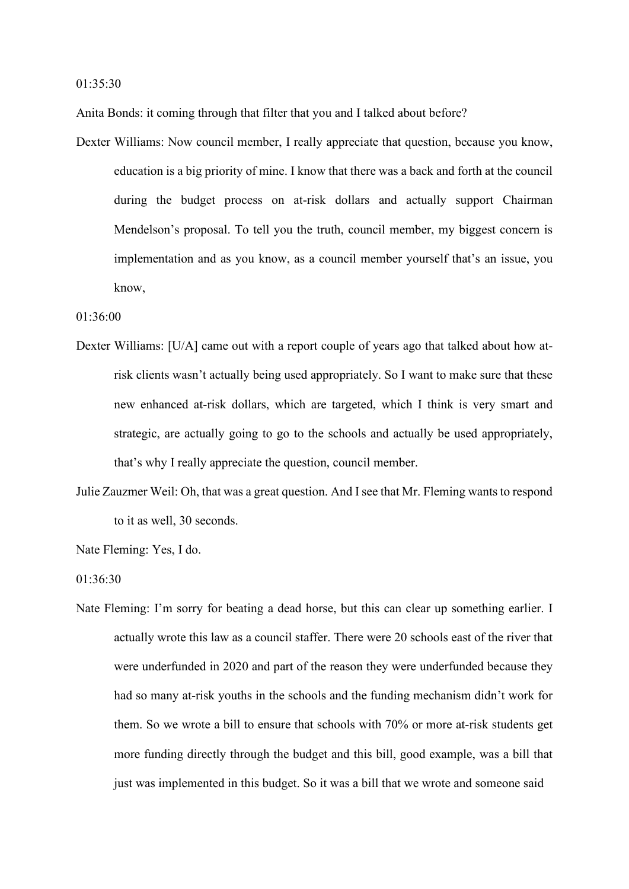01:35:30

Anita Bonds: it coming through that filter that you and I talked about before?

Dexter Williams: Now council member, I really appreciate that question, because you know, education is a big priority of mine. I know that there was a back and forth at the council during the budget process on at-risk dollars and actually support Chairman Mendelson's proposal. To tell you the truth, council member, my biggest concern is implementation and as you know, as a council member yourself that's an issue, you know,

01:36:00

Dexter Williams: [U/A] came out with a report couple of years ago that talked about how at-risk clients wasn't actually being used appropriately. So I want to make sure that these new enhanced at-risk dollars, which are targeted, which I think is very smart and strategic, are actually going to go to the schools and actually be used appropriately, that's why I really appreciate the question, council member.

Julie Zauzmer Weil: Oh, that was a great question. And I see that Mr. Fleming wants to respond to it as well, 30 seconds.

Nate Fleming: Yes, I do.

01:36:30

Nate Fleming: I'm sorry for beating a dead horse, but this can clear up something earlier. I actually wrote this law as a council staffer. There were 20 schools east of the river that were underfunded in 2020 and part of the reason they were underfunded because they had so many at-risk youths in the schools and the funding mechanism didn't work for them. So we wrote a bill to ensure that schools with 70% or more at-risk students get more funding directly through the budget and this bill, good example, was a bill that just was implemented in this budget. So it was a bill that we wrote and someone said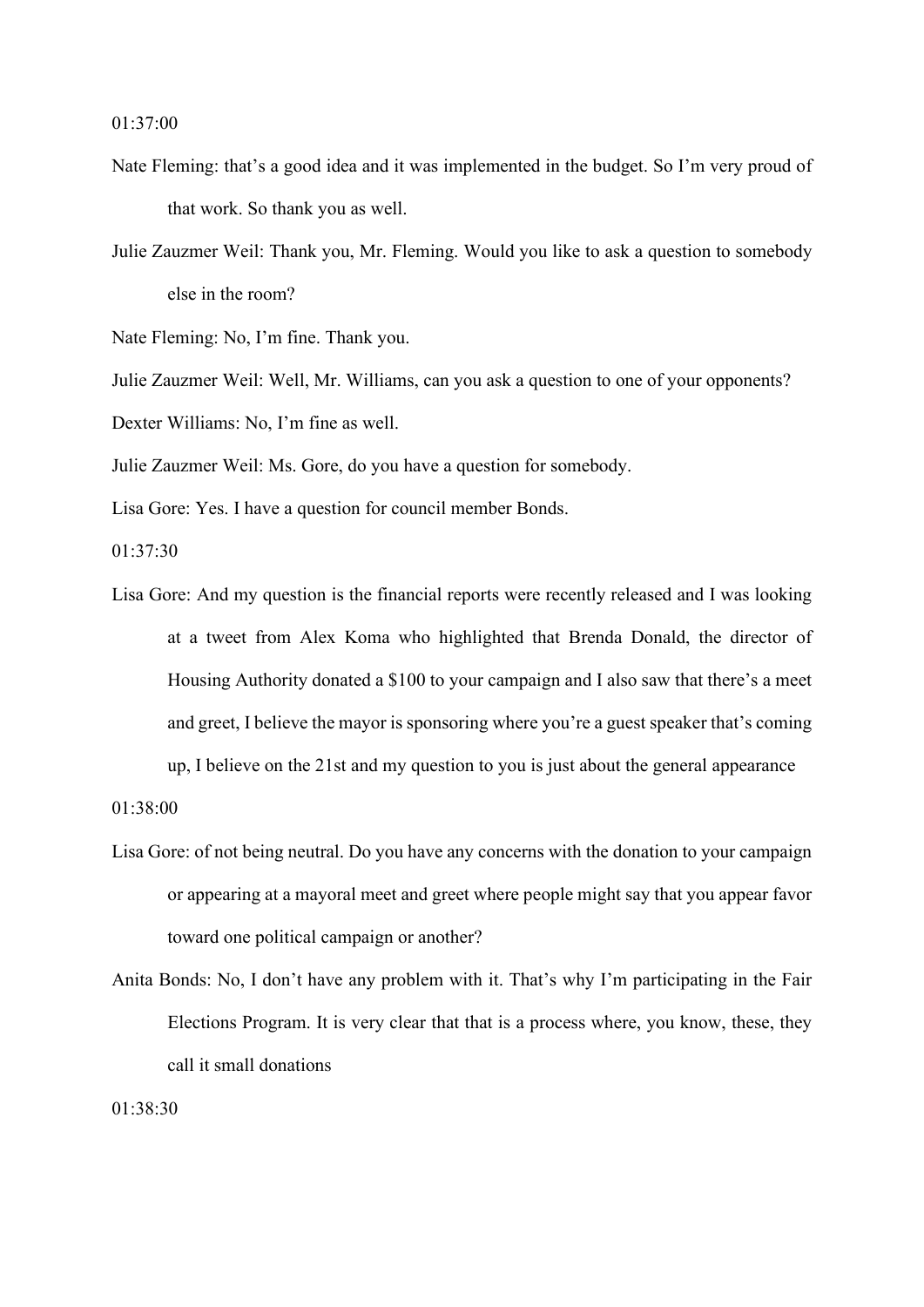01:37:00

Nate Fleming: that's a good idea and it was implemented in the budget. So I'm very proud of that work. So thank you as well.

Julie Zauzmer Weil: Thank you, Mr. Fleming. Would you like to ask a question to somebody else in the room?

Nate Fleming: No, I'm fine. Thank you.

Julie Zauzmer Weil: Well, Mr. Williams, can you ask a question to one of your opponents?

Dexter Williams: No, I'm fine as well.

Julie Zauzmer Weil: Ms. Gore, do you have a question for somebody.

Lisa Gore: Yes. I have a question for council member Bonds.

01:37:30

Lisa Gore: And my question is the financial reports were recently released and I was looking at a tweet from Alex Koma who highlighted that Brenda Donald, the director of Housing Authority donated a $100 to your campaign and I also saw that there's a meet and greet, I believe the mayor is sponsoring where you're a guest speaker that's coming up, I believe on the 21st and my question to you is just about the general appearance

01:38:00

Lisa Gore: of not being neutral. Do you have any concerns with the donation to your campaign or appearing at a mayoral meet and greet where people might say that you appear favor toward one political campaign or another?

Anita Bonds: No, I don't have any problem with it. That's why I'm participating in the Fair Elections Program. It is very clear that that is a process where, you know, these, they call it small donations

01:38:30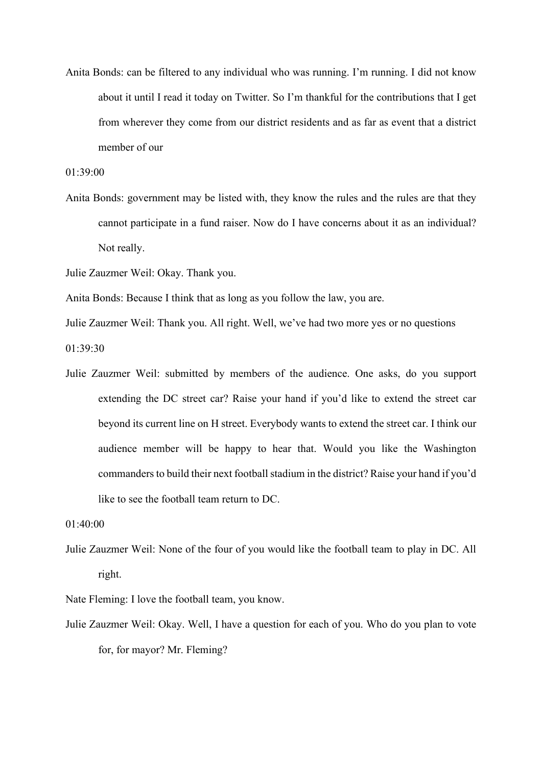Anita Bonds: can be filtered to any individual who was running. I'm running. I did not know about it until I read it today on Twitter. So I'm thankful for the contributions that I get from wherever they come from our district residents and as far as event that a district member of our

01:39:00

Anita Bonds: government may be listed with, they know the rules and the rules are that they cannot participate in a fund raiser. Now do I have concerns about it as an individual? Not really.

Julie Zauzmer Weil: Okay. Thank you.

Anita Bonds: Because I think that as long as you follow the law, you are.

Julie Zauzmer Weil: Thank you. All right. Well, we've had two more yes or no questions

01:39:30

Julie Zauzmer Weil: submitted by members of the audience. One asks, do you support extending the DC street car? Raise your hand if you'd like to extend the street car beyond its current line on H street. Everybody wants to extend the street car. I think our audience member will be happy to hear that. Would you like the Washington commanders to build their next football stadium in the district? Raise your hand if you'd like to see the football team return to DC.

01:40:00

Julie Zauzmer Weil: None of the four of you would like the football team to play in DC. All right.

Nate Fleming: I love the football team, you know.

Julie Zauzmer Weil: Okay. Well, I have a question for each of you. Who do you plan to vote for, for mayor? Mr. Fleming?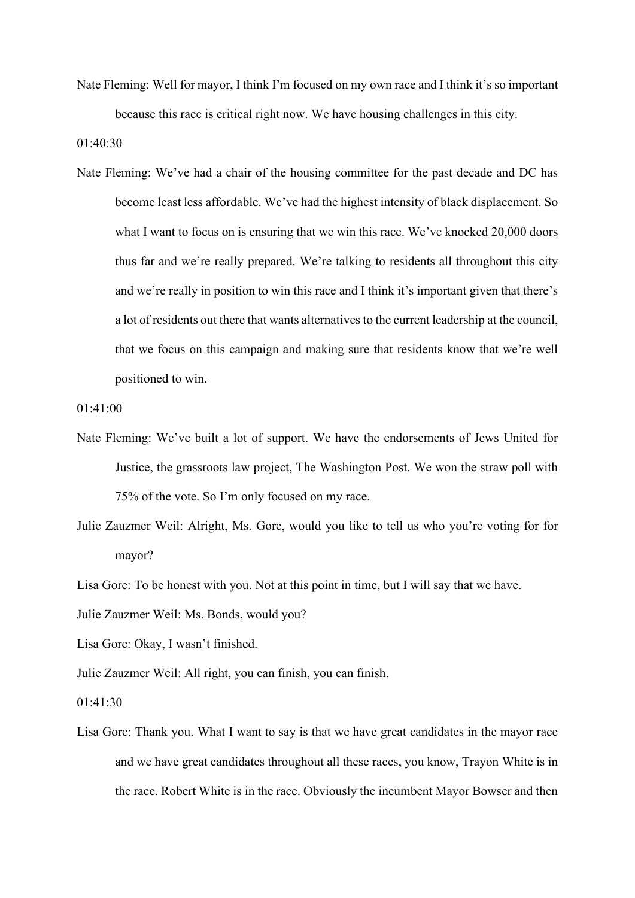Nate Fleming: Well for mayor, I think I'm focused on my own race and I think it's so important because this race is critical right now. We have housing challenges in this city.

01:40:30

Nate Fleming: We've had a chair of the housing committee for the past decade and DC has become least less affordable. We've had the highest intensity of black displacement. So what I want to focus on is ensuring that we win this race. We've knocked 20,000 doors thus far and we're really prepared. We're talking to residents all throughout this city and we're really in position to win this race and I think it's important given that there's a lot of residents out there that wants alternatives to the current leadership at the council, that we focus on this campaign and making sure that residents know that we're well positioned to win.

01:41:00

Nate Fleming: We've built a lot of support. We have the endorsements of Jews United for Justice, the grassroots law project, The Washington Post. We won the straw poll with 75% of the vote. So I'm only focused on my race.

Julie Zauzmer Weil: Alright, Ms. Gore, would you like to tell us who you're voting for for mayor?

Lisa Gore: To be honest with you. Not at this point in time, but I will say that we have.

Julie Zauzmer Weil: Ms. Bonds, would you?

Lisa Gore: Okay, I wasn't finished.

Julie Zauzmer Weil: All right, you can finish, you can finish.

01:41:30

Lisa Gore: Thank you. What I want to say is that we have great candidates in the mayor race and we have great candidates throughout all these races, you know, Trayon White is in the race. Robert White is in the race. Obviously the incumbent Mayor Bowser and then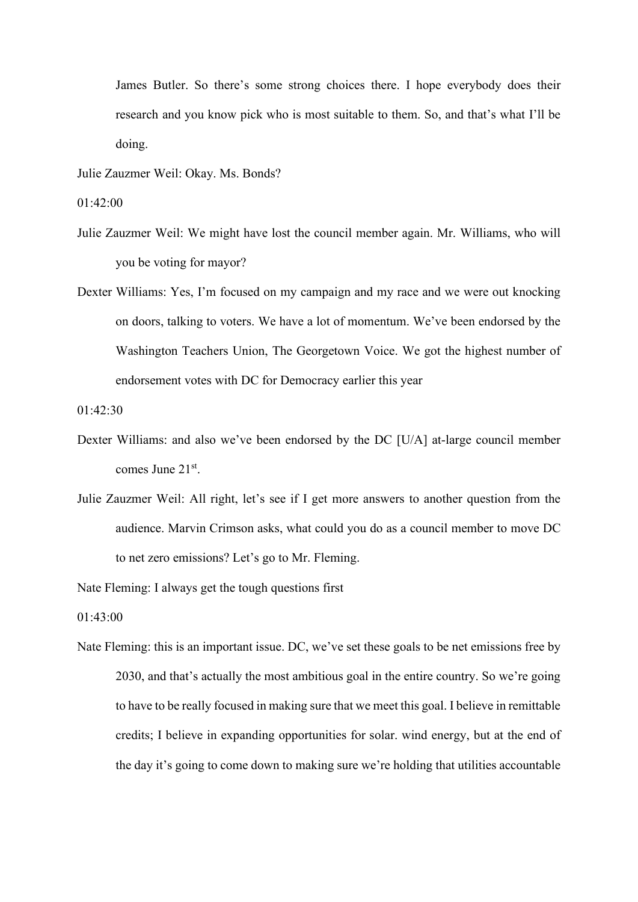James Butler. So there's some strong choices there. I hope everybody does their research and you know pick who is most suitable to them. So, and that's what I'll be doing.

Julie Zauzmer Weil: Okay. Ms. Bonds?

01:42:00

Julie Zauzmer Weil: We might have lost the council member again. Mr. Williams, who will you be voting for mayor?

Dexter Williams: Yes, I'm focused on my campaign and my race and we were out knocking on doors, talking to voters. We have a lot of momentum. We've been endorsed by the Washington Teachers Union, The Georgetown Voice. We got the highest number of endorsement votes with DC for Democracy earlier this year

01:42:30

Dexter Williams: and also we've been endorsed by the DC [U/A] at-large council member comes June 21st.

Julie Zauzmer Weil: All right, let's see if I get more answers to another question from the audience. Marvin Crimson asks, what could you do as a council member to move DC to net zero emissions? Let's go to Mr. Fleming.

Nate Fleming: I always get the tough questions first

01:43:00

Nate Fleming: this is an important issue. DC, we've set these goals to be net emissions free by 2030, and that's actually the most ambitious goal in the entire country. So we're going to have to be really focused in making sure that we meet this goal. I believe in remittable credits; I believe in expanding opportunities for solar. wind energy, but at the end of the day it's going to come down to making sure we're holding that utilities accountable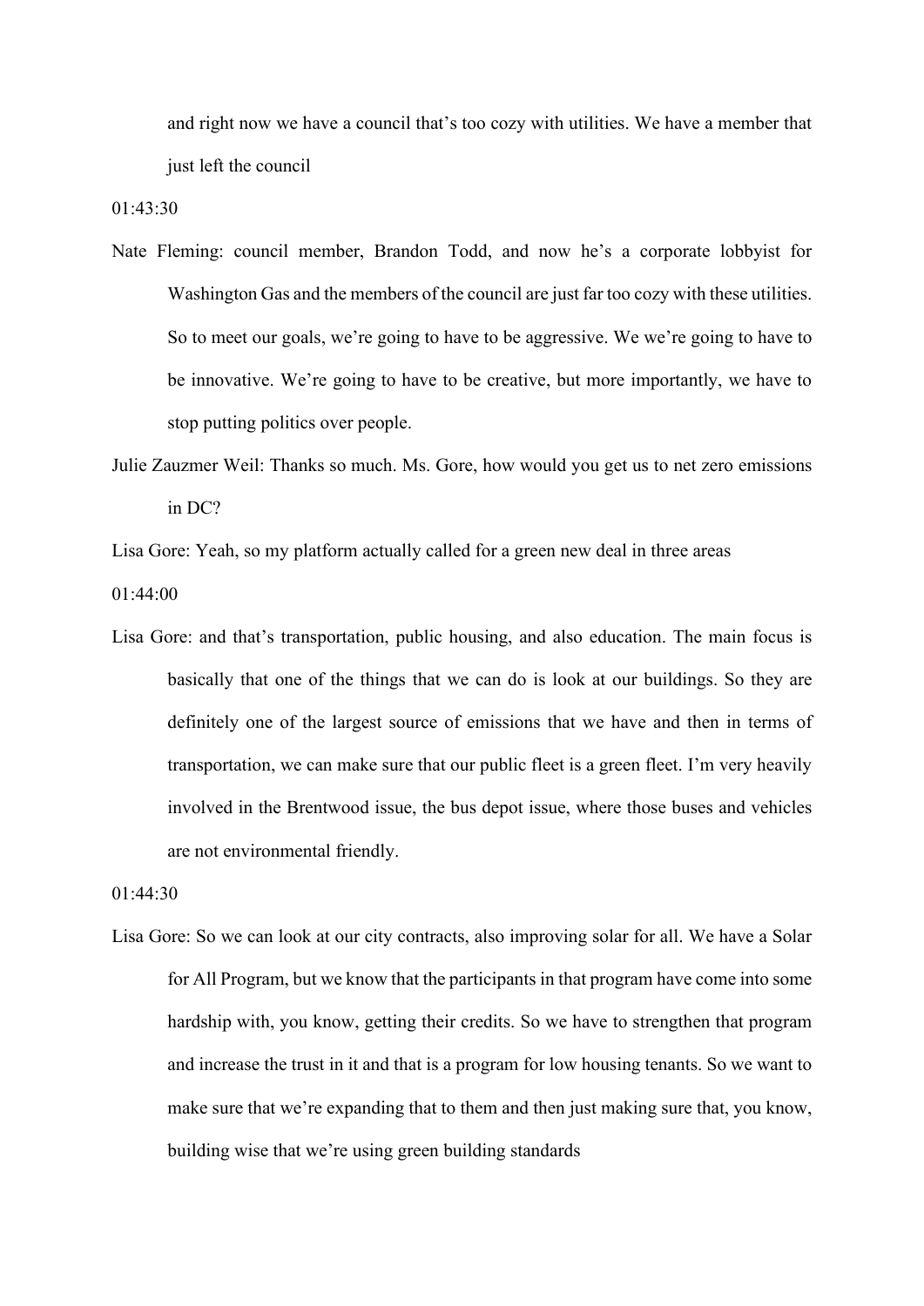and right now we have a council that's too cozy with utilities. We have a member that just left the council

01:43:30

Nate Fleming: council member, Brandon Todd, and now he's a corporate lobbyist for Washington Gas and the members of the council are just far too cozy with these utilities. So to meet our goals, we're going to have to be aggressive. We we're going to have to be innovative. We're going to have to be creative, but more importantly, we have to stop putting politics over people.

Julie Zauzmer Weil: Thanks so much. Ms. Gore, how would you get us to net zero emissions in DC?

Lisa Gore: Yeah, so my platform actually called for a green new deal in three areas

01:44:00

Lisa Gore: and that's transportation, public housing, and also education. The main focus is basically that one of the things that we can do is look at our buildings. So they are definitely one of the largest source of emissions that we have and then in terms of transportation, we can make sure that our public fleet is a green fleet. I'm very heavily involved in the Brentwood issue, the bus depot issue, where those buses and vehicles are not environmental friendly.

01:44:30

Lisa Gore: So we can look at our city contracts, also improving solar for all. We have a Solar for All Program, but we know that the participants in that program have come into some hardship with, you know, getting their credits. So we have to strengthen that program and increase the trust in it and that is a program for low housing tenants. So we want to make sure that we're expanding that to them and then just making sure that, you know, building wise that we're using green building standards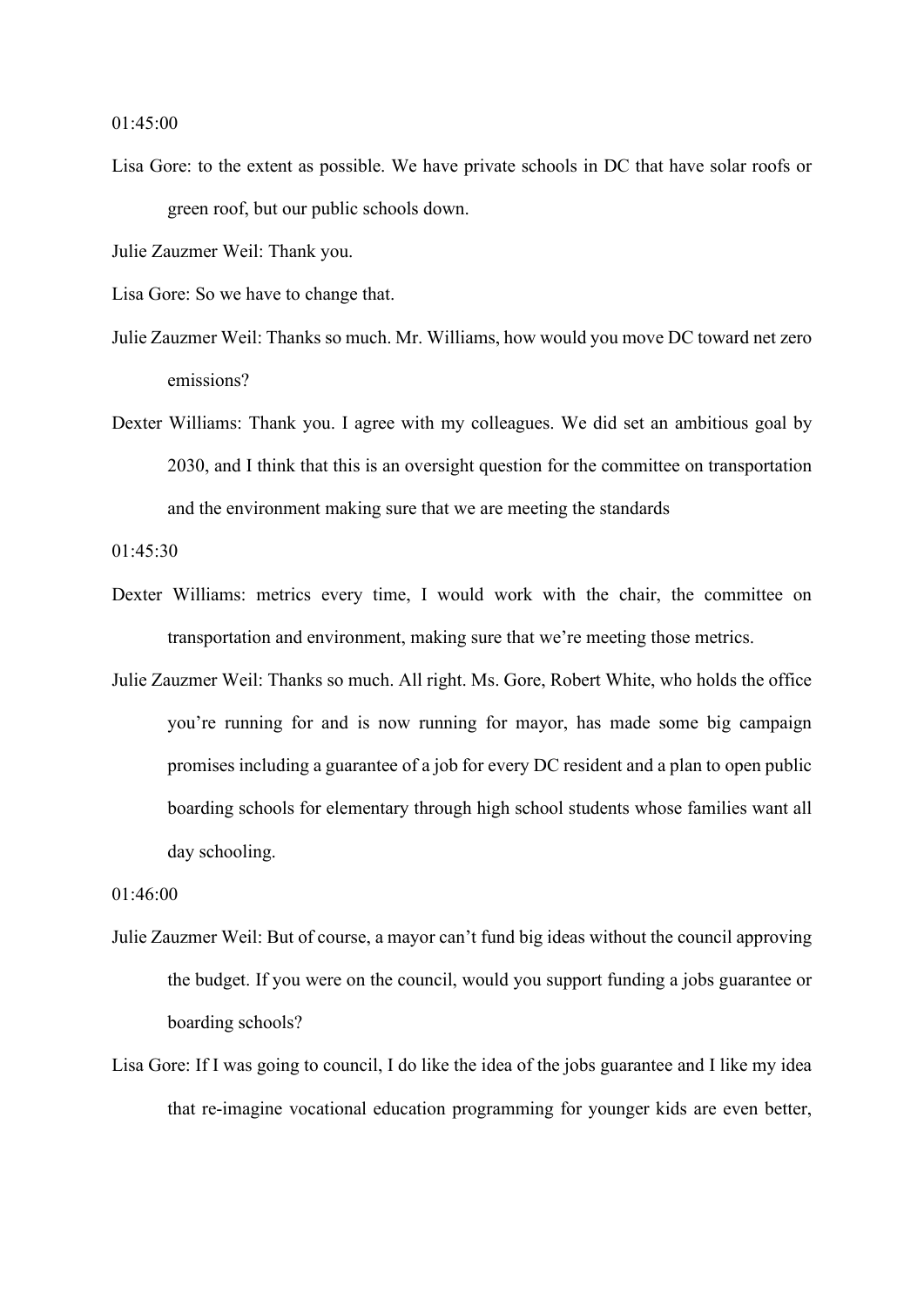01:45:00

Lisa Gore: to the extent as possible. We have private schools in DC that have solar roofs or green roof, but our public schools down.

Julie Zauzmer Weil: Thank you.

Lisa Gore: So we have to change that.

Julie Zauzmer Weil: Thanks so much. Mr. Williams, how would you move DC toward net zero emissions?

Dexter Williams: Thank you. I agree with my colleagues. We did set an ambitious goal by 2030, and I think that this is an oversight question for the committee on transportation and the environment making sure that we are meeting the standards

01:45:30

Dexter Williams: metrics every time, I would work with the chair, the committee on transportation and environment, making sure that we're meeting those metrics.

Julie Zauzmer Weil: Thanks so much. All right. Ms. Gore, Robert White, who holds the office you're running for and is now running for mayor, has made some big campaign promises including a guarantee of a job for every DC resident and a plan to open public boarding schools for elementary through high school students whose families want all day schooling.

01:46:00

Julie Zauzmer Weil: But of course, a mayor can't fund big ideas without the council approving the budget. If you were on the council, would you support funding a jobs guarantee or boarding schools?

Lisa Gore: If I was going to council, I do like the idea of the jobs guarantee and I like my idea that re-imagine vocational education programming for younger kids are even better,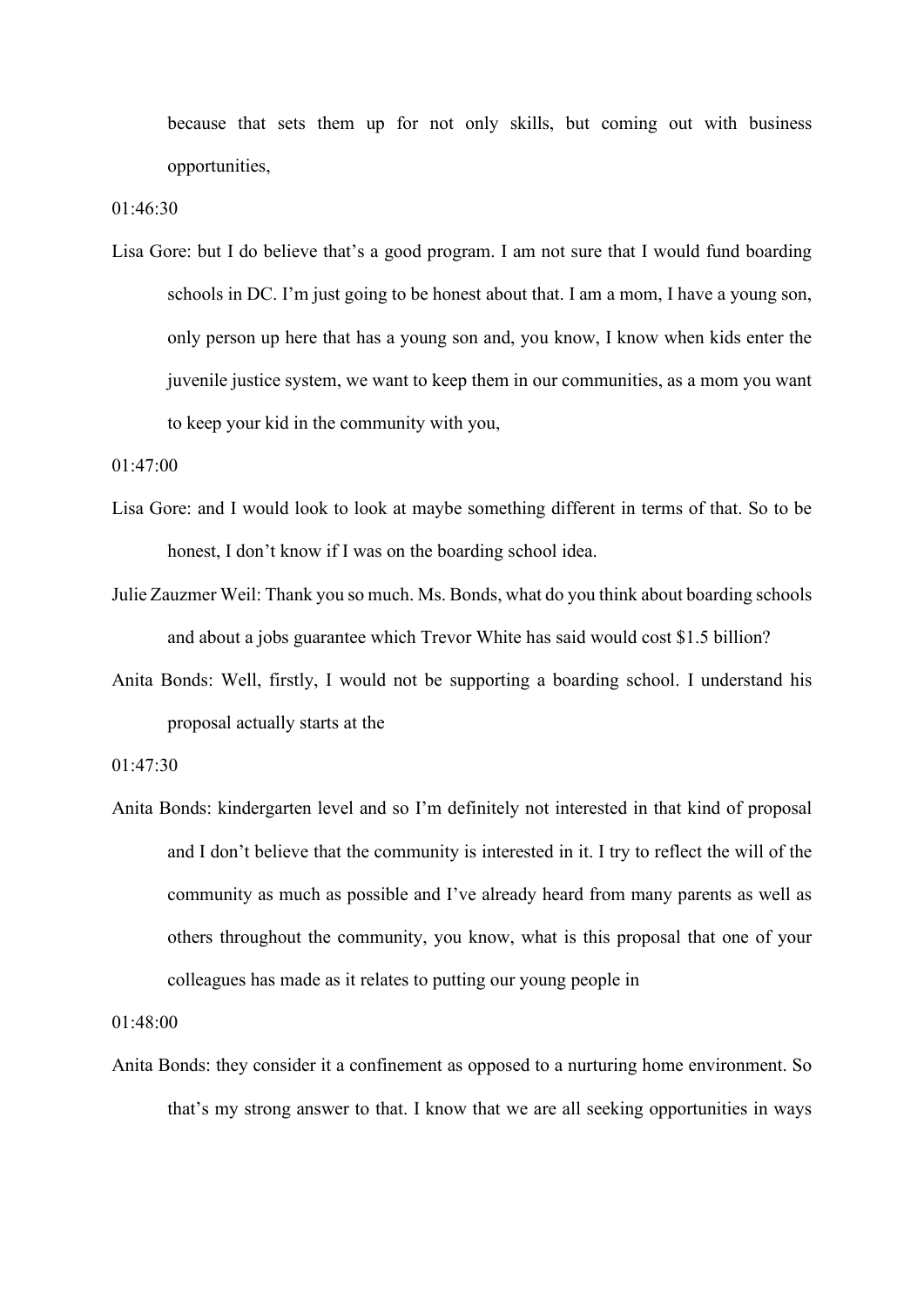because that sets them up for not only skills, but coming out with business opportunities,

01:46:30

Lisa Gore: but I do believe that's a good program. I am not sure that I would fund boarding schools in DC. I'm just going to be honest about that. I am a mom, I have a young son, only person up here that has a young son and, you know, I know when kids enter the juvenile justice system, we want to keep them in our communities, as a mom you want to keep your kid in the community with you,

01:47:00

Lisa Gore: and I would look to look at maybe something different in terms of that. So to be honest, I don't know if I was on the boarding school idea.

Julie Zauzmer Weil: Thank you so much. Ms. Bonds, what do you think about boarding schools and about a jobs guarantee which Trevor White has said would cost $1.5 billion?

Anita Bonds: Well, firstly, I would not be supporting a boarding school. I understand his proposal actually starts at the

01:47:30

Anita Bonds: kindergarten level and so I'm definitely not interested in that kind of proposal and I don't believe that the community is interested in it. I try to reflect the will of the community as much as possible and I've already heard from many parents as well as others throughout the community, you know, what is this proposal that one of your colleagues has made as it relates to putting our young people in

01:48:00

Anita Bonds: they consider it a confinement as opposed to a nurturing home environment. So that's my strong answer to that. I know that we are all seeking opportunities in ways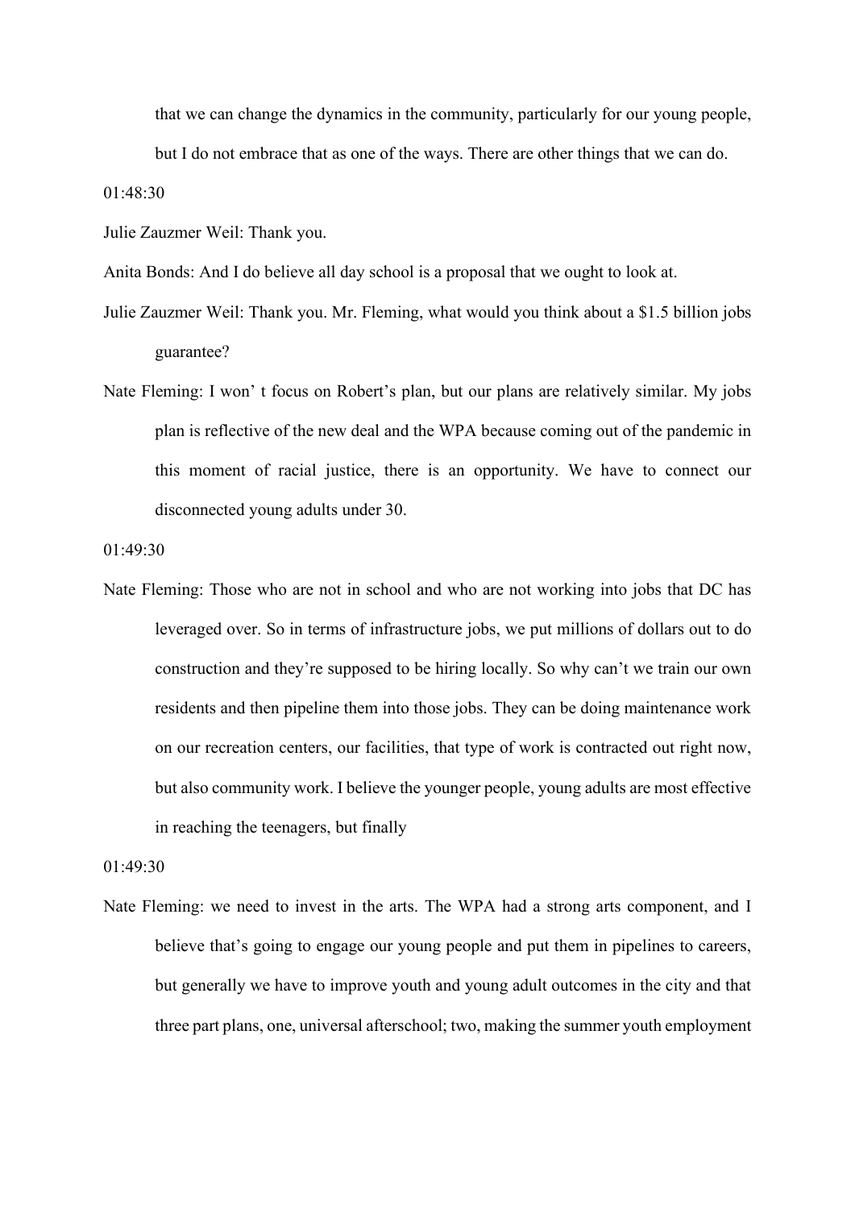that we can change the dynamics in the community, particularly for our young people, but I do not embrace that as one of the ways. There are other things that we can do.

01:48:30

Julie Zauzmer Weil: Thank you.

Anita Bonds: And I do believe all day school is a proposal that we ought to look at.

Julie Zauzmer Weil: Thank you. Mr. Fleming, what would you think about a $1.5 billion jobs guarantee?

Nate Fleming: I won' t focus on Robert's plan, but our plans are relatively similar. My jobs plan is reflective of the new deal and the WPA because coming out of the pandemic in this moment of racial justice, there is an opportunity. We have to connect our disconnected young adults under 30.

01:49:30

Nate Fleming: Those who are not in school and who are not working into jobs that DC has leveraged over. So in terms of infrastructure jobs, we put millions of dollars out to do construction and they're supposed to be hiring locally. So why can't we train our own residents and then pipeline them into those jobs. They can be doing maintenance work on our recreation centers, our facilities, that type of work is contracted out right now, but also community work. I believe the younger people, young adults are most effective in reaching the teenagers, but finally

01:49:30

Nate Fleming: we need to invest in the arts. The WPA had a strong arts component, and I believe that's going to engage our young people and put them in pipelines to careers, but generally we have to improve youth and young adult outcomes in the city and that three part plans, one, universal afterschool; two, making the summer youth employment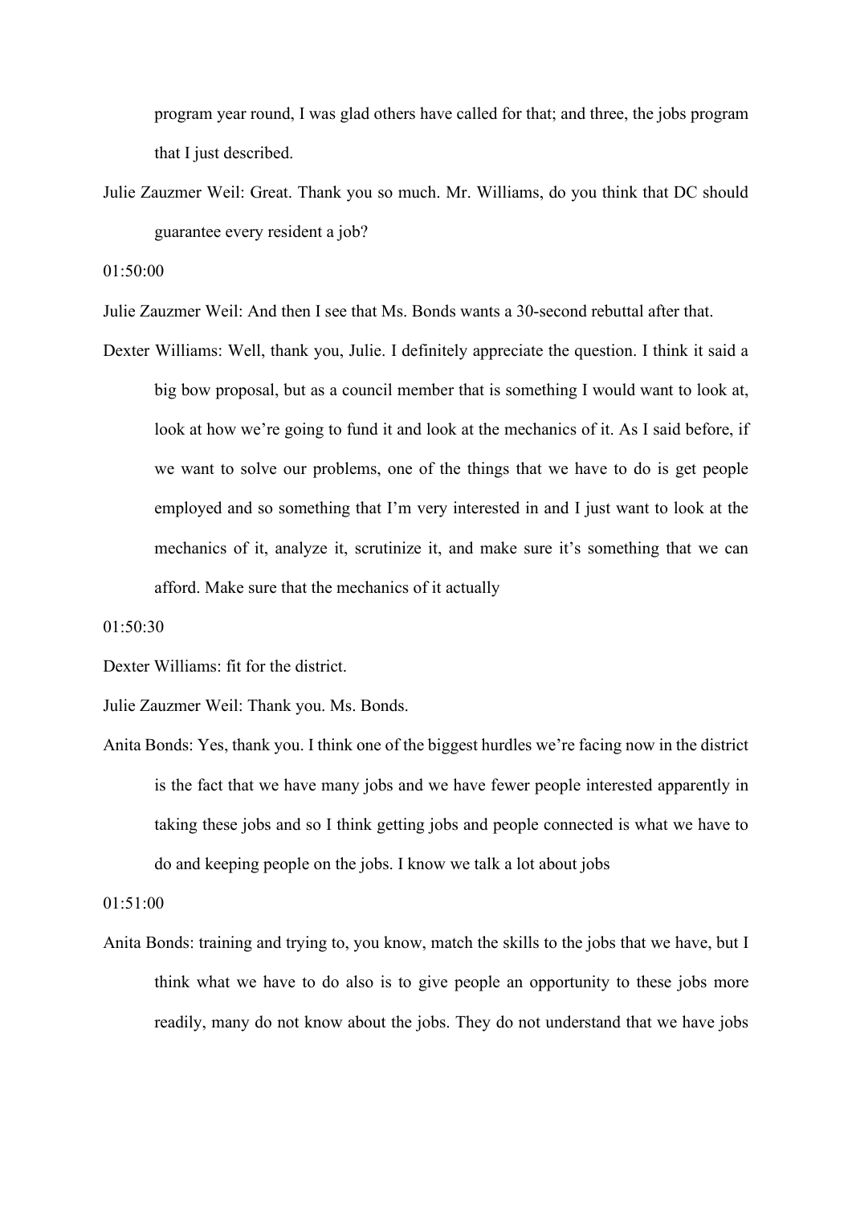program year round, I was glad others have called for that; and three, the jobs program that I just described.

Julie Zauzmer Weil: Great. Thank you so much. Mr. Williams, do you think that DC should guarantee every resident a job?

01:50:00

Julie Zauzmer Weil: And then I see that Ms. Bonds wants a 30-second rebuttal after that.

Dexter Williams: Well, thank you, Julie. I definitely appreciate the question. I think it said a big bow proposal, but as a council member that is something I would want to look at, look at how we're going to fund it and look at the mechanics of it. As I said before, if we want to solve our problems, one of the things that we have to do is get people employed and so something that I'm very interested in and I just want to look at the mechanics of it, analyze it, scrutinize it, and make sure it's something that we can afford. Make sure that the mechanics of it actually

01:50:30

Dexter Williams: fit for the district.

Julie Zauzmer Weil: Thank you. Ms. Bonds.

Anita Bonds: Yes, thank you. I think one of the biggest hurdles we're facing now in the district is the fact that we have many jobs and we have fewer people interested apparently in taking these jobs and so I think getting jobs and people connected is what we have to do and keeping people on the jobs. I know we talk a lot about jobs

01:51:00

Anita Bonds: training and trying to, you know, match the skills to the jobs that we have, but I think what we have to do also is to give people an opportunity to these jobs more readily, many do not know about the jobs. They do not understand that we have jobs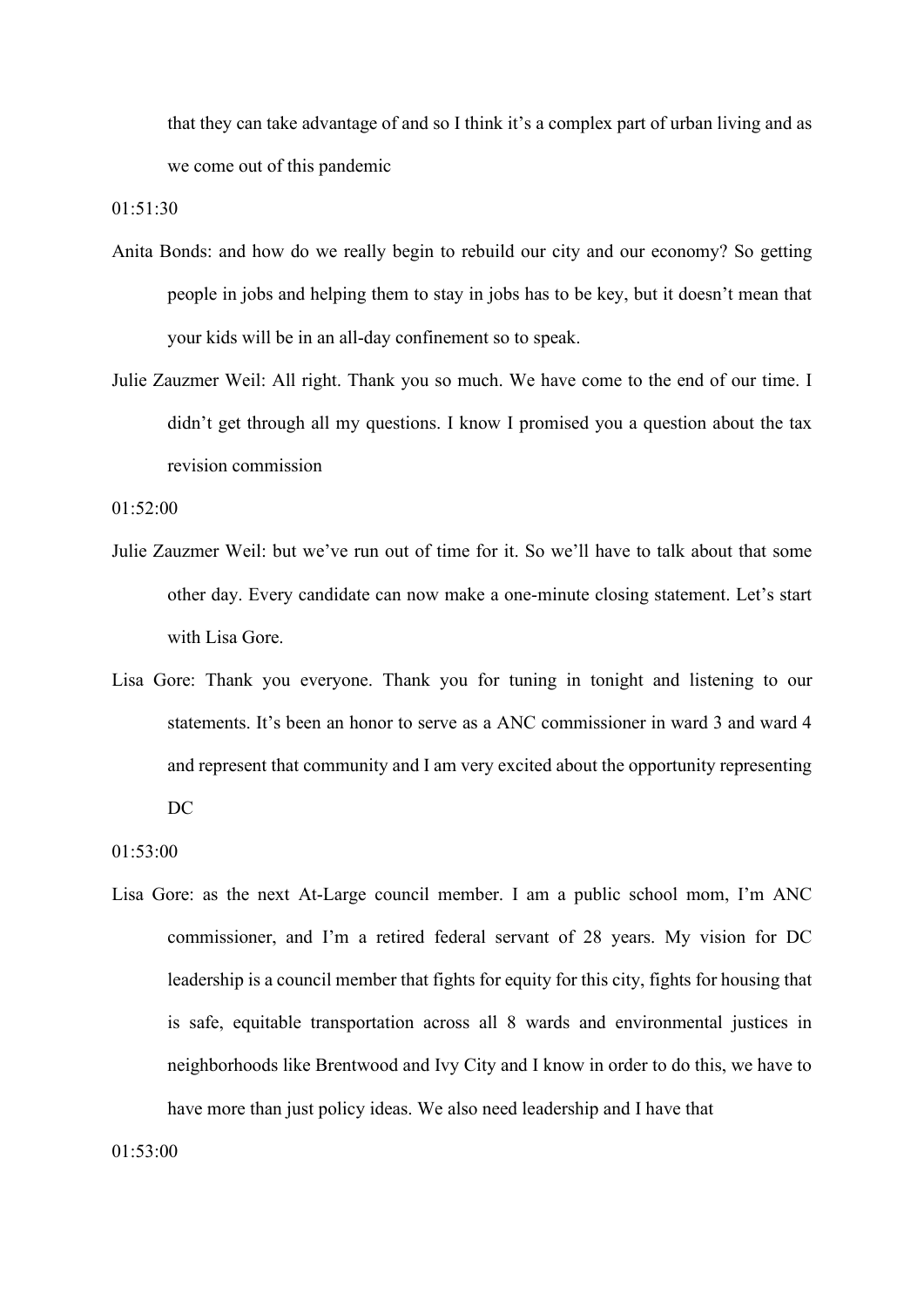that they can take advantage of and so I think it's a complex part of urban living and as we come out of this pandemic

01:51:30

Anita Bonds: and how do we really begin to rebuild our city and our economy? So getting people in jobs and helping them to stay in jobs has to be key, but it doesn't mean that your kids will be in an all-day confinement so to speak.

Julie Zauzmer Weil: All right. Thank you so much. We have come to the end of our time. I didn't get through all my questions. I know I promised you a question about the tax revision commission

01:52:00

Julie Zauzmer Weil: but we've run out of time for it. So we'll have to talk about that some other day. Every candidate can now make a one-minute closing statement. Let's start with Lisa Gore.

Lisa Gore: Thank you everyone. Thank you for tuning in tonight and listening to our statements. It's been an honor to serve as a ANC commissioner in ward 3 and ward 4 and represent that community and I am very excited about the opportunity representing DC

01:53:00

Lisa Gore: as the next At-Large council member. I am a public school mom, I'm ANC commissioner, and I'm a retired federal servant of 28 years. My vision for DC leadership is a council member that fights for equity for this city, fights for housing that is safe, equitable transportation across all 8 wards and environmental justices in neighborhoods like Brentwood and Ivy City and I know in order to do this, we have to have more than just policy ideas. We also need leadership and I have that

01:53:00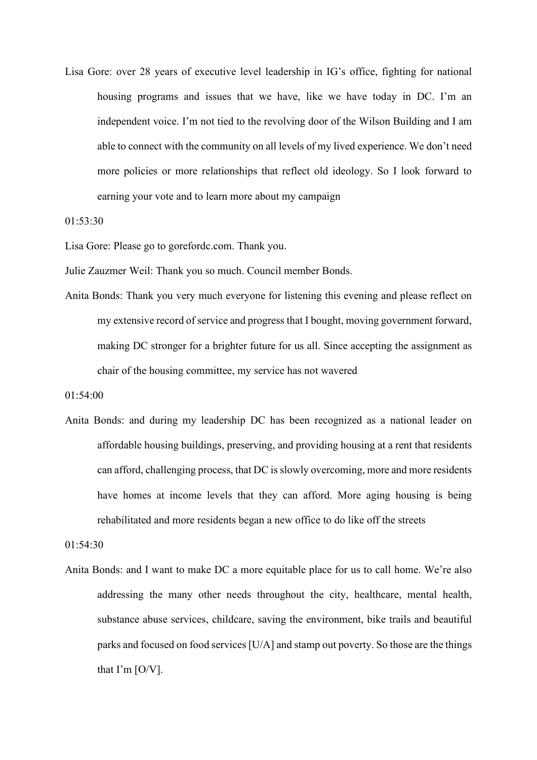Lisa Gore: over 28 years of executive level leadership in IG's office, fighting for national housing programs and issues that we have, like we have today in DC. I'm an independent voice. I'm not tied to the revolving door of the Wilson Building and I am able to connect with the community on all levels of my lived experience. We don't need more policies or more relationships that reflect old ideology. So I look forward to earning your vote and to learn more about my campaign

01:53:30

Lisa Gore: Please go to gorefordc.com. Thank you.

Julie Zauzmer Weil: Thank you so much. Council member Bonds.

Anita Bonds: Thank you very much everyone for listening this evening and please reflect on my extensive record of service and progress that I bought, moving government forward, making DC stronger for a brighter future for us all. Since accepting the assignment as chair of the housing committee, my service has not wavered

01:54:00

Anita Bonds: and during my leadership DC has been recognized as a national leader on affordable housing buildings, preserving, and providing housing at a rent that residents can afford, challenging process, that DC is slowly overcoming, more and more residents have homes at income levels that they can afford. More aging housing is being rehabilitated and more residents began a new office to do like off the streets

01:54:30

Anita Bonds: and I want to make DC a more equitable place for us to call home. We're also addressing the many other needs throughout the city, healthcare, mental health, substance abuse services, childcare, saving the environment, bike trails and beautiful parks and focused on food services [U/A] and stamp out poverty. So those are the things that I'm [O/V].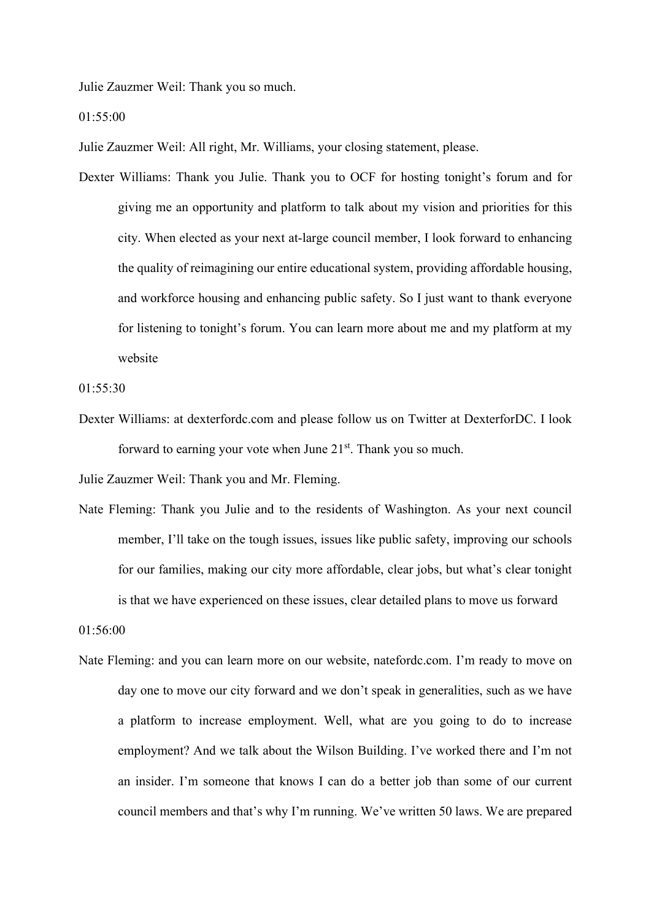Julie Zauzmer Weil: Thank you so much.

01:55:00

Julie Zauzmer Weil: All right, Mr. Williams, your closing statement, please.

Dexter Williams: Thank you Julie. Thank you to OCF for hosting tonight's forum and for giving me an opportunity and platform to talk about my vision and priorities for this city. When elected as your next at-large council member, I look forward to enhancing the quality of reimagining our entire educational system, providing affordable housing, and workforce housing and enhancing public safety. So I just want to thank everyone for listening to tonight's forum. You can learn more about me and my platform at my website

01:55:30

Dexter Williams: at dexterfordc.com and please follow us on Twitter at DexterforDC. I look forward to earning your vote when June 21st. Thank you so much.

Julie Zauzmer Weil: Thank you and Mr. Fleming.

Nate Fleming: Thank you Julie and to the residents of Washington. As your next council member, I'll take on the tough issues, issues like public safety, improving our schools for our families, making our city more affordable, clear jobs, but what's clear tonight is that we have experienced on these issues, clear detailed plans to move us forward

01:56:00

Nate Fleming: and you can learn more on our website, natefordc.com. I'm ready to move on day one to move our city forward and we don't speak in generalities, such as we have a platform to increase employment. Well, what are you going to do to increase employment? And we talk about the Wilson Building. I've worked there and I'm not an insider. I'm someone that knows I can do a better job than some of our current council members and that's why I'm running. We've written 50 laws. We are prepared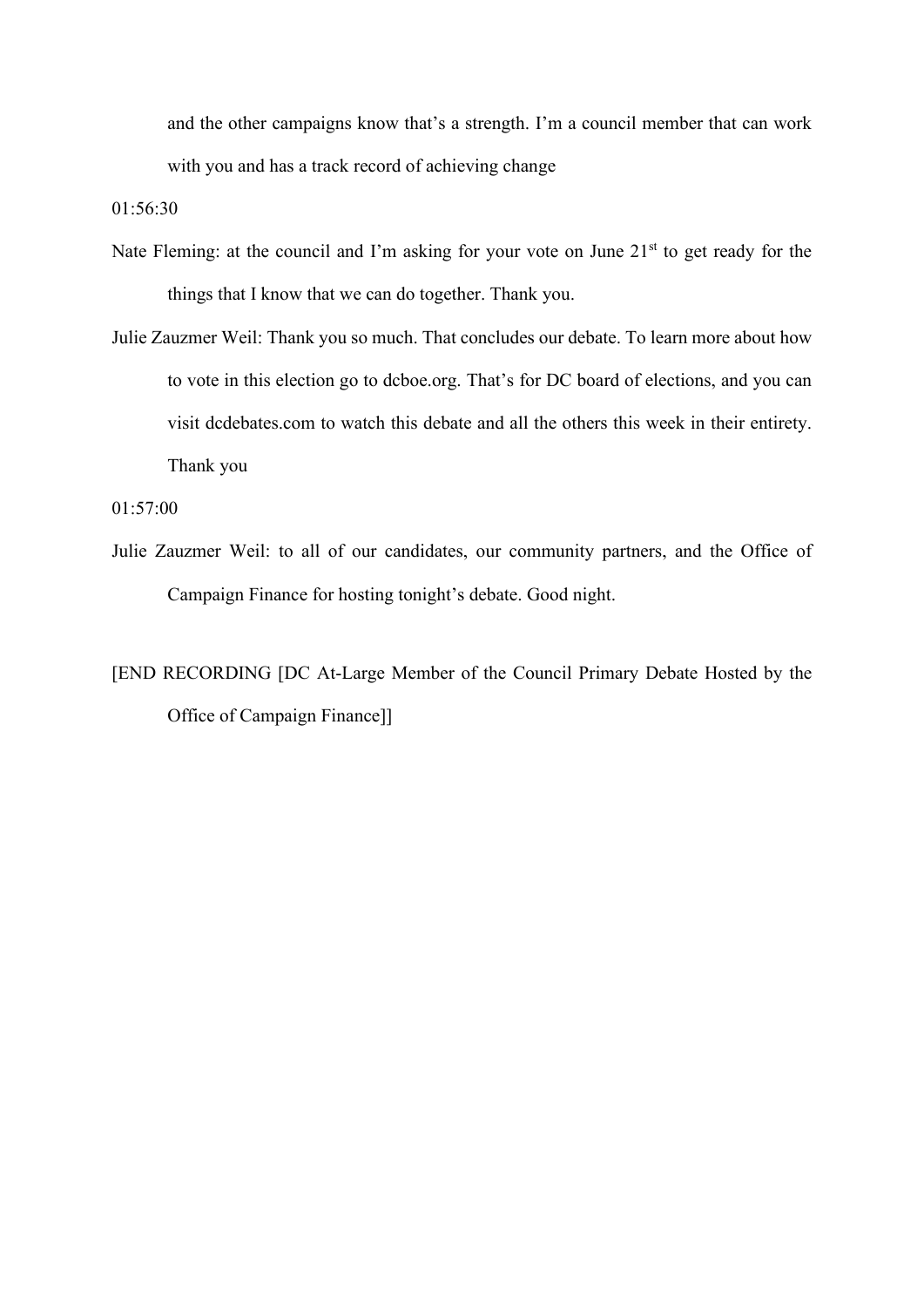and the other campaigns know that's a strength. I'm a council member that can work with you and has a track record of achieving change

01:56:30

Nate Fleming: at the council and I'm asking for your vote on June 21st to get ready for the things that I know that we can do together. Thank you.

Julie Zauzmer Weil: Thank you so much. That concludes our debate. To learn more about how to vote in this election go to dcboe.org. That's for DC board of elections, and you can visit dcdebates.com to watch this debate and all the others this week in their entirety. Thank you

01:57:00

Julie Zauzmer Weil: to all of our candidates, our community partners, and the Office of Campaign Finance for hosting tonight's debate. Good night.

[END RECORDING [DC At-Large Member of the Council Primary Debate Hosted by the Office of Campaign Finance]]